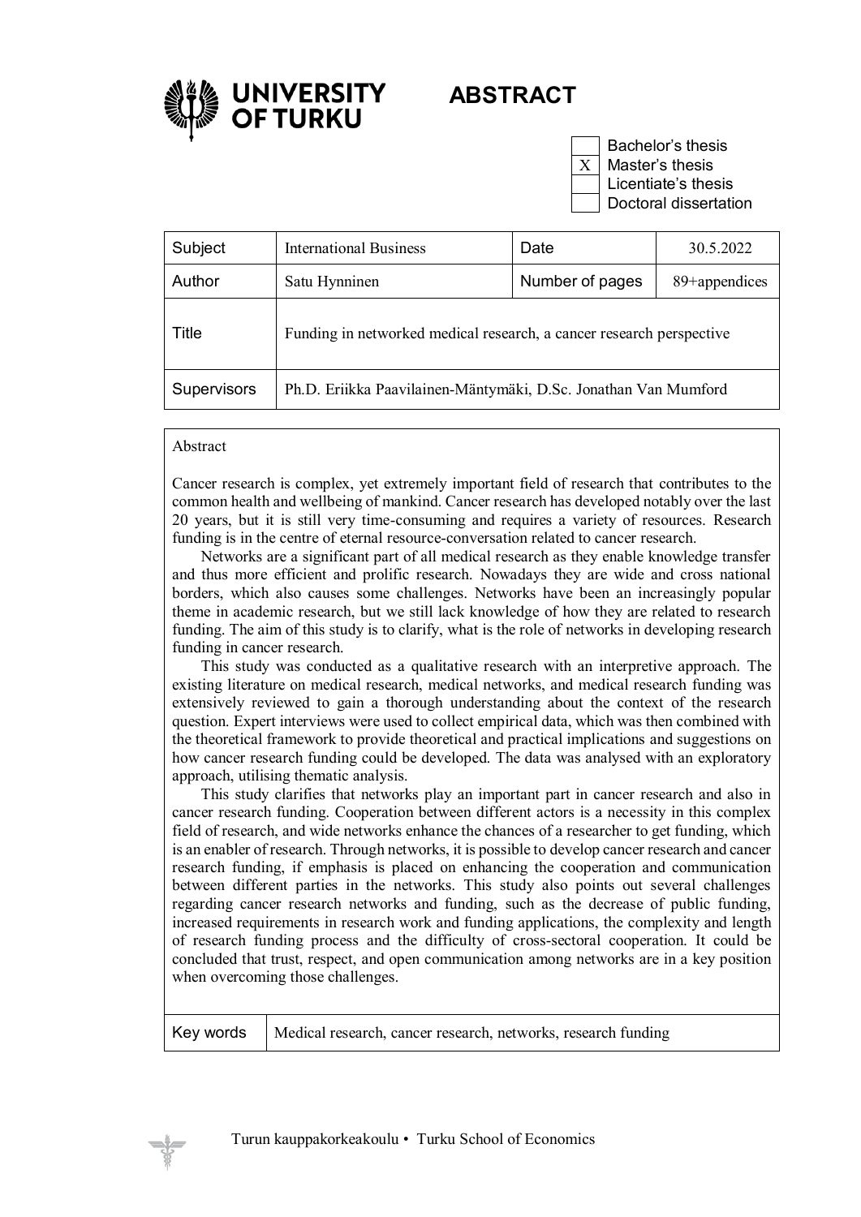UNIVERSITY OF TURKU

# ABSTRACT

| | |
|---|---|
| | Bachelor's thesis |
| X | Master's thesis |
| | Licentiate's thesis |
| | Doctoral dissertation |

| Subject | International Business | Date | 30.5.2022 |
|---|---|---|---|
| Author | Satu Hynninen | Number of pages | 89+appendices |
| Title | Funding in networked medical research, a cancer research perspective | | |
| Supervisors | Ph.D. Eriikka Paavilainen-Mäntymäki, D.Sc. Jonathan Van Mumford | | |

Abstract

Cancer research is complex, yet extremely important field of research that contributes to the common health and wellbeing of mankind. Cancer research has developed notably over the last 20 years, but it is still very time-consuming and requires a variety of resources. Research funding is in the centre of eternal resource-conversation related to cancer research.

Networks are a significant part of all medical research as they enable knowledge transfer and thus more efficient and prolific research. Nowadays they are wide and cross national borders, which also causes some challenges. Networks have been an increasingly popular theme in academic research, but we still lack knowledge of how they are related to research funding. The aim of this study is to clarify, what is the role of networks in developing research funding in cancer research.

This study was conducted as a qualitative research with an interpretive approach. The existing literature on medical research, medical networks, and medical research funding was extensively reviewed to gain a thorough understanding about the context of the research question. Expert interviews were used to collect empirical data, which was then combined with the theoretical framework to provide theoretical and practical implications and suggestions on how cancer research funding could be developed. The data was analysed with an exploratory approach, utilising thematic analysis.

This study clarifies that networks play an important part in cancer research and also in cancer research funding. Cooperation between different actors is a necessity in this complex field of research, and wide networks enhance the chances of a researcher to get funding, which is an enabler of research. Through networks, it is possible to develop cancer research and cancer research funding, if emphasis is placed on enhancing the cooperation and communication between different parties in the networks. This study also points out several challenges regarding cancer research networks and funding, such as the decrease of public funding, increased requirements in research work and funding applications, the complexity and length of research funding process and the difficulty of cross-sectoral cooperation. It could be concluded that trust, respect, and open communication among networks are in a key position when overcoming those challenges.

| Key words | Medical research, cancer research, networks, research funding |
|---|---|

Turun kauppakorkeakoulu • Turku School of Economics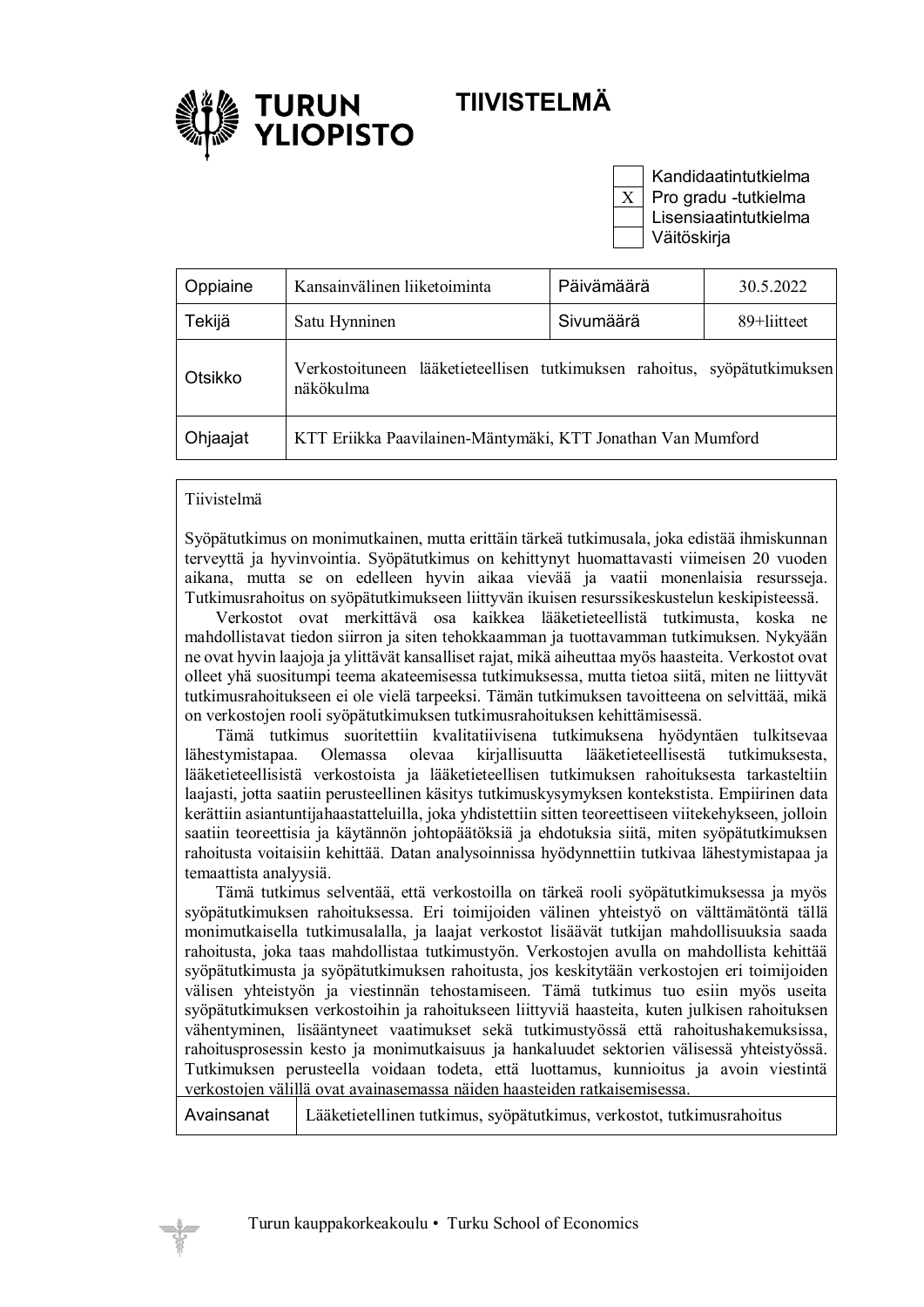**TURUN YLIOPISTO**

# TIIVISTELMÄ

| | |
|---|---|
| | Kandidaatintutkielma |
| X | Pro gradu -tutkielma |
| | Lisensiaatintutkielma |
| | Väitöskirja |

| | | | |
|---|---|---|---|
| Oppiaine | Kansainvälinen liiketoiminta | Päivämäärä | 30.5.2022 |
| Tekijä | Satu Hynninen | Sivumäärä | 89+liitteet |
| Otsikko | Verkostoituneen lääketieteellisen tutkimuksen rahoitus, syöpätutkimuksen näkökulma | | |
| Ohjaajat | KTT Eriikka Paavilainen-Mäntymäki, KTT Jonathan Van Mumford | | |

Tiivistelmä

Syöpätutkimus on monimutkainen, mutta erittäin tärkeä tutkimusala, joka edistää ihmiskunnan terveyttä ja hyvinvointia. Syöpätutkimus on kehittynyt huomattavasti viimeisen 20 vuoden aikana, mutta se on edelleen hyvin aikaa vievää ja vaatii monenlaisia resursseja. Tutkimusrahoitus on syöpätutkimukseen liittyvän ikuisen resurssikeskustelun keskipisteessä.

Verkostot ovat merkittävä osa kaikkea lääketieteellistä tutkimusta, koska ne mahdollistavat tiedon siirron ja siten tehokkaamman ja tuottavamman tutkimuksen. Nykyään ne ovat hyvin laajoja ja ylittävät kansalliset rajat, mikä aiheuttaa myös haasteita. Verkostot ovat olleet yhä suositumpi teema akateemisessa tutkimuksessa, mutta tietoa siitä, miten ne liittyvät tutkimusrahoitukseen ei ole vielä tarpeeksi. Tämän tutkimuksen tavoitteena on selvittää, mikä on verkostojen rooli syöpätutkimuksen tutkimusrahoituksen kehittämisessä.

Tämä tutkimus suoritettiin kvalitatiivisena tutkimuksena hyödyntäen tulkitsevaa lähestymistapaa. Olemassa olevaa kirjallisuutta lääketieteellisestä tutkimuksesta, lääketieteellisistä verkostoista ja lääketieteellisen tutkimuksen rahoituksesta tarkasteltiin laajasti, jotta saatiin perusteellinen käsitys tutkimuskysymyksen kontekstista. Empiirinen data kerättiin asiantuntijahaastatteluilla, joka yhdistettiin sitten teoreettiseen viitekehykseen, jolloin saatiin teoreettisia ja käytännön johtopäätöksiä ja ehdotuksia siitä, miten syöpätutkimuksen rahoitusta voitaisiin kehittää. Datan analysoinnissa hyödynnettiin tutkivaa lähestymistapaa ja temaattista analyysiä.

Tämä tutkimus selventää, että verkostoilla on tärkeä rooli syöpätutkimuksessa ja myös syöpätutkimuksen rahoituksessa. Eri toimijoiden välinen yhteistyö on välttämätöntä tällä monimutkaisella tutkimusalalla, ja laajat verkostot lisäävät tutkijan mahdollisuuksia saada rahoitusta, joka taas mahdollistaa tutkimustyön. Verkostojen avulla on mahdollista kehittää syöpätutkimusta ja syöpätutkimuksen rahoitusta, jos keskitytään verkostojen eri toimijoiden välisen yhteistyön ja viestinnän tehostamiseen. Tämä tutkimus tuo esiin myös useita syöpätutkimuksen verkostoihin ja rahoitukseen liittyviä haasteita, kuten julkisen rahoituksen vähentyminen, lisääntyneet vaatimukset sekä tutkimustyössä että rahoitushakemuksissa, rahoitusprosessin kesto ja monimutkaisuus ja hankaluudet sektorien välisessä yhteistyössä. Tutkimuksen perusteella voidaan todeta, että luottamus, kunnioitus ja avoin viestintä verkostojen välillä ovat avainasemassa näiden haasteiden ratkaisemisessa.

| | |
|---|---|
| Avainsanat | Lääketietellinen tutkimus, syöpätutkimus, verkostot, tutkimusrahoitus |

Turun kauppakorkeakoulu • Turku School of Economics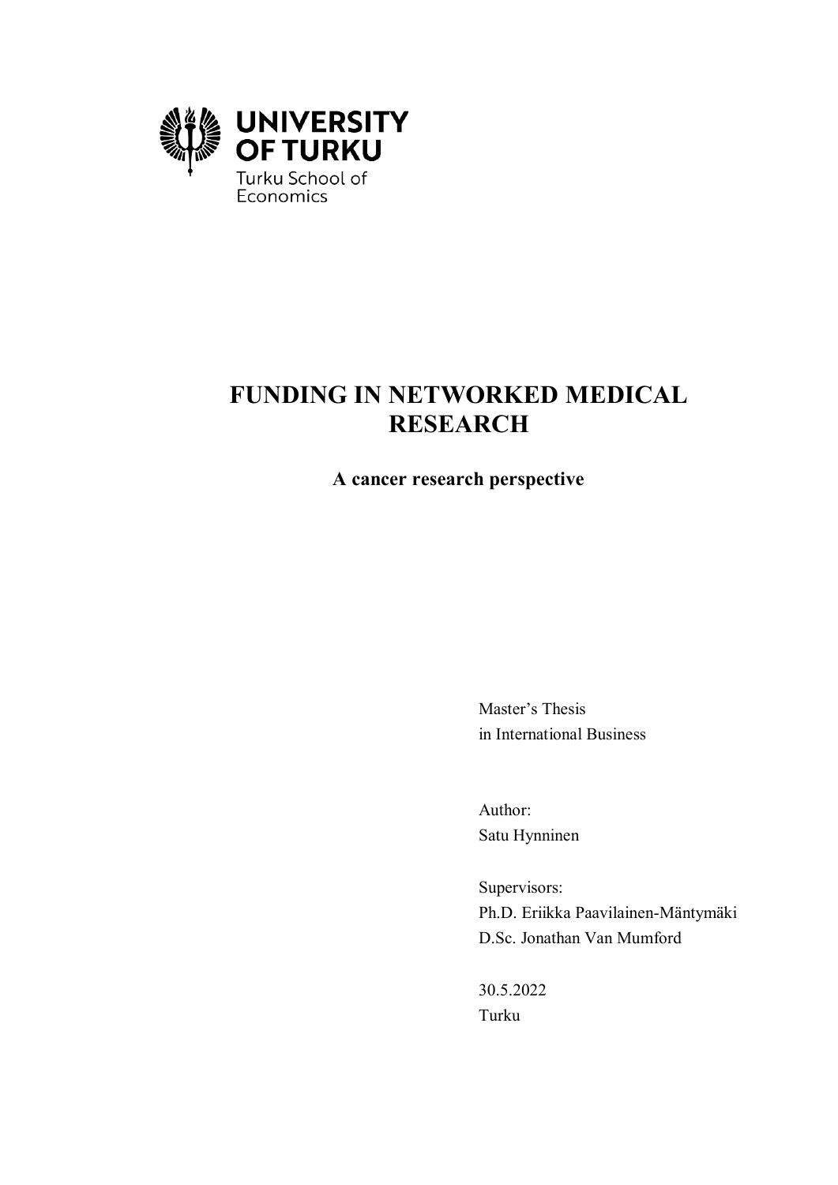UNIVERSITY OF TURKU

Turku School of Economics

# FUNDING IN NETWORKED MEDICAL RESEARCH

## A cancer research perspective

Master's Thesis
in International Business

Author:
Satu Hynninen

Supervisors:
Ph.D. Eriikka Paavilainen-Mäntymäki
D.Sc. Jonathan Van Mumford

30.5.2022
Turku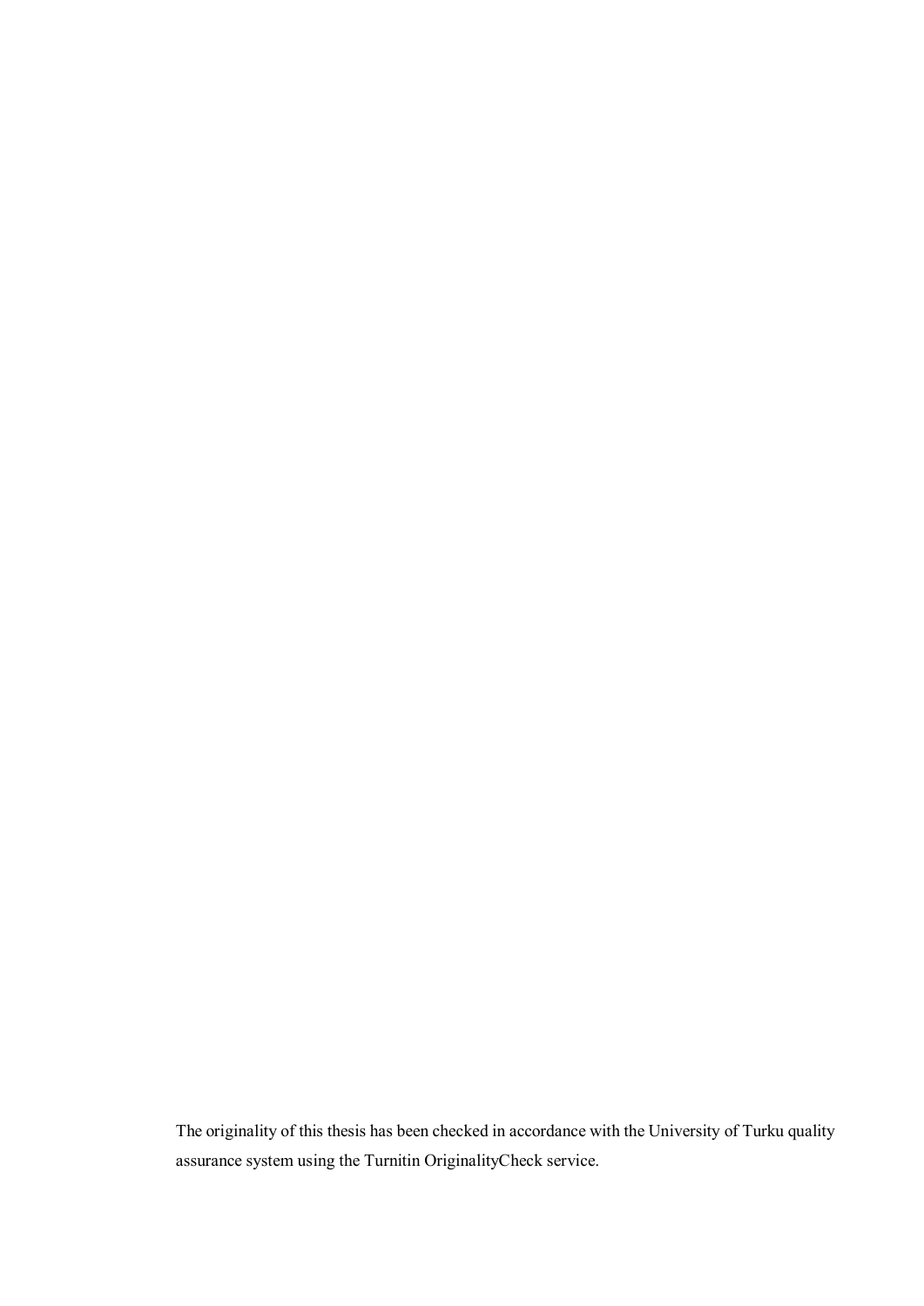The originality of this thesis has been checked in accordance with the University of Turku quality assurance system using the Turnitin OriginalityCheck service.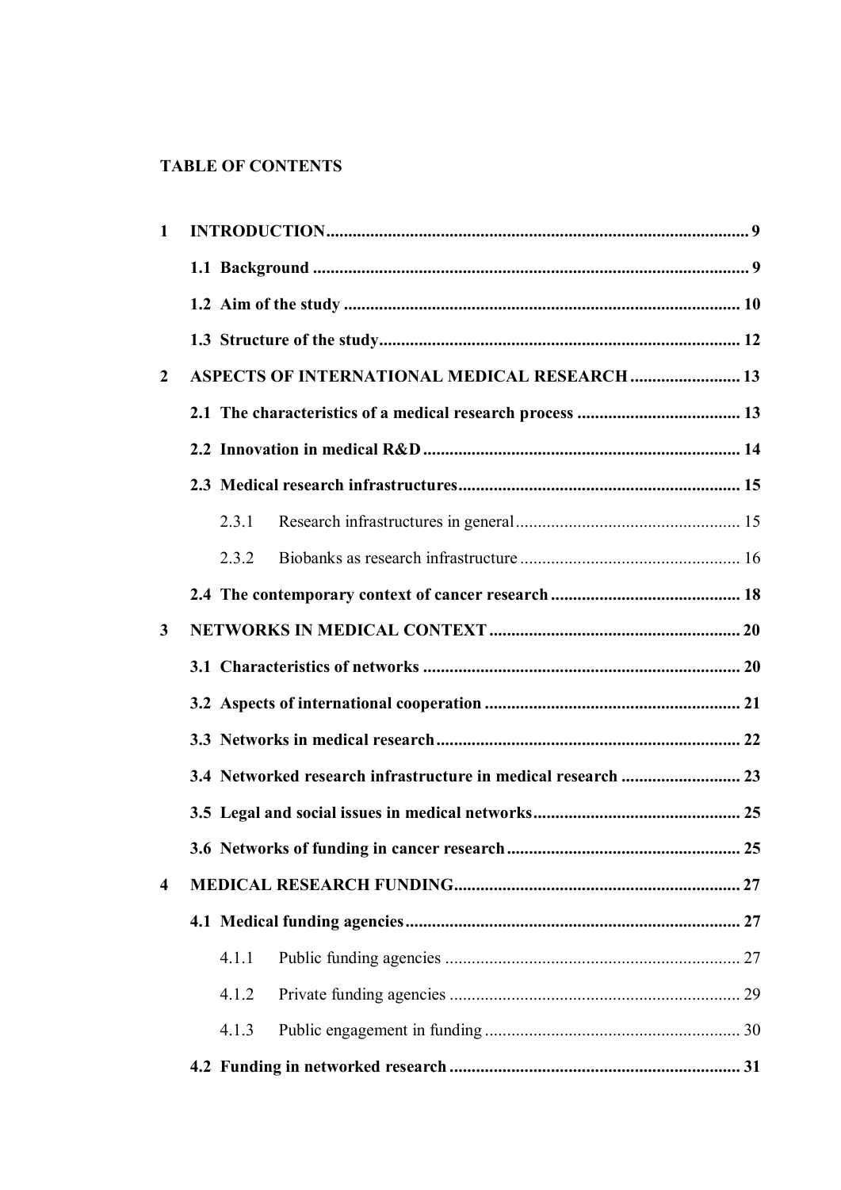**TABLE OF CONTENTS**

1 INTRODUCTION ... 9

1.1 Background ... 9

1.2 Aim of the study ... 10

1.3 Structure of the study ... 12

2 ASPECTS OF INTERNATIONAL MEDICAL RESEARCH ... 13

2.1 The characteristics of a medical research process ... 13

2.2 Innovation in medical R&D ... 14

2.3 Medical research infrastructures ... 15

2.3.1 Research infrastructures in general ... 15

2.3.2 Biobanks as research infrastructure ... 16

2.4 The contemporary context of cancer research ... 18

3 NETWORKS IN MEDICAL CONTEXT ... 20

3.1 Characteristics of networks ... 20

3.2 Aspects of international cooperation ... 21

3.3 Networks in medical research ... 22

3.4 Networked research infrastructure in medical research ... 23

3.5 Legal and social issues in medical networks ... 25

3.6 Networks of funding in cancer research ... 25

4 MEDICAL RESEARCH FUNDING ... 27

4.1 Medical funding agencies ... 27

4.1.1 Public funding agencies ... 27

4.1.2 Private funding agencies ... 29

4.1.3 Public engagement in funding ... 30

4.2 Funding in networked research ... 31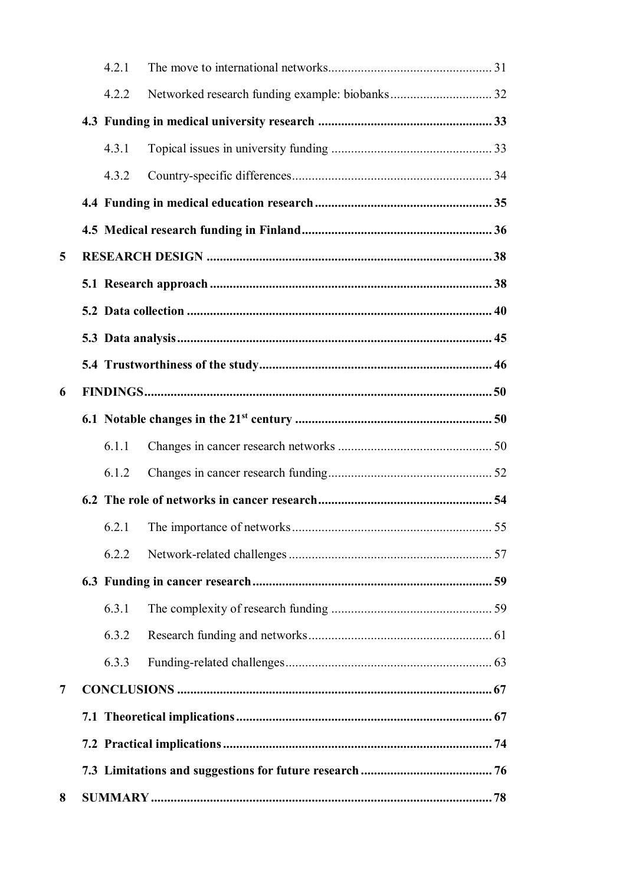4.2.1 The move to international networks .......... 31

4.2.2 Networked research funding example: biobanks .......... 32

**4.3 Funding in medical university research .......... 33**

4.3.1 Topical issues in university funding .......... 33

4.3.2 Country-specific differences .......... 34

**4.4 Funding in medical education research .......... 35**

**4.5 Medical research funding in Finland .......... 36**

**5 RESEARCH DESIGN .......... 38**

**5.1 Research approach .......... 38**

**5.2 Data collection .......... 40**

**5.3 Data analysis .......... 45**

**5.4 Trustworthiness of the study .......... 46**

**6 FINDINGS .......... 50**

**6.1 Notable changes in the 21st century .......... 50**

6.1.1 Changes in cancer research networks .......... 50

6.1.2 Changes in cancer research funding .......... 52

**6.2 The role of networks in cancer research .......... 54**

6.2.1 The importance of networks .......... 55

6.2.2 Network-related challenges .......... 57

**6.3 Funding in cancer research .......... 59**

6.3.1 The complexity of research funding .......... 59

6.3.2 Research funding and networks .......... 61

6.3.3 Funding-related challenges .......... 63

**7 CONCLUSIONS .......... 67**

**7.1 Theoretical implications .......... 67**

**7.2 Practical implications .......... 74**

**7.3 Limitations and suggestions for future research .......... 76**

**8 SUMMARY .......... 78**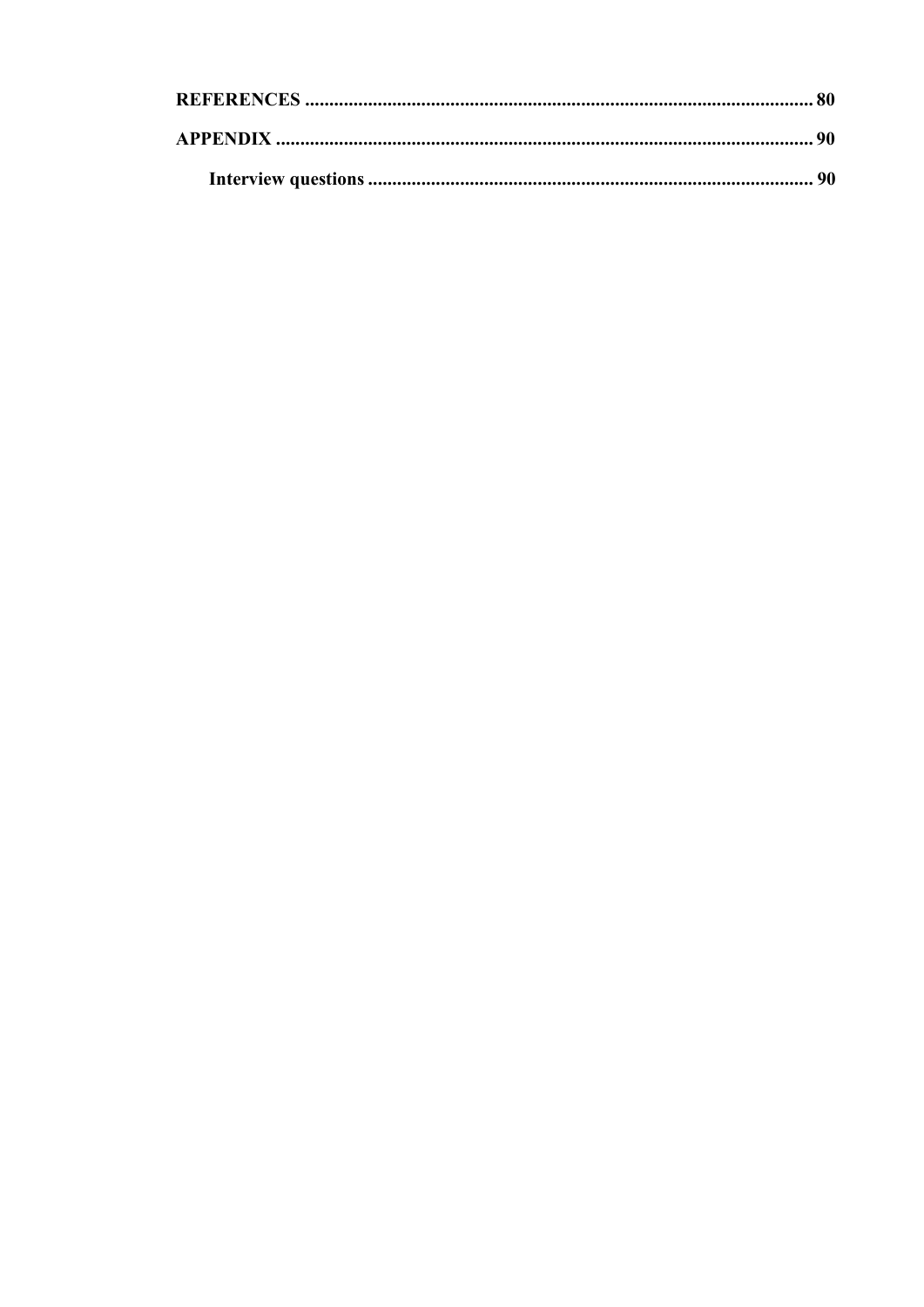**REFERENCES** ........................................................................................................ **80**

**APPENDIX** ............................................................................................................... **90**

  **Interview questions** ............................................................................................ **90**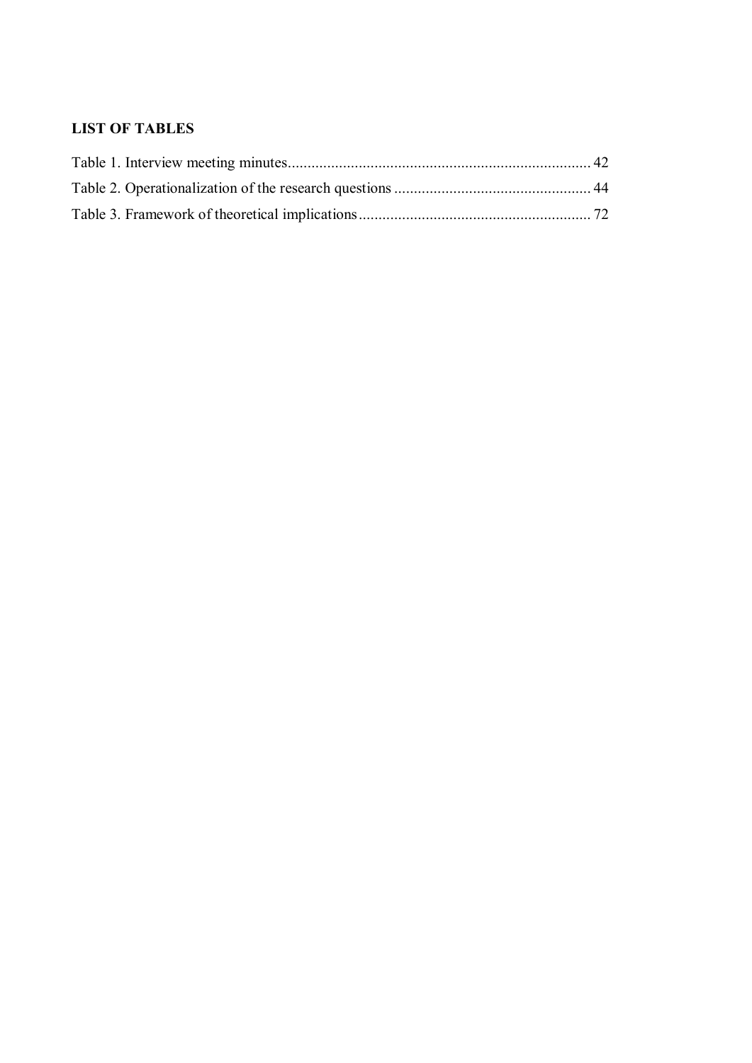**LIST OF TABLES**

Table 1. Interview meeting minutes ............................................................................ 42

Table 2. Operationalization of the research questions .................................................. 44

Table 3. Framework of theoretical implications ........................................................... 72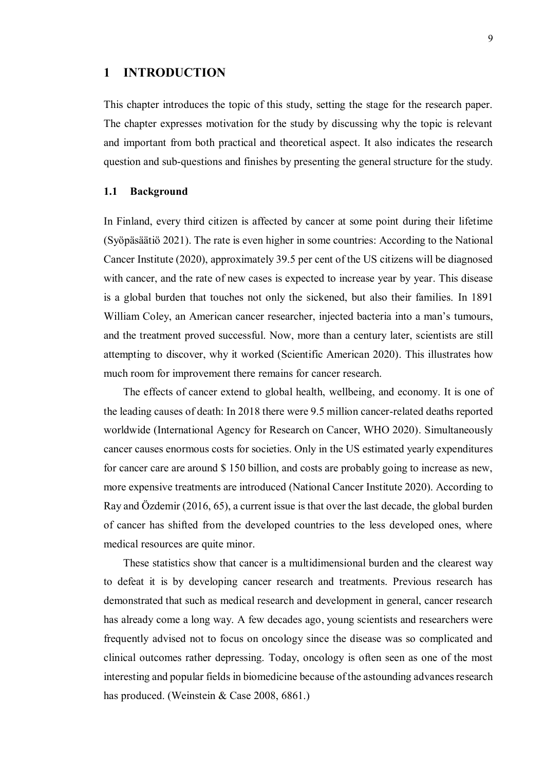# 1 INTRODUCTION

This chapter introduces the topic of this study, setting the stage for the research paper. The chapter expresses motivation for the study by discussing why the topic is relevant and important from both practical and theoretical aspect. It also indicates the research question and sub-questions and finishes by presenting the general structure for the study.

## 1.1 Background

In Finland, every third citizen is affected by cancer at some point during their lifetime (Syöpäsäätiö 2021). The rate is even higher in some countries: According to the National Cancer Institute (2020), approximately 39.5 per cent of the US citizens will be diagnosed with cancer, and the rate of new cases is expected to increase year by year. This disease is a global burden that touches not only the sickened, but also their families. In 1891 William Coley, an American cancer researcher, injected bacteria into a man's tumours, and the treatment proved successful. Now, more than a century later, scientists are still attempting to discover, why it worked (Scientific American 2020). This illustrates how much room for improvement there remains for cancer research.

The effects of cancer extend to global health, wellbeing, and economy. It is one of the leading causes of death: In 2018 there were 9.5 million cancer-related deaths reported worldwide (International Agency for Research on Cancer, WHO 2020). Simultaneously cancer causes enormous costs for societies. Only in the US estimated yearly expenditures for cancer care are around $ 150 billion, and costs are probably going to increase as new, more expensive treatments are introduced (National Cancer Institute 2020). According to Ray and Özdemir (2016, 65), a current issue is that over the last decade, the global burden of cancer has shifted from the developed countries to the less developed ones, where medical resources are quite minor.

These statistics show that cancer is a multidimensional burden and the clearest way to defeat it is by developing cancer research and treatments. Previous research has demonstrated that such as medical research and development in general, cancer research has already come a long way. A few decades ago, young scientists and researchers were frequently advised not to focus on oncology since the disease was so complicated and clinical outcomes rather depressing. Today, oncology is often seen as one of the most interesting and popular fields in biomedicine because of the astounding advances research has produced. (Weinstein & Case 2008, 6861.)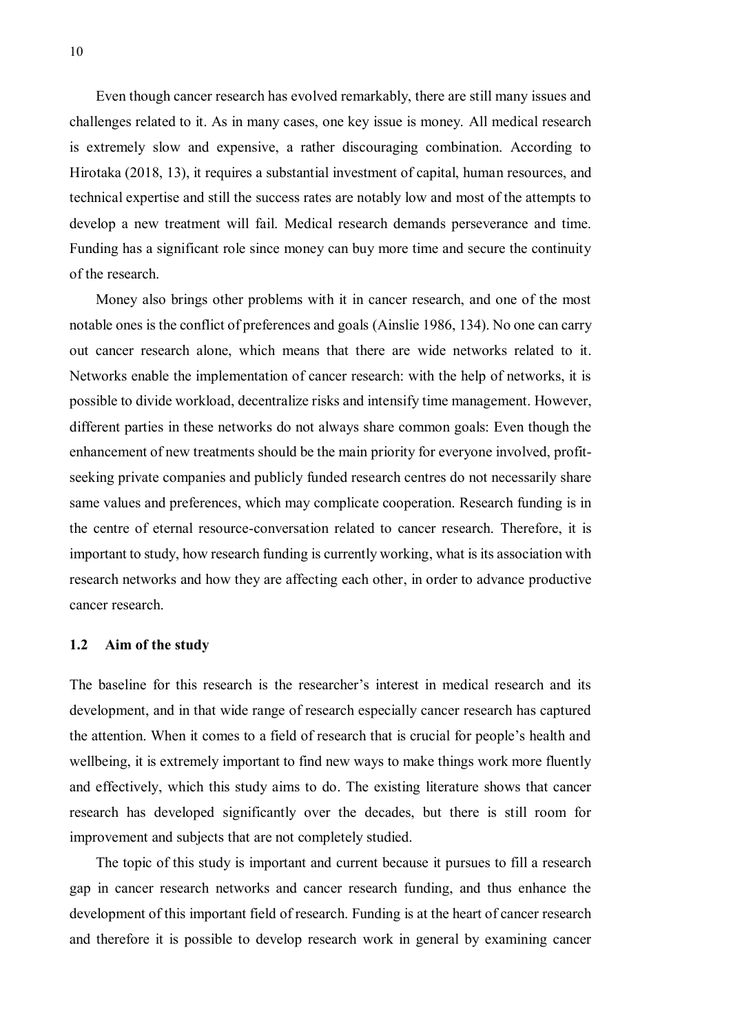Even though cancer research has evolved remarkably, there are still many issues and challenges related to it. As in many cases, one key issue is money. All medical research is extremely slow and expensive, a rather discouraging combination. According to Hirotaka (2018, 13), it requires a substantial investment of capital, human resources, and technical expertise and still the success rates are notably low and most of the attempts to develop a new treatment will fail. Medical research demands perseverance and time. Funding has a significant role since money can buy more time and secure the continuity of the research.

Money also brings other problems with it in cancer research, and one of the most notable ones is the conflict of preferences and goals (Ainslie 1986, 134). No one can carry out cancer research alone, which means that there are wide networks related to it. Networks enable the implementation of cancer research: with the help of networks, it is possible to divide workload, decentralize risks and intensify time management. However, different parties in these networks do not always share common goals: Even though the enhancement of new treatments should be the main priority for everyone involved, profit-seeking private companies and publicly funded research centres do not necessarily share same values and preferences, which may complicate cooperation. Research funding is in the centre of eternal resource-conversation related to cancer research. Therefore, it is important to study, how research funding is currently working, what is its association with research networks and how they are affecting each other, in order to advance productive cancer research.

## 1.2 Aim of the study

The baseline for this research is the researcher's interest in medical research and its development, and in that wide range of research especially cancer research has captured the attention. When it comes to a field of research that is crucial for people's health and wellbeing, it is extremely important to find new ways to make things work more fluently and effectively, which this study aims to do. The existing literature shows that cancer research has developed significantly over the decades, but there is still room for improvement and subjects that are not completely studied.

The topic of this study is important and current because it pursues to fill a research gap in cancer research networks and cancer research funding, and thus enhance the development of this important field of research. Funding is at the heart of cancer research and therefore it is possible to develop research work in general by examining cancer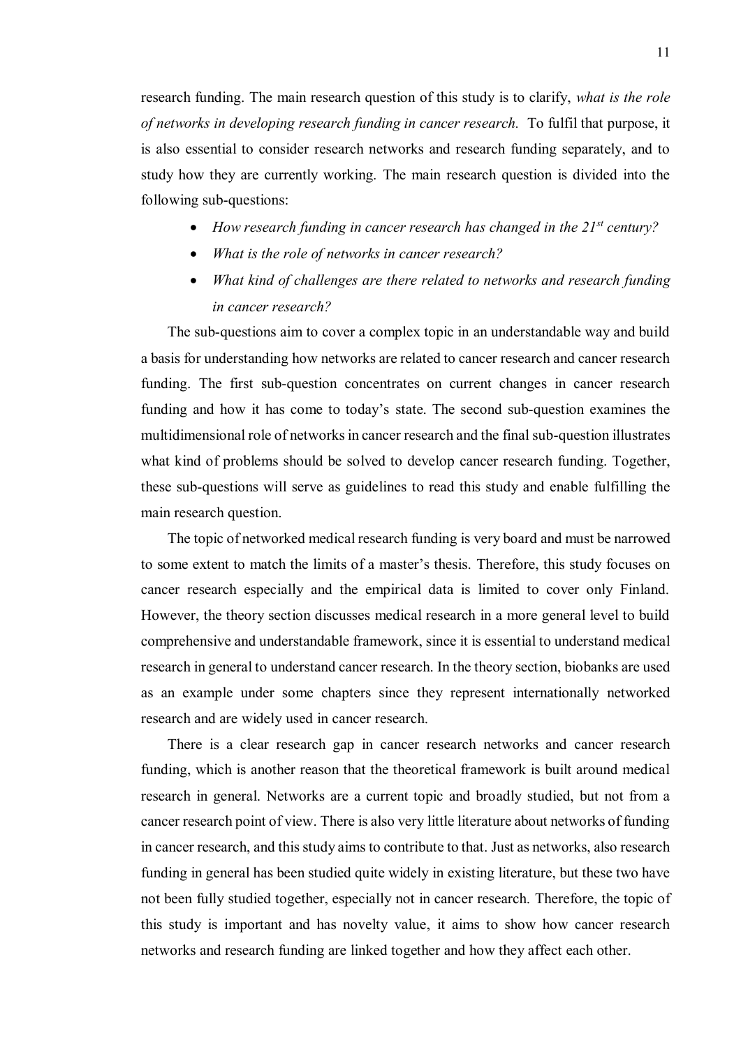research funding. The main research question of this study is to clarify, *what is the role of networks in developing research funding in cancer research.* To fulfil that purpose, it is also essential to consider research networks and research funding separately, and to study how they are currently working. The main research question is divided into the following sub-questions:

- *How research funding in cancer research has changed in the 21st century?*
- *What is the role of networks in cancer research?*
- *What kind of challenges are there related to networks and research funding in cancer research?*

The sub-questions aim to cover a complex topic in an understandable way and build a basis for understanding how networks are related to cancer research and cancer research funding. The first sub-question concentrates on current changes in cancer research funding and how it has come to today's state. The second sub-question examines the multidimensional role of networks in cancer research and the final sub-question illustrates what kind of problems should be solved to develop cancer research funding. Together, these sub-questions will serve as guidelines to read this study and enable fulfilling the main research question.

The topic of networked medical research funding is very board and must be narrowed to some extent to match the limits of a master's thesis. Therefore, this study focuses on cancer research especially and the empirical data is limited to cover only Finland. However, the theory section discusses medical research in a more general level to build comprehensive and understandable framework, since it is essential to understand medical research in general to understand cancer research. In the theory section, biobanks are used as an example under some chapters since they represent internationally networked research and are widely used in cancer research.

There is a clear research gap in cancer research networks and cancer research funding, which is another reason that the theoretical framework is built around medical research in general. Networks are a current topic and broadly studied, but not from a cancer research point of view. There is also very little literature about networks of funding in cancer research, and this study aims to contribute to that. Just as networks, also research funding in general has been studied quite widely in existing literature, but these two have not been fully studied together, especially not in cancer research. Therefore, the topic of this study is important and has novelty value, it aims to show how cancer research networks and research funding are linked together and how they affect each other.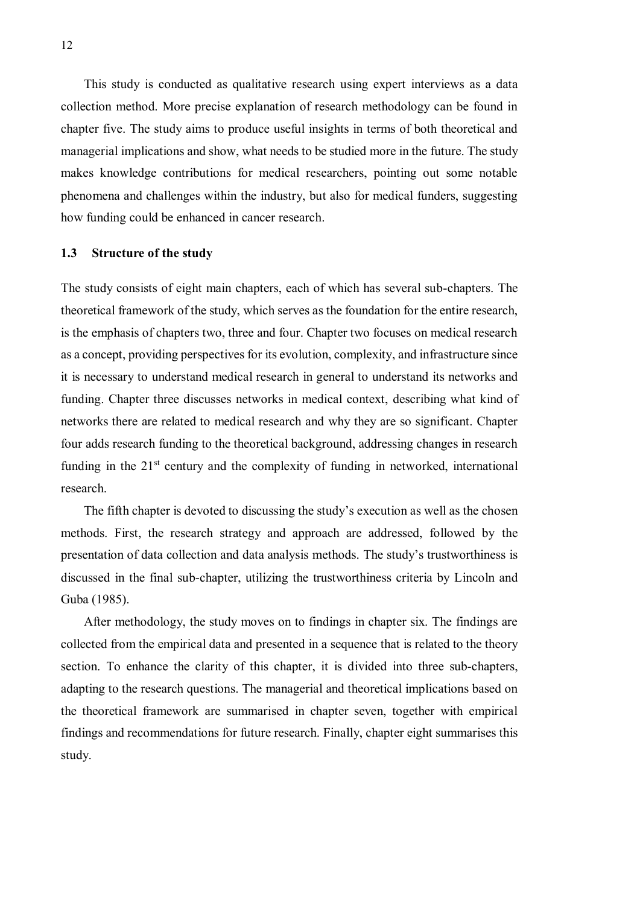This study is conducted as qualitative research using expert interviews as a data collection method. More precise explanation of research methodology can be found in chapter five. The study aims to produce useful insights in terms of both theoretical and managerial implications and show, what needs to be studied more in the future. The study makes knowledge contributions for medical researchers, pointing out some notable phenomena and challenges within the industry, but also for medical funders, suggesting how funding could be enhanced in cancer research.

## 1.3 Structure of the study

The study consists of eight main chapters, each of which has several sub-chapters. The theoretical framework of the study, which serves as the foundation for the entire research, is the emphasis of chapters two, three and four. Chapter two focuses on medical research as a concept, providing perspectives for its evolution, complexity, and infrastructure since it is necessary to understand medical research in general to understand its networks and funding. Chapter three discusses networks in medical context, describing what kind of networks there are related to medical research and why they are so significant. Chapter four adds research funding to the theoretical background, addressing changes in research funding in the 21st century and the complexity of funding in networked, international research.

The fifth chapter is devoted to discussing the study's execution as well as the chosen methods. First, the research strategy and approach are addressed, followed by the presentation of data collection and data analysis methods. The study's trustworthiness is discussed in the final sub-chapter, utilizing the trustworthiness criteria by Lincoln and Guba (1985).

After methodology, the study moves on to findings in chapter six. The findings are collected from the empirical data and presented in a sequence that is related to the theory section. To enhance the clarity of this chapter, it is divided into three sub-chapters, adapting to the research questions. The managerial and theoretical implications based on the theoretical framework are summarised in chapter seven, together with empirical findings and recommendations for future research. Finally, chapter eight summarises this study.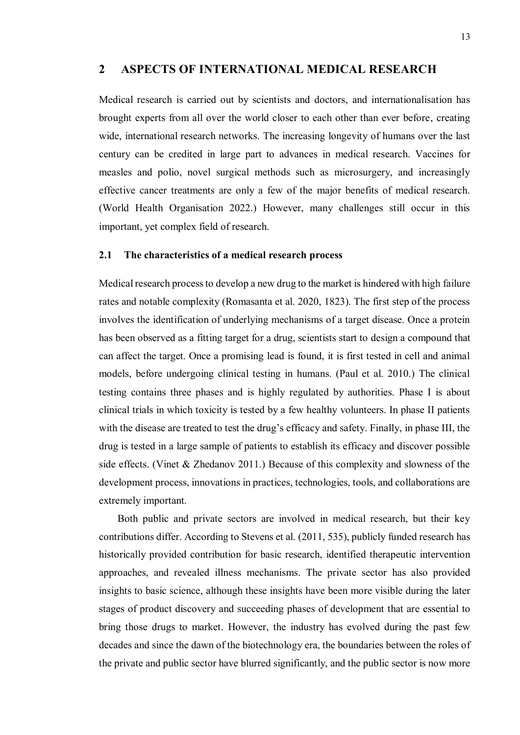# 2 ASPECTS OF INTERNATIONAL MEDICAL RESEARCH

Medical research is carried out by scientists and doctors, and internationalisation has brought experts from all over the world closer to each other than ever before, creating wide, international research networks. The increasing longevity of humans over the last century can be credited in large part to advances in medical research. Vaccines for measles and polio, novel surgical methods such as microsurgery, and increasingly effective cancer treatments are only a few of the major benefits of medical research. (World Health Organisation 2022.) However, many challenges still occur in this important, yet complex field of research.

## 2.1 The characteristics of a medical research process

Medical research process to develop a new drug to the market is hindered with high failure rates and notable complexity (Romasanta et al. 2020, 1823). The first step of the process involves the identification of underlying mechanisms of a target disease. Once a protein has been observed as a fitting target for a drug, scientists start to design a compound that can affect the target. Once a promising lead is found, it is first tested in cell and animal models, before undergoing clinical testing in humans. (Paul et al. 2010.) The clinical testing contains three phases and is highly regulated by authorities. Phase I is about clinical trials in which toxicity is tested by a few healthy volunteers. In phase II patients with the disease are treated to test the drug's efficacy and safety. Finally, in phase III, the drug is tested in a large sample of patients to establish its efficacy and discover possible side effects. (Vinet & Zhedanov 2011.) Because of this complexity and slowness of the development process, innovations in practices, technologies, tools, and collaborations are extremely important.

Both public and private sectors are involved in medical research, but their key contributions differ. According to Stevens et al. (2011, 535), publicly funded research has historically provided contribution for basic research, identified therapeutic intervention approaches, and revealed illness mechanisms. The private sector has also provided insights to basic science, although these insights have been more visible during the later stages of product discovery and succeeding phases of development that are essential to bring those drugs to market. However, the industry has evolved during the past few decades and since the dawn of the biotechnology era, the boundaries between the roles of the private and public sector have blurred significantly, and the public sector is now more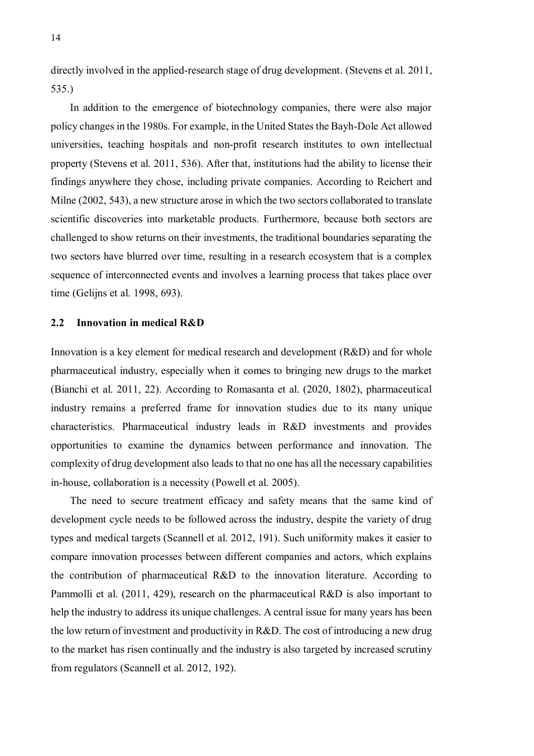directly involved in the applied-research stage of drug development. (Stevens et al. 2011, 535.)

In addition to the emergence of biotechnology companies, there were also major policy changes in the 1980s. For example, in the United States the Bayh-Dole Act allowed universities, teaching hospitals and non-profit research institutes to own intellectual property (Stevens et al. 2011, 536). After that, institutions had the ability to license their findings anywhere they chose, including private companies. According to Reichert and Milne (2002, 543), a new structure arose in which the two sectors collaborated to translate scientific discoveries into marketable products. Furthermore, because both sectors are challenged to show returns on their investments, the traditional boundaries separating the two sectors have blurred over time, resulting in a research ecosystem that is a complex sequence of interconnected events and involves a learning process that takes place over time (Gelijns et al. 1998, 693).

## 2.2 Innovation in medical R&D

Innovation is a key element for medical research and development (R&D) and for whole pharmaceutical industry, especially when it comes to bringing new drugs to the market (Bianchi et al. 2011, 22). According to Romasanta et al. (2020, 1802), pharmaceutical industry remains a preferred frame for innovation studies due to its many unique characteristics. Pharmaceutical industry leads in R&D investments and provides opportunities to examine the dynamics between performance and innovation. The complexity of drug development also leads to that no one has all the necessary capabilities in-house, collaboration is a necessity (Powell et al. 2005).

The need to secure treatment efficacy and safety means that the same kind of development cycle needs to be followed across the industry, despite the variety of drug types and medical targets (Scannell et al. 2012, 191). Such uniformity makes it easier to compare innovation processes between different companies and actors, which explains the contribution of pharmaceutical R&D to the innovation literature. According to Pammolli et al. (2011, 429), research on the pharmaceutical R&D is also important to help the industry to address its unique challenges. A central issue for many years has been the low return of investment and productivity in R&D. The cost of introducing a new drug to the market has risen continually and the industry is also targeted by increased scrutiny from regulators (Scannell et al. 2012, 192).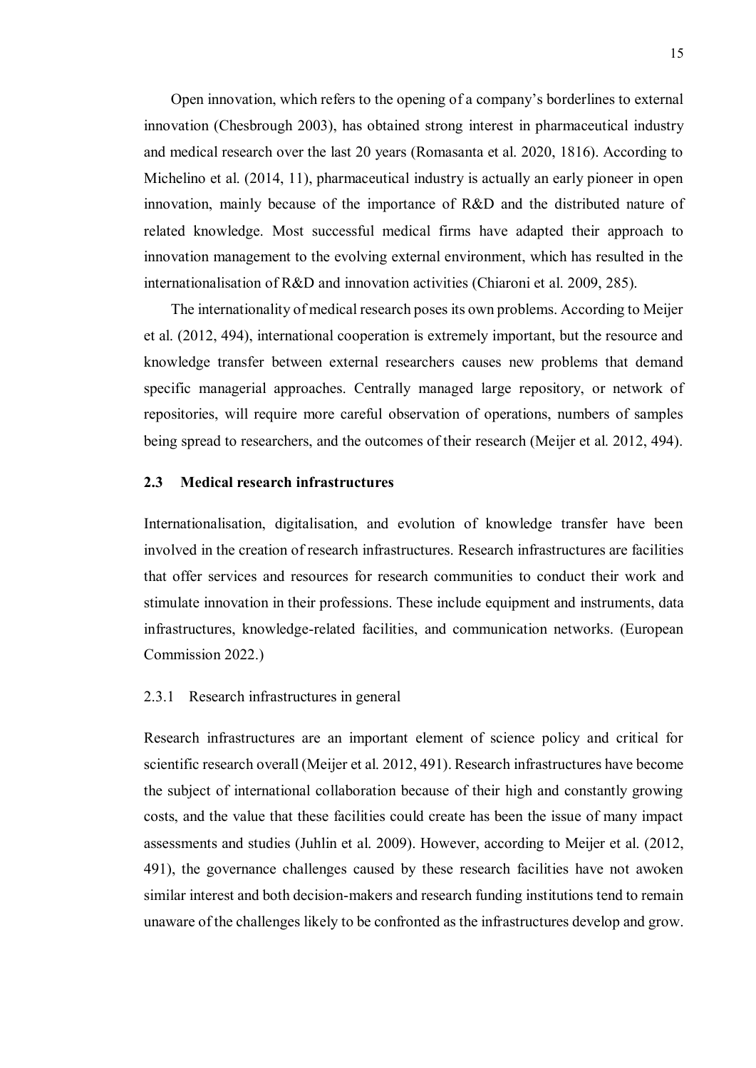Open innovation, which refers to the opening of a company's borderlines to external innovation (Chesbrough 2003), has obtained strong interest in pharmaceutical industry and medical research over the last 20 years (Romasanta et al. 2020, 1816). According to Michelino et al. (2014, 11), pharmaceutical industry is actually an early pioneer in open innovation, mainly because of the importance of R&D and the distributed nature of related knowledge. Most successful medical firms have adapted their approach to innovation management to the evolving external environment, which has resulted in the internationalisation of R&D and innovation activities (Chiaroni et al. 2009, 285).

The internationality of medical research poses its own problems. According to Meijer et al. (2012, 494), international cooperation is extremely important, but the resource and knowledge transfer between external researchers causes new problems that demand specific managerial approaches. Centrally managed large repository, or network of repositories, will require more careful observation of operations, numbers of samples being spread to researchers, and the outcomes of their research (Meijer et al. 2012, 494).

### 2.3 Medical research infrastructures

Internationalisation, digitalisation, and evolution of knowledge transfer have been involved in the creation of research infrastructures. Research infrastructures are facilities that offer services and resources for research communities to conduct their work and stimulate innovation in their professions. These include equipment and instruments, data infrastructures, knowledge-related facilities, and communication networks. (European Commission 2022.)

#### 2.3.1 Research infrastructures in general

Research infrastructures are an important element of science policy and critical for scientific research overall (Meijer et al. 2012, 491). Research infrastructures have become the subject of international collaboration because of their high and constantly growing costs, and the value that these facilities could create has been the issue of many impact assessments and studies (Juhlin et al. 2009). However, according to Meijer et al. (2012, 491), the governance challenges caused by these research facilities have not awoken similar interest and both decision-makers and research funding institutions tend to remain unaware of the challenges likely to be confronted as the infrastructures develop and grow.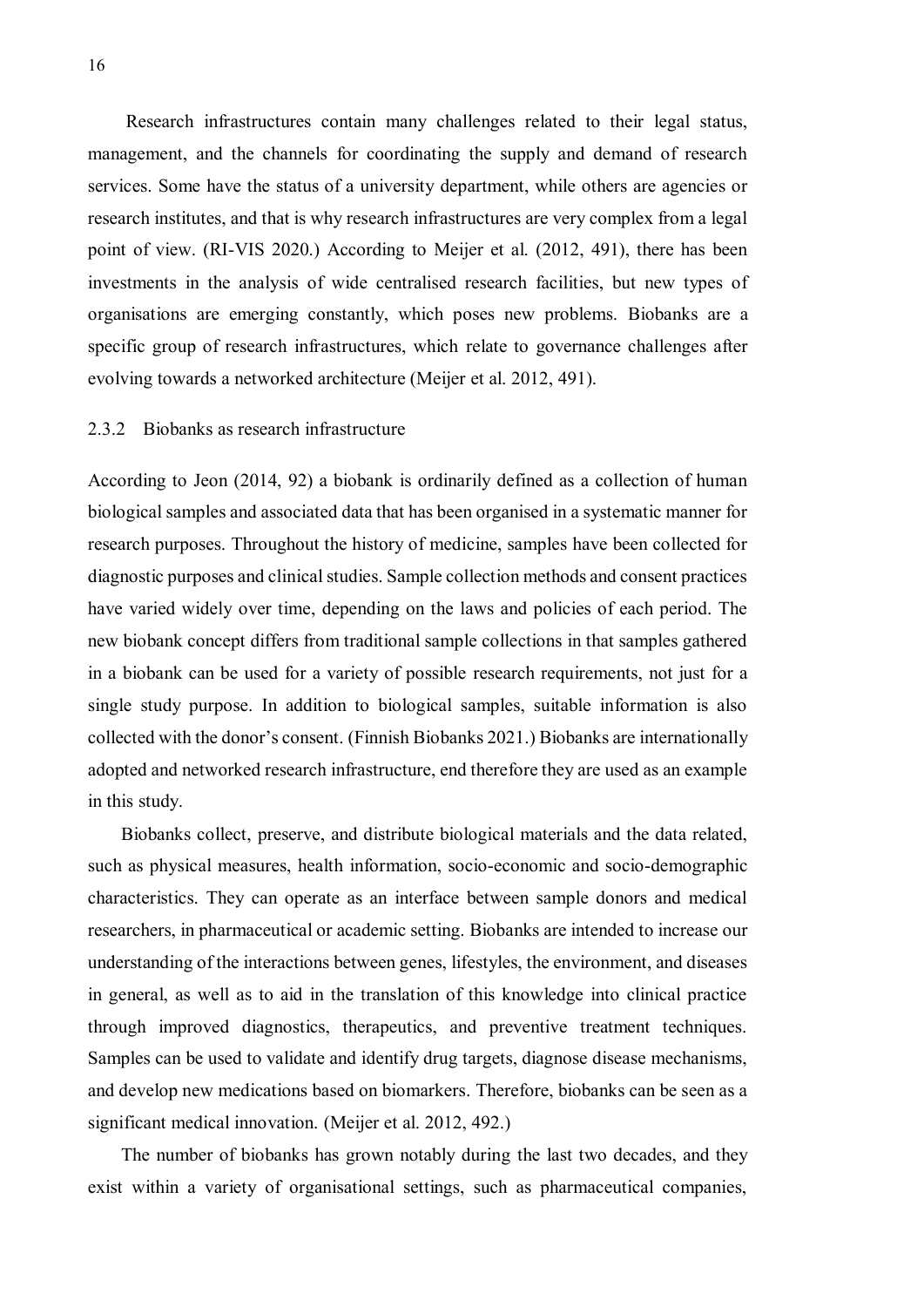Research infrastructures contain many challenges related to their legal status, management, and the channels for coordinating the supply and demand of research services. Some have the status of a university department, while others are agencies or research institutes, and that is why research infrastructures are very complex from a legal point of view. (RI-VIS 2020.) According to Meijer et al. (2012, 491), there has been investments in the analysis of wide centralised research facilities, but new types of organisations are emerging constantly, which poses new problems. Biobanks are a specific group of research infrastructures, which relate to governance challenges after evolving towards a networked architecture (Meijer et al. 2012, 491).

### 2.3.2 Biobanks as research infrastructure

According to Jeon (2014, 92) a biobank is ordinarily defined as a collection of human biological samples and associated data that has been organised in a systematic manner for research purposes. Throughout the history of medicine, samples have been collected for diagnostic purposes and clinical studies. Sample collection methods and consent practices have varied widely over time, depending on the laws and policies of each period. The new biobank concept differs from traditional sample collections in that samples gathered in a biobank can be used for a variety of possible research requirements, not just for a single study purpose. In addition to biological samples, suitable information is also collected with the donor's consent. (Finnish Biobanks 2021.) Biobanks are internationally adopted and networked research infrastructure, end therefore they are used as an example in this study.

Biobanks collect, preserve, and distribute biological materials and the data related, such as physical measures, health information, socio-economic and socio-demographic characteristics. They can operate as an interface between sample donors and medical researchers, in pharmaceutical or academic setting. Biobanks are intended to increase our understanding of the interactions between genes, lifestyles, the environment, and diseases in general, as well as to aid in the translation of this knowledge into clinical practice through improved diagnostics, therapeutics, and preventive treatment techniques. Samples can be used to validate and identify drug targets, diagnose disease mechanisms, and develop new medications based on biomarkers. Therefore, biobanks can be seen as a significant medical innovation. (Meijer et al. 2012, 492.)

The number of biobanks has grown notably during the last two decades, and they exist within a variety of organisational settings, such as pharmaceutical companies,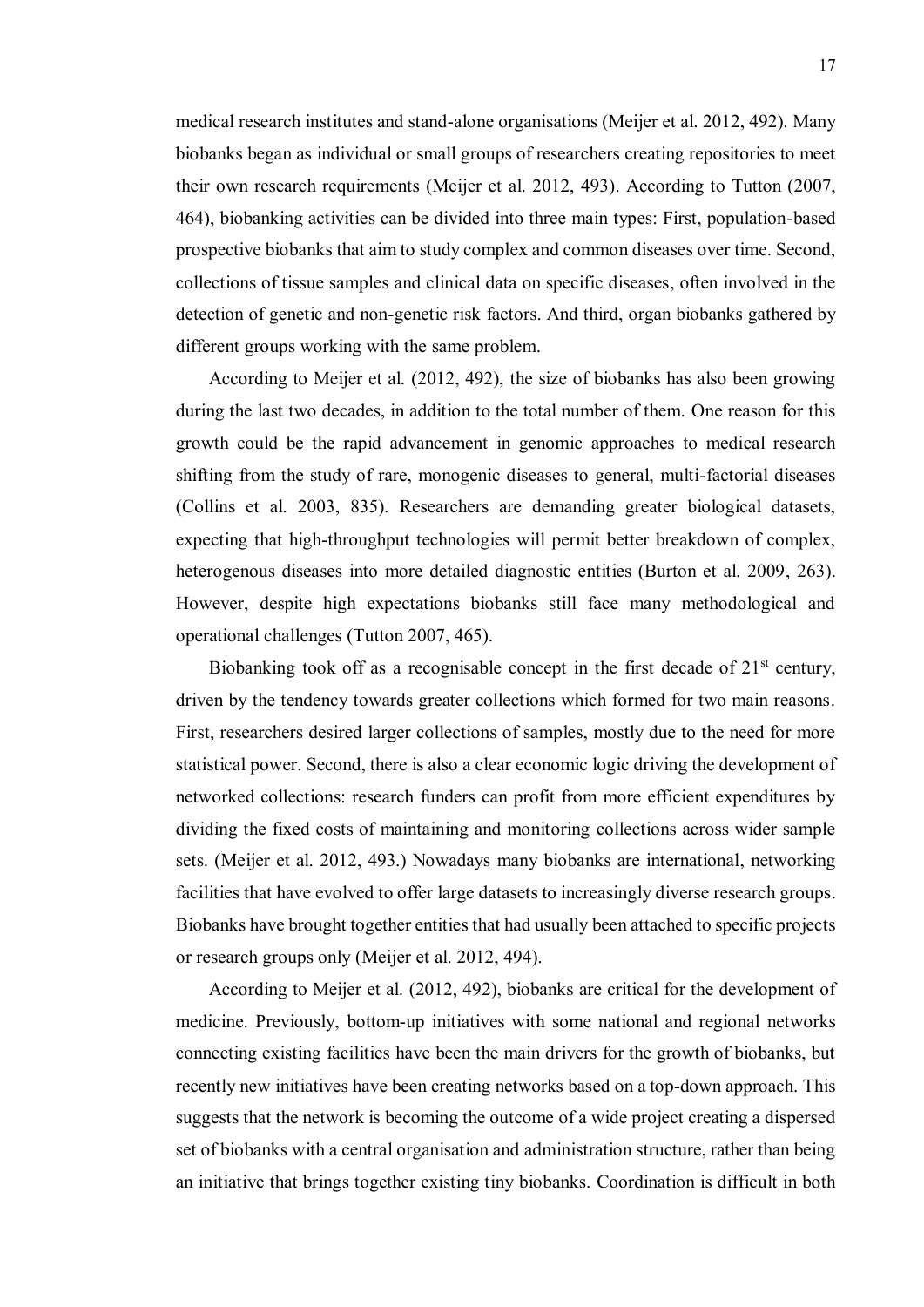medical research institutes and stand-alone organisations (Meijer et al. 2012, 492). Many biobanks began as individual or small groups of researchers creating repositories to meet their own research requirements (Meijer et al. 2012, 493). According to Tutton (2007, 464), biobanking activities can be divided into three main types: First, population-based prospective biobanks that aim to study complex and common diseases over time. Second, collections of tissue samples and clinical data on specific diseases, often involved in the detection of genetic and non-genetic risk factors. And third, organ biobanks gathered by different groups working with the same problem.

According to Meijer et al. (2012, 492), the size of biobanks has also been growing during the last two decades, in addition to the total number of them. One reason for this growth could be the rapid advancement in genomic approaches to medical research shifting from the study of rare, monogenic diseases to general, multi-factorial diseases (Collins et al. 2003, 835). Researchers are demanding greater biological datasets, expecting that high-throughput technologies will permit better breakdown of complex, heterogenous diseases into more detailed diagnostic entities (Burton et al. 2009, 263). However, despite high expectations biobanks still face many methodological and operational challenges (Tutton 2007, 465).

Biobanking took off as a recognisable concept in the first decade of 21st century, driven by the tendency towards greater collections which formed for two main reasons. First, researchers desired larger collections of samples, mostly due to the need for more statistical power. Second, there is also a clear economic logic driving the development of networked collections: research funders can profit from more efficient expenditures by dividing the fixed costs of maintaining and monitoring collections across wider sample sets. (Meijer et al. 2012, 493.) Nowadays many biobanks are international, networking facilities that have evolved to offer large datasets to increasingly diverse research groups. Biobanks have brought together entities that had usually been attached to specific projects or research groups only (Meijer et al. 2012, 494).

According to Meijer et al. (2012, 492), biobanks are critical for the development of medicine. Previously, bottom-up initiatives with some national and regional networks connecting existing facilities have been the main drivers for the growth of biobanks, but recently new initiatives have been creating networks based on a top-down approach. This suggests that the network is becoming the outcome of a wide project creating a dispersed set of biobanks with a central organisation and administration structure, rather than being an initiative that brings together existing tiny biobanks. Coordination is difficult in both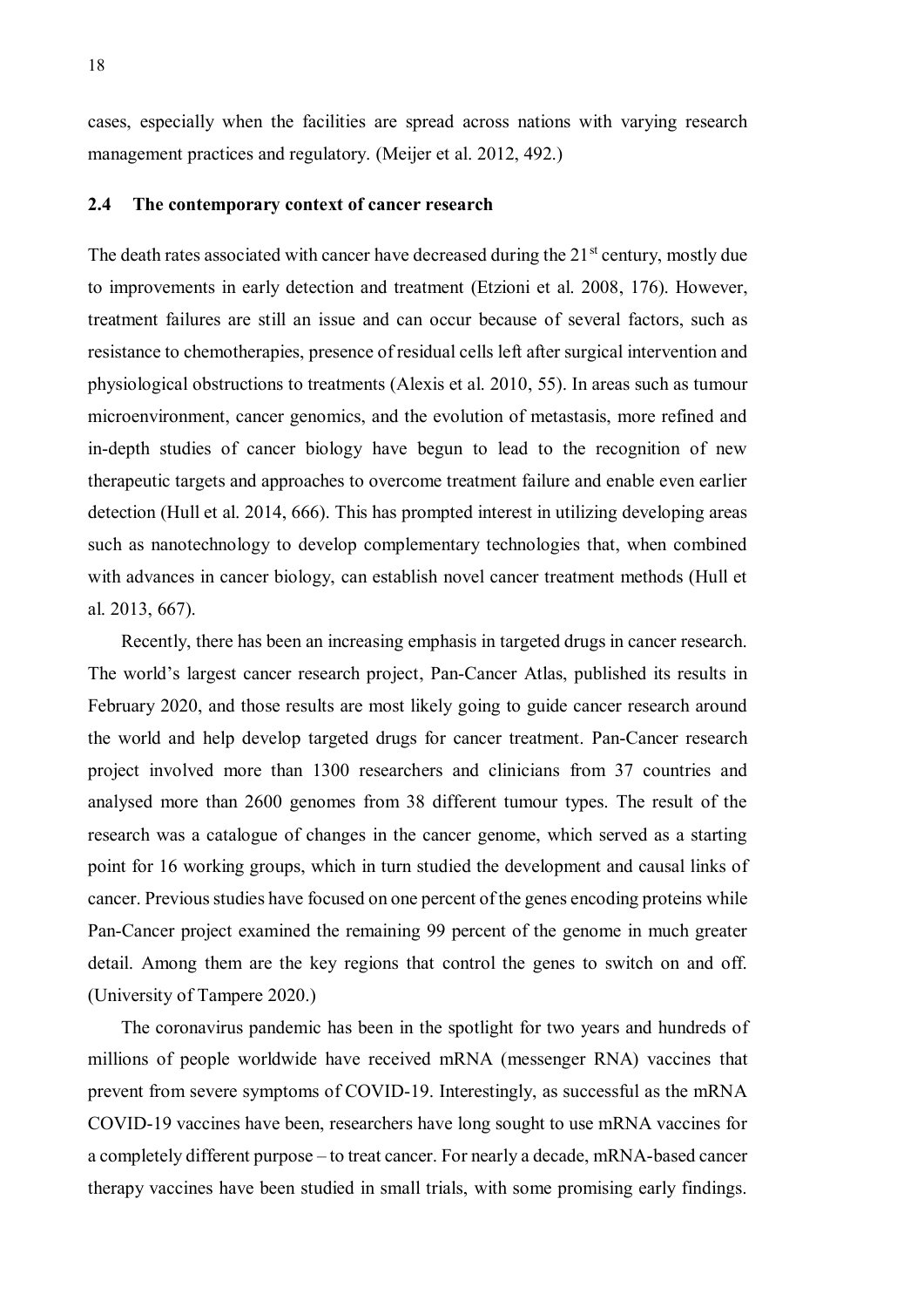cases, especially when the facilities are spread across nations with varying research management practices and regulatory. (Meijer et al. 2012, 492.)

## 2.4 The contemporary context of cancer research

The death rates associated with cancer have decreased during the 21st century, mostly due to improvements in early detection and treatment (Etzioni et al. 2008, 176). However, treatment failures are still an issue and can occur because of several factors, such as resistance to chemotherapies, presence of residual cells left after surgical intervention and physiological obstructions to treatments (Alexis et al. 2010, 55). In areas such as tumour microenvironment, cancer genomics, and the evolution of metastasis, more refined and in-depth studies of cancer biology have begun to lead to the recognition of new therapeutic targets and approaches to overcome treatment failure and enable even earlier detection (Hull et al. 2014, 666). This has prompted interest in utilizing developing areas such as nanotechnology to develop complementary technologies that, when combined with advances in cancer biology, can establish novel cancer treatment methods (Hull et al. 2013, 667).

Recently, there has been an increasing emphasis in targeted drugs in cancer research. The world's largest cancer research project, Pan-Cancer Atlas, published its results in February 2020, and those results are most likely going to guide cancer research around the world and help develop targeted drugs for cancer treatment. Pan-Cancer research project involved more than 1300 researchers and clinicians from 37 countries and analysed more than 2600 genomes from 38 different tumour types. The result of the research was a catalogue of changes in the cancer genome, which served as a starting point for 16 working groups, which in turn studied the development and causal links of cancer. Previous studies have focused on one percent of the genes encoding proteins while Pan-Cancer project examined the remaining 99 percent of the genome in much greater detail. Among them are the key regions that control the genes to switch on and off. (University of Tampere 2020.)

The coronavirus pandemic has been in the spotlight for two years and hundreds of millions of people worldwide have received mRNA (messenger RNA) vaccines that prevent from severe symptoms of COVID-19. Interestingly, as successful as the mRNA COVID-19 vaccines have been, researchers have long sought to use mRNA vaccines for a completely different purpose – to treat cancer. For nearly a decade, mRNA-based cancer therapy vaccines have been studied in small trials, with some promising early findings.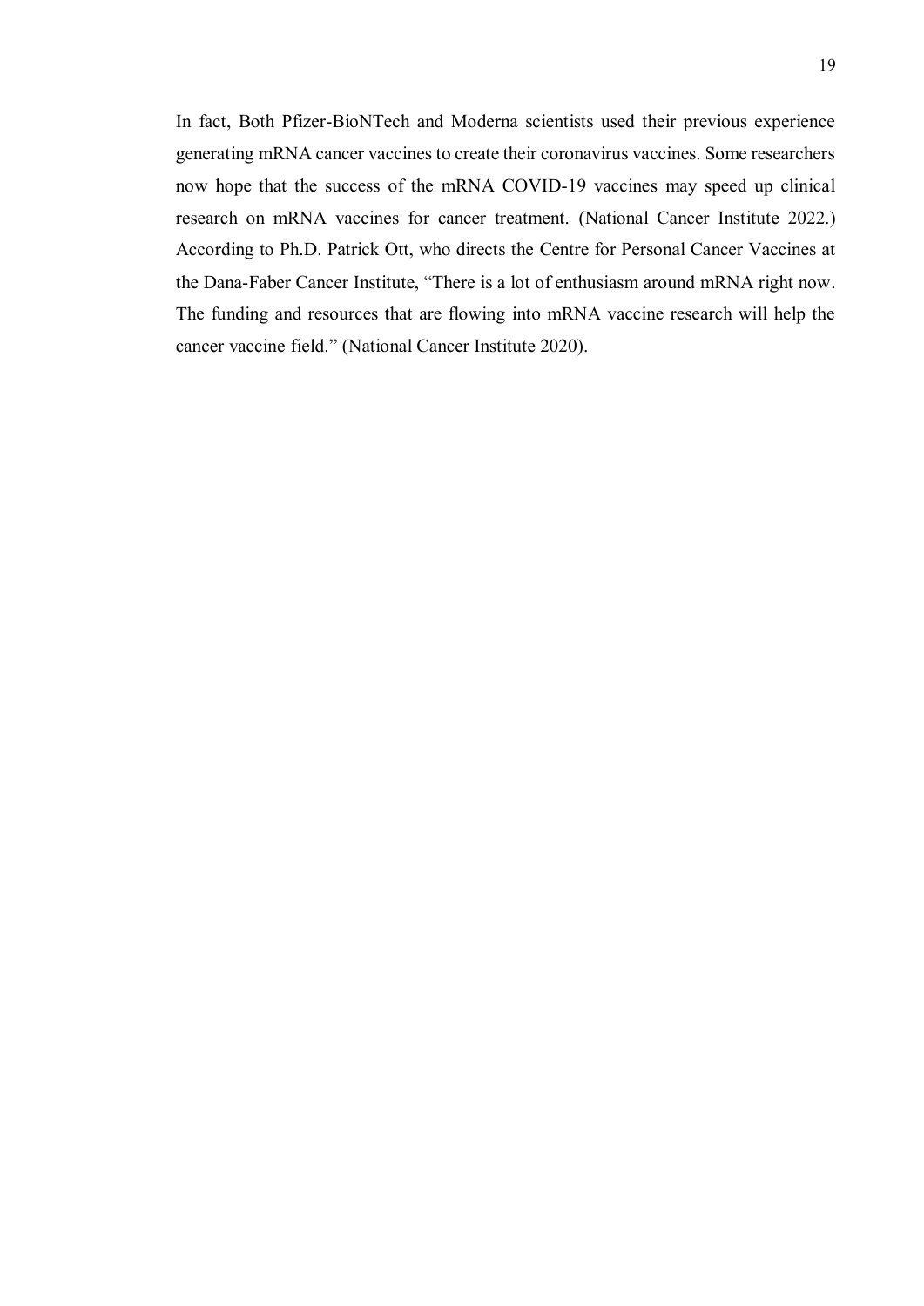In fact, Both Pfizer-BioNTech and Moderna scientists used their previous experience generating mRNA cancer vaccines to create their coronavirus vaccines. Some researchers now hope that the success of the mRNA COVID-19 vaccines may speed up clinical research on mRNA vaccines for cancer treatment. (National Cancer Institute 2022.) According to Ph.D. Patrick Ott, who directs the Centre for Personal Cancer Vaccines at the Dana-Faber Cancer Institute, "There is a lot of enthusiasm around mRNA right now. The funding and resources that are flowing into mRNA vaccine research will help the cancer vaccine field." (National Cancer Institute 2020).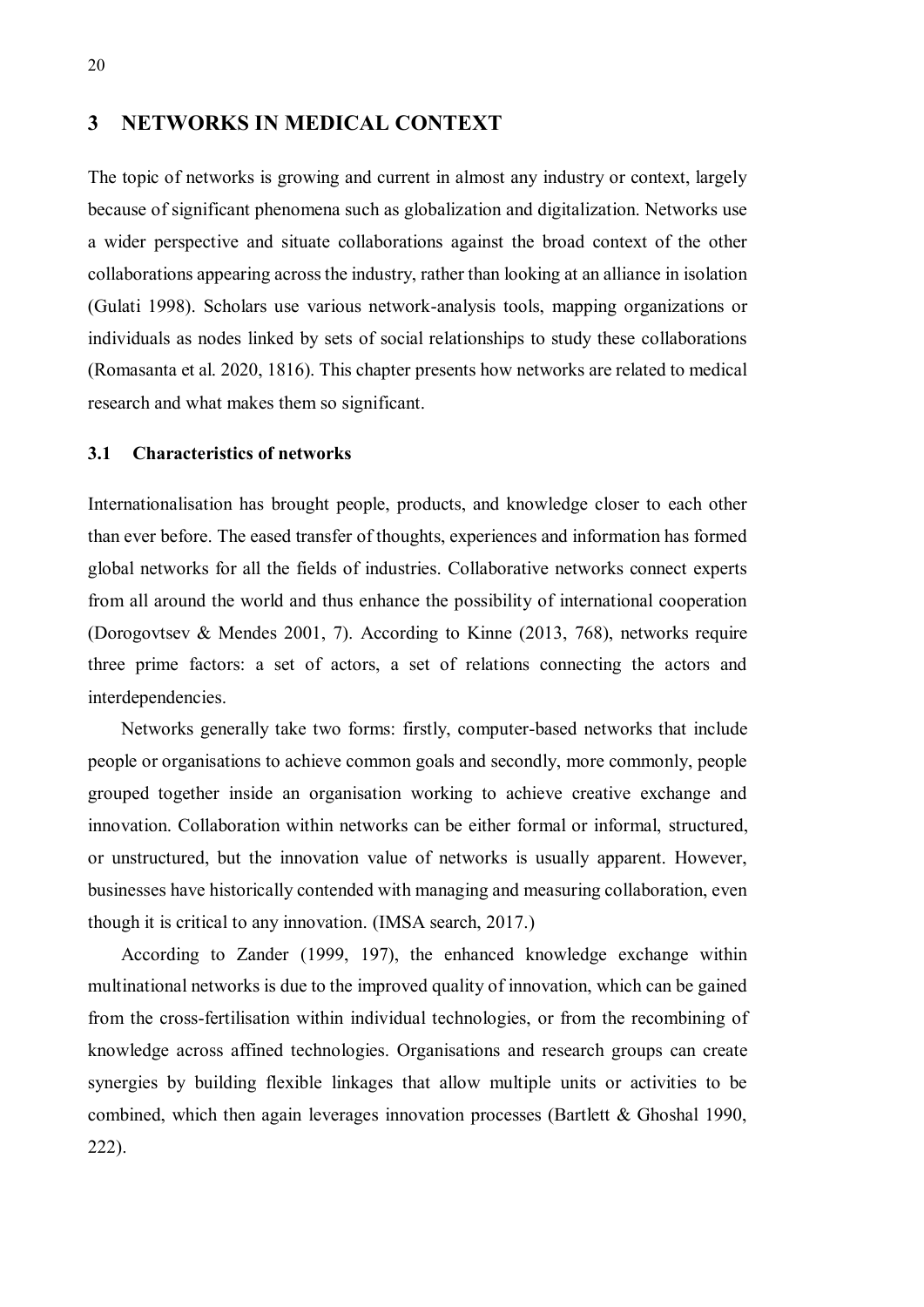# 3 NETWORKS IN MEDICAL CONTEXT

The topic of networks is growing and current in almost any industry or context, largely because of significant phenomena such as globalization and digitalization. Networks use a wider perspective and situate collaborations against the broad context of the other collaborations appearing across the industry, rather than looking at an alliance in isolation (Gulati 1998). Scholars use various network-analysis tools, mapping organizations or individuals as nodes linked by sets of social relationships to study these collaborations (Romasanta et al. 2020, 1816). This chapter presents how networks are related to medical research and what makes them so significant.

## 3.1 Characteristics of networks

Internationalisation has brought people, products, and knowledge closer to each other than ever before. The eased transfer of thoughts, experiences and information has formed global networks for all the fields of industries. Collaborative networks connect experts from all around the world and thus enhance the possibility of international cooperation (Dorogovtsev & Mendes 2001, 7). According to Kinne (2013, 768), networks require three prime factors: a set of actors, a set of relations connecting the actors and interdependencies.

Networks generally take two forms: firstly, computer-based networks that include people or organisations to achieve common goals and secondly, more commonly, people grouped together inside an organisation working to achieve creative exchange and innovation. Collaboration within networks can be either formal or informal, structured, or unstructured, but the innovation value of networks is usually apparent. However, businesses have historically contended with managing and measuring collaboration, even though it is critical to any innovation. (IMSA search, 2017.)

According to Zander (1999, 197), the enhanced knowledge exchange within multinational networks is due to the improved quality of innovation, which can be gained from the cross-fertilisation within individual technologies, or from the recombining of knowledge across affined technologies. Organisations and research groups can create synergies by building flexible linkages that allow multiple units or activities to be combined, which then again leverages innovation processes (Bartlett & Ghoshal 1990, 222).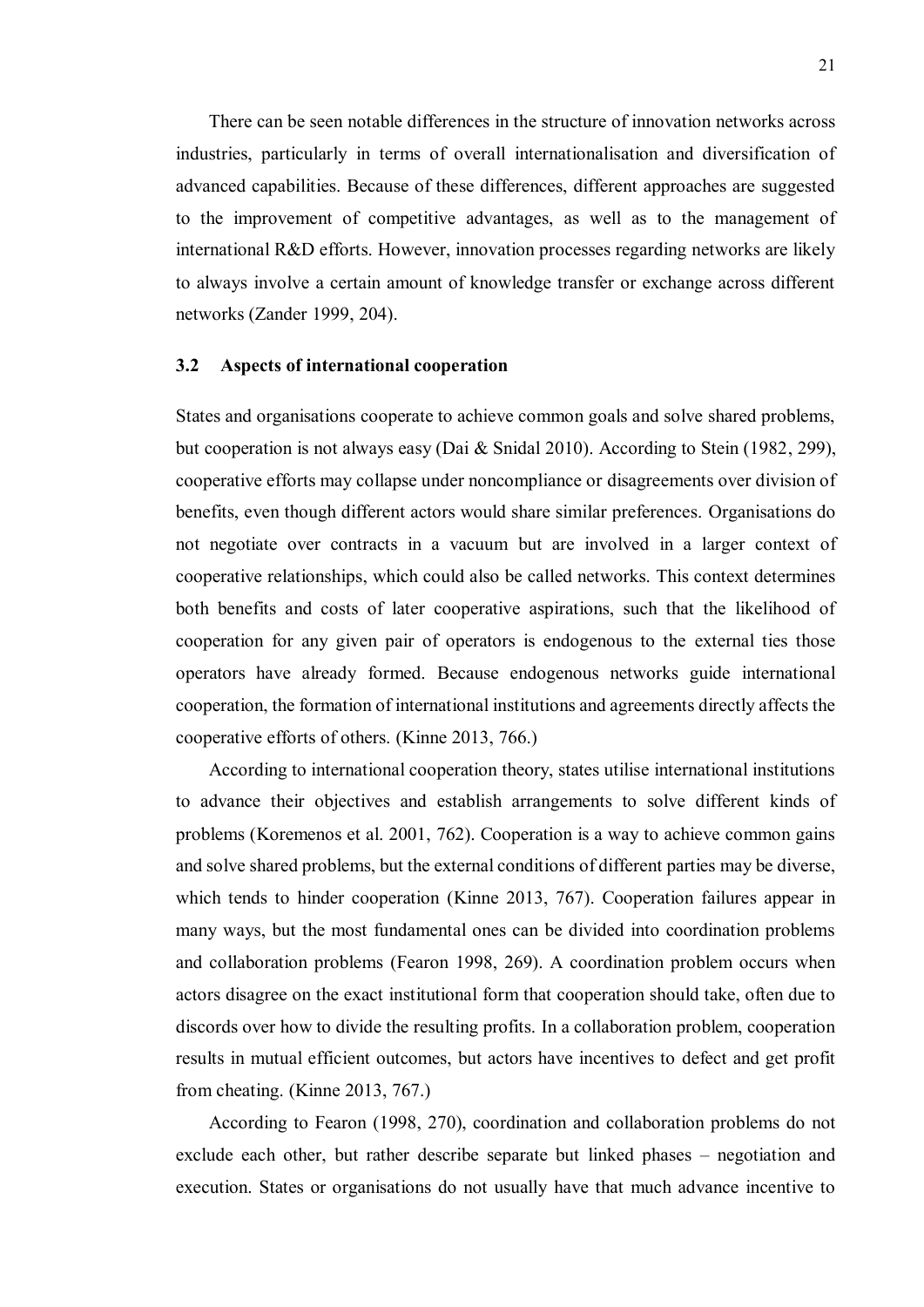There can be seen notable differences in the structure of innovation networks across industries, particularly in terms of overall internationalisation and diversification of advanced capabilities. Because of these differences, different approaches are suggested to the improvement of competitive advantages, as well as to the management of international R&D efforts. However, innovation processes regarding networks are likely to always involve a certain amount of knowledge transfer or exchange across different networks (Zander 1999, 204).

### 3.2 Aspects of international cooperation

States and organisations cooperate to achieve common goals and solve shared problems, but cooperation is not always easy (Dai & Snidal 2010). According to Stein (1982, 299), cooperative efforts may collapse under noncompliance or disagreements over division of benefits, even though different actors would share similar preferences. Organisations do not negotiate over contracts in a vacuum but are involved in a larger context of cooperative relationships, which could also be called networks. This context determines both benefits and costs of later cooperative aspirations, such that the likelihood of cooperation for any given pair of operators is endogenous to the external ties those operators have already formed. Because endogenous networks guide international cooperation, the formation of international institutions and agreements directly affects the cooperative efforts of others. (Kinne 2013, 766.)

According to international cooperation theory, states utilise international institutions to advance their objectives and establish arrangements to solve different kinds of problems (Koremenos et al. 2001, 762). Cooperation is a way to achieve common gains and solve shared problems, but the external conditions of different parties may be diverse, which tends to hinder cooperation (Kinne 2013, 767). Cooperation failures appear in many ways, but the most fundamental ones can be divided into coordination problems and collaboration problems (Fearon 1998, 269). A coordination problem occurs when actors disagree on the exact institutional form that cooperation should take, often due to discords over how to divide the resulting profits. In a collaboration problem, cooperation results in mutual efficient outcomes, but actors have incentives to defect and get profit from cheating. (Kinne 2013, 767.)

According to Fearon (1998, 270), coordination and collaboration problems do not exclude each other, but rather describe separate but linked phases – negotiation and execution. States or organisations do not usually have that much advance incentive to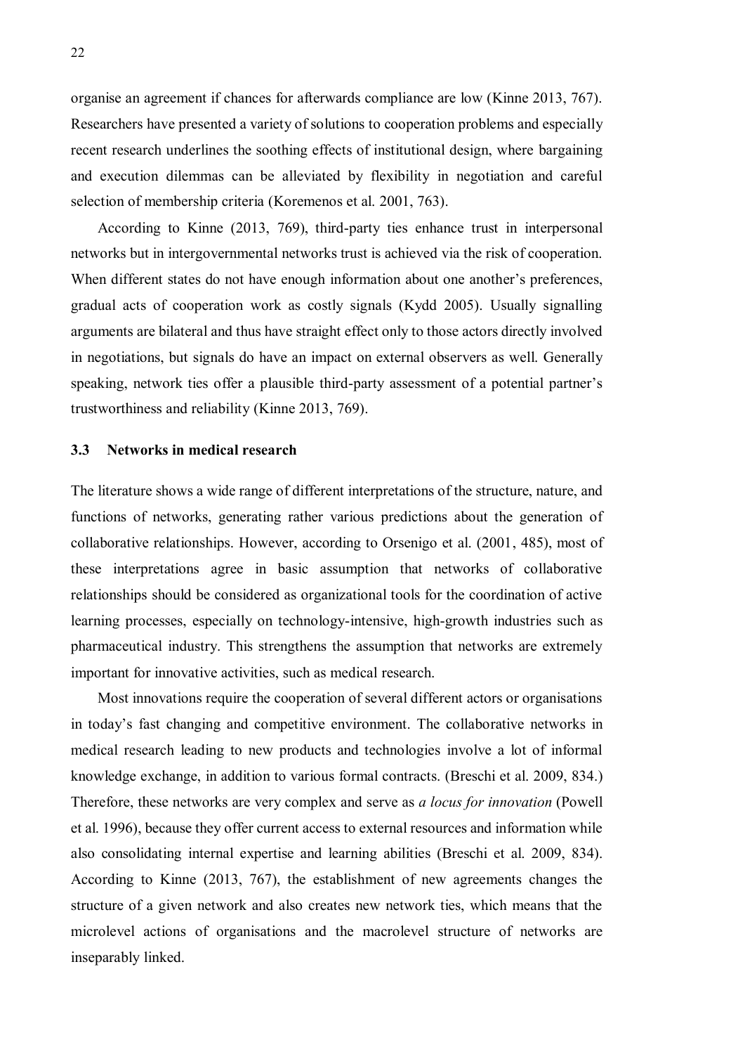organise an agreement if chances for afterwards compliance are low (Kinne 2013, 767). Researchers have presented a variety of solutions to cooperation problems and especially recent research underlines the soothing effects of institutional design, where bargaining and execution dilemmas can be alleviated by flexibility in negotiation and careful selection of membership criteria (Koremenos et al. 2001, 763).

According to Kinne (2013, 769), third-party ties enhance trust in interpersonal networks but in intergovernmental networks trust is achieved via the risk of cooperation. When different states do not have enough information about one another's preferences, gradual acts of cooperation work as costly signals (Kydd 2005). Usually signalling arguments are bilateral and thus have straight effect only to those actors directly involved in negotiations, but signals do have an impact on external observers as well. Generally speaking, network ties offer a plausible third-party assessment of a potential partner's trustworthiness and reliability (Kinne 2013, 769).

### 3.3 Networks in medical research

The literature shows a wide range of different interpretations of the structure, nature, and functions of networks, generating rather various predictions about the generation of collaborative relationships. However, according to Orsenigo et al. (2001, 485), most of these interpretations agree in basic assumption that networks of collaborative relationships should be considered as organizational tools for the coordination of active learning processes, especially on technology-intensive, high-growth industries such as pharmaceutical industry. This strengthens the assumption that networks are extremely important for innovative activities, such as medical research.

Most innovations require the cooperation of several different actors or organisations in today's fast changing and competitive environment. The collaborative networks in medical research leading to new products and technologies involve a lot of informal knowledge exchange, in addition to various formal contracts. (Breschi et al. 2009, 834.) Therefore, these networks are very complex and serve as *a locus for innovation* (Powell et al. 1996), because they offer current access to external resources and information while also consolidating internal expertise and learning abilities (Breschi et al. 2009, 834). According to Kinne (2013, 767), the establishment of new agreements changes the structure of a given network and also creates new network ties, which means that the microlevel actions of organisations and the macrolevel structure of networks are inseparably linked.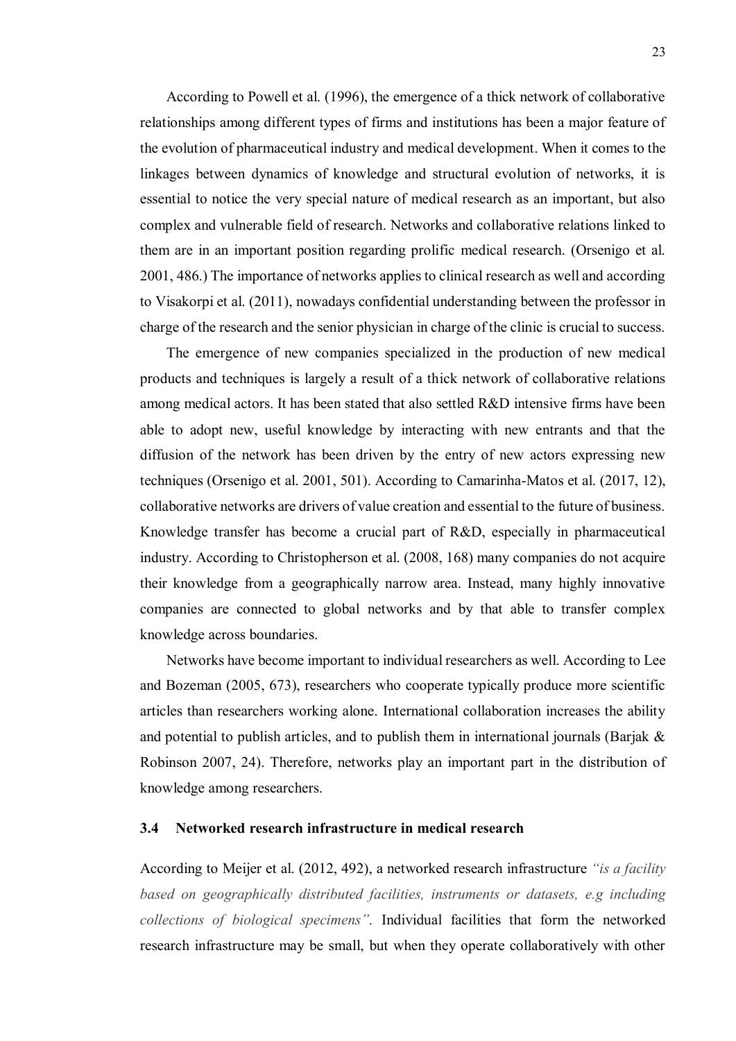According to Powell et al. (1996), the emergence of a thick network of collaborative relationships among different types of firms and institutions has been a major feature of the evolution of pharmaceutical industry and medical development. When it comes to the linkages between dynamics of knowledge and structural evolution of networks, it is essential to notice the very special nature of medical research as an important, but also complex and vulnerable field of research. Networks and collaborative relations linked to them are in an important position regarding prolific medical research. (Orsenigo et al. 2001, 486.) The importance of networks applies to clinical research as well and according to Visakorpi et al. (2011), nowadays confidential understanding between the professor in charge of the research and the senior physician in charge of the clinic is crucial to success.

The emergence of new companies specialized in the production of new medical products and techniques is largely a result of a thick network of collaborative relations among medical actors. It has been stated that also settled R&D intensive firms have been able to adopt new, useful knowledge by interacting with new entrants and that the diffusion of the network has been driven by the entry of new actors expressing new techniques (Orsenigo et al. 2001, 501). According to Camarinha-Matos et al. (2017, 12), collaborative networks are drivers of value creation and essential to the future of business. Knowledge transfer has become a crucial part of R&D, especially in pharmaceutical industry. According to Christopherson et al. (2008, 168) many companies do not acquire their knowledge from a geographically narrow area. Instead, many highly innovative companies are connected to global networks and by that able to transfer complex knowledge across boundaries.

Networks have become important to individual researchers as well. According to Lee and Bozeman (2005, 673), researchers who cooperate typically produce more scientific articles than researchers working alone. International collaboration increases the ability and potential to publish articles, and to publish them in international journals (Barjak & Robinson 2007, 24). Therefore, networks play an important part in the distribution of knowledge among researchers.

### 3.4 Networked research infrastructure in medical research

According to Meijer et al. (2012, 492), a networked research infrastructure *"is a facility based on geographically distributed facilities, instruments or datasets, e.g including collections of biological specimens".* Individual facilities that form the networked research infrastructure may be small, but when they operate collaboratively with other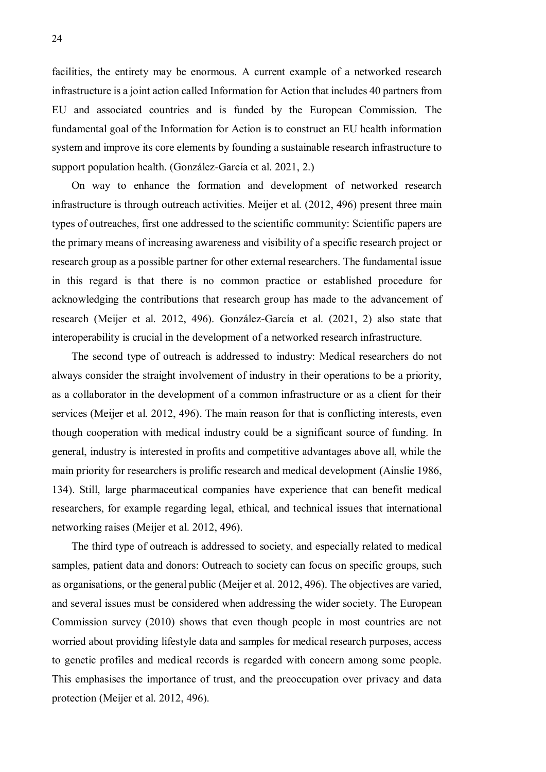facilities, the entirety may be enormous. A current example of a networked research infrastructure is a joint action called Information for Action that includes 40 partners from EU and associated countries and is funded by the European Commission. The fundamental goal of the Information for Action is to construct an EU health information system and improve its core elements by founding a sustainable research infrastructure to support population health. (González-García et al. 2021, 2.)

On way to enhance the formation and development of networked research infrastructure is through outreach activities. Meijer et al. (2012, 496) present three main types of outreaches, first one addressed to the scientific community: Scientific papers are the primary means of increasing awareness and visibility of a specific research project or research group as a possible partner for other external researchers. The fundamental issue in this regard is that there is no common practice or established procedure for acknowledging the contributions that research group has made to the advancement of research (Meijer et al. 2012, 496). González-García et al. (2021, 2) also state that interoperability is crucial in the development of a networked research infrastructure.

The second type of outreach is addressed to industry: Medical researchers do not always consider the straight involvement of industry in their operations to be a priority, as a collaborator in the development of a common infrastructure or as a client for their services (Meijer et al. 2012, 496). The main reason for that is conflicting interests, even though cooperation with medical industry could be a significant source of funding. In general, industry is interested in profits and competitive advantages above all, while the main priority for researchers is prolific research and medical development (Ainslie 1986, 134). Still, large pharmaceutical companies have experience that can benefit medical researchers, for example regarding legal, ethical, and technical issues that international networking raises (Meijer et al. 2012, 496).

The third type of outreach is addressed to society, and especially related to medical samples, patient data and donors: Outreach to society can focus on specific groups, such as organisations, or the general public (Meijer et al. 2012, 496). The objectives are varied, and several issues must be considered when addressing the wider society. The European Commission survey (2010) shows that even though people in most countries are not worried about providing lifestyle data and samples for medical research purposes, access to genetic profiles and medical records is regarded with concern among some people. This emphasises the importance of trust, and the preoccupation over privacy and data protection (Meijer et al. 2012, 496).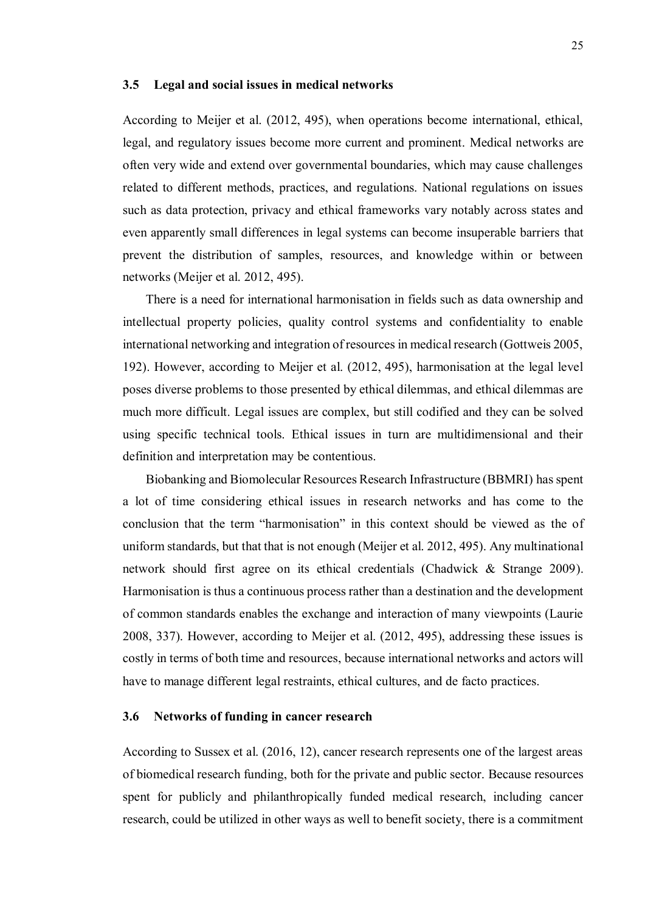### 3.5 Legal and social issues in medical networks

According to Meijer et al. (2012, 495), when operations become international, ethical, legal, and regulatory issues become more current and prominent. Medical networks are often very wide and extend over governmental boundaries, which may cause challenges related to different methods, practices, and regulations. National regulations on issues such as data protection, privacy and ethical frameworks vary notably across states and even apparently small differences in legal systems can become insuperable barriers that prevent the distribution of samples, resources, and knowledge within or between networks (Meijer et al. 2012, 495).

There is a need for international harmonisation in fields such as data ownership and intellectual property policies, quality control systems and confidentiality to enable international networking and integration of resources in medical research (Gottweis 2005, 192). However, according to Meijer et al. (2012, 495), harmonisation at the legal level poses diverse problems to those presented by ethical dilemmas, and ethical dilemmas are much more difficult. Legal issues are complex, but still codified and they can be solved using specific technical tools. Ethical issues in turn are multidimensional and their definition and interpretation may be contentious.

Biobanking and Biomolecular Resources Research Infrastructure (BBMRI) has spent a lot of time considering ethical issues in research networks and has come to the conclusion that the term "harmonisation" in this context should be viewed as the of uniform standards, but that that is not enough (Meijer et al. 2012, 495). Any multinational network should first agree on its ethical credentials (Chadwick & Strange 2009). Harmonisation is thus a continuous process rather than a destination and the development of common standards enables the exchange and interaction of many viewpoints (Laurie 2008, 337). However, according to Meijer et al. (2012, 495), addressing these issues is costly in terms of both time and resources, because international networks and actors will have to manage different legal restraints, ethical cultures, and de facto practices.

### 3.6 Networks of funding in cancer research

According to Sussex et al. (2016, 12), cancer research represents one of the largest areas of biomedical research funding, both for the private and public sector. Because resources spent for publicly and philanthropically funded medical research, including cancer research, could be utilized in other ways as well to benefit society, there is a commitment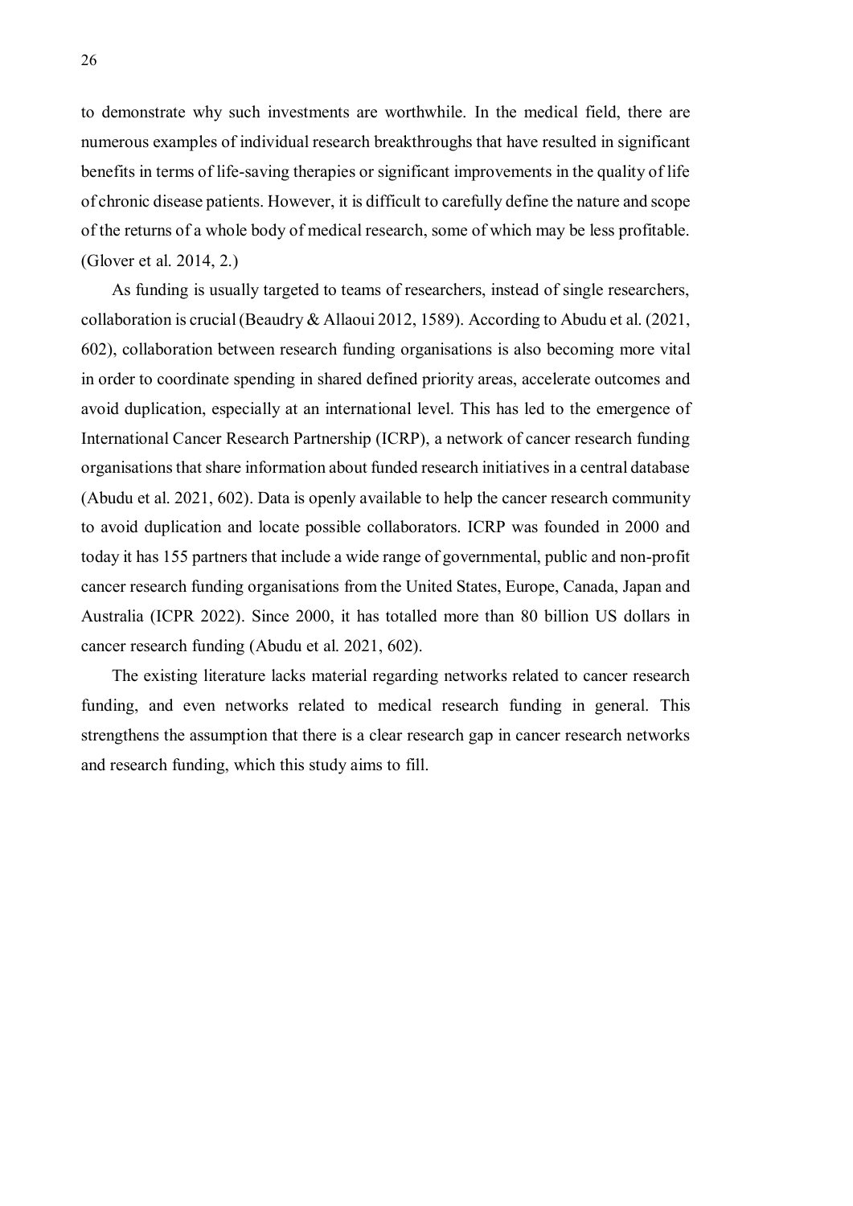to demonstrate why such investments are worthwhile. In the medical field, there are numerous examples of individual research breakthroughs that have resulted in significant benefits in terms of life-saving therapies or significant improvements in the quality of life of chronic disease patients. However, it is difficult to carefully define the nature and scope of the returns of a whole body of medical research, some of which may be less profitable. (Glover et al. 2014, 2.)

As funding is usually targeted to teams of researchers, instead of single researchers, collaboration is crucial (Beaudry & Allaoui 2012, 1589). According to Abudu et al. (2021, 602), collaboration between research funding organisations is also becoming more vital in order to coordinate spending in shared defined priority areas, accelerate outcomes and avoid duplication, especially at an international level. This has led to the emergence of International Cancer Research Partnership (ICRP), a network of cancer research funding organisations that share information about funded research initiatives in a central database (Abudu et al. 2021, 602). Data is openly available to help the cancer research community to avoid duplication and locate possible collaborators. ICRP was founded in 2000 and today it has 155 partners that include a wide range of governmental, public and non-profit cancer research funding organisations from the United States, Europe, Canada, Japan and Australia (ICPR 2022). Since 2000, it has totalled more than 80 billion US dollars in cancer research funding (Abudu et al. 2021, 602).

The existing literature lacks material regarding networks related to cancer research funding, and even networks related to medical research funding in general. This strengthens the assumption that there is a clear research gap in cancer research networks and research funding, which this study aims to fill.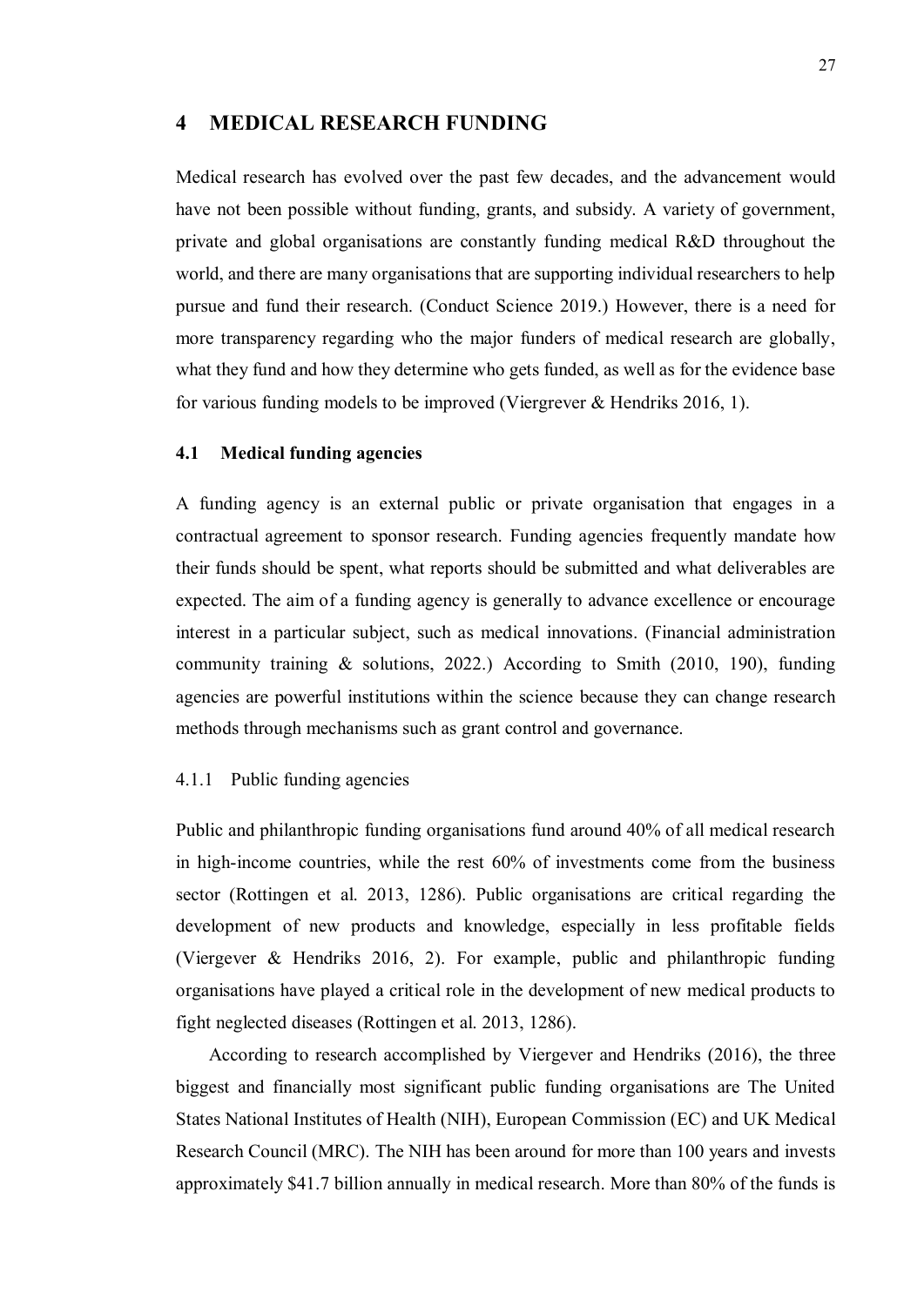# 4 MEDICAL RESEARCH FUNDING

Medical research has evolved over the past few decades, and the advancement would have not been possible without funding, grants, and subsidy. A variety of government, private and global organisations are constantly funding medical R&D throughout the world, and there are many organisations that are supporting individual researchers to help pursue and fund their research. (Conduct Science 2019.) However, there is a need for more transparency regarding who the major funders of medical research are globally, what they fund and how they determine who gets funded, as well as for the evidence base for various funding models to be improved (Viergrever & Hendriks 2016, 1).

## 4.1 Medical funding agencies

A funding agency is an external public or private organisation that engages in a contractual agreement to sponsor research. Funding agencies frequently mandate how their funds should be spent, what reports should be submitted and what deliverables are expected. The aim of a funding agency is generally to advance excellence or encourage interest in a particular subject, such as medical innovations. (Financial administration community training & solutions, 2022.) According to Smith (2010, 190), funding agencies are powerful institutions within the science because they can change research methods through mechanisms such as grant control and governance.

### 4.1.1 Public funding agencies

Public and philanthropic funding organisations fund around 40% of all medical research in high-income countries, while the rest 60% of investments come from the business sector (Rottingen et al. 2013, 1286). Public organisations are critical regarding the development of new products and knowledge, especially in less profitable fields (Viergever & Hendriks 2016, 2). For example, public and philanthropic funding organisations have played a critical role in the development of new medical products to fight neglected diseases (Rottingen et al. 2013, 1286).

According to research accomplished by Viergever and Hendriks (2016), the three biggest and financially most significant public funding organisations are The United States National Institutes of Health (NIH), European Commission (EC) and UK Medical Research Council (MRC). The NIH has been around for more than 100 years and invests approximately $41.7 billion annually in medical research. More than 80% of the funds is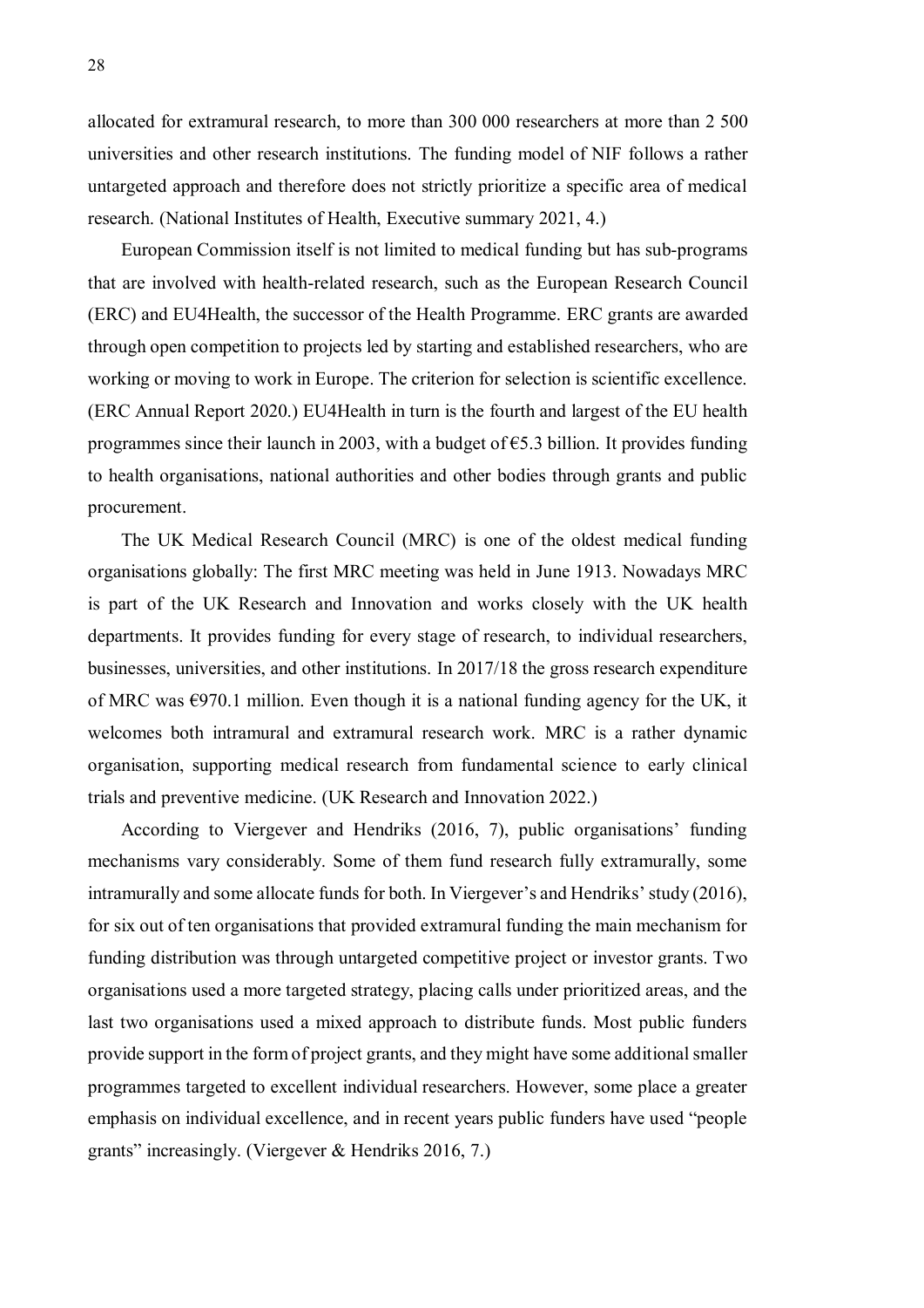allocated for extramural research, to more than 300 000 researchers at more than 2 500 universities and other research institutions. The funding model of NIF follows a rather untargeted approach and therefore does not strictly prioritize a specific area of medical research. (National Institutes of Health, Executive summary 2021, 4.)

European Commission itself is not limited to medical funding but has sub-programs that are involved with health-related research, such as the European Research Council (ERC) and EU4Health, the successor of the Health Programme. ERC grants are awarded through open competition to projects led by starting and established researchers, who are working or moving to work in Europe. The criterion for selection is scientific excellence. (ERC Annual Report 2020.) EU4Health in turn is the fourth and largest of the EU health programmes since their launch in 2003, with a budget of €5.3 billion. It provides funding to health organisations, national authorities and other bodies through grants and public procurement.

The UK Medical Research Council (MRC) is one of the oldest medical funding organisations globally: The first MRC meeting was held in June 1913. Nowadays MRC is part of the UK Research and Innovation and works closely with the UK health departments. It provides funding for every stage of research, to individual researchers, businesses, universities, and other institutions. In 2017/18 the gross research expenditure of MRC was €970.1 million. Even though it is a national funding agency for the UK, it welcomes both intramural and extramural research work. MRC is a rather dynamic organisation, supporting medical research from fundamental science to early clinical trials and preventive medicine. (UK Research and Innovation 2022.)

According to Viergever and Hendriks (2016, 7), public organisations' funding mechanisms vary considerably. Some of them fund research fully extramurally, some intramurally and some allocate funds for both. In Viergever's and Hendriks' study (2016), for six out of ten organisations that provided extramural funding the main mechanism for funding distribution was through untargeted competitive project or investor grants. Two organisations used a more targeted strategy, placing calls under prioritized areas, and the last two organisations used a mixed approach to distribute funds. Most public funders provide support in the form of project grants, and they might have some additional smaller programmes targeted to excellent individual researchers. However, some place a greater emphasis on individual excellence, and in recent years public funders have used "people grants" increasingly. (Viergever & Hendriks 2016, 7.)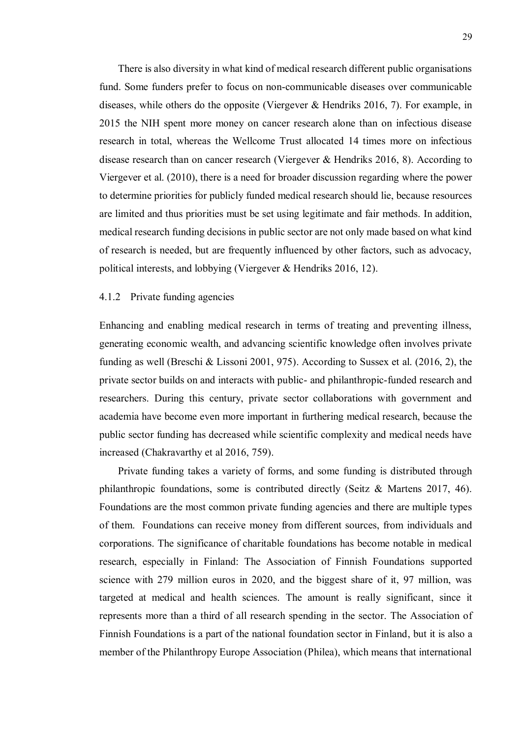There is also diversity in what kind of medical research different public organisations fund. Some funders prefer to focus on non-communicable diseases over communicable diseases, while others do the opposite (Viergever & Hendriks 2016, 7). For example, in 2015 the NIH spent more money on cancer research alone than on infectious disease research in total, whereas the Wellcome Trust allocated 14 times more on infectious disease research than on cancer research (Viergever & Hendriks 2016, 8). According to Viergever et al. (2010), there is a need for broader discussion regarding where the power to determine priorities for publicly funded medical research should lie, because resources are limited and thus priorities must be set using legitimate and fair methods. In addition, medical research funding decisions in public sector are not only made based on what kind of research is needed, but are frequently influenced by other factors, such as advocacy, political interests, and lobbying (Viergever & Hendriks 2016, 12).

### 4.1.2 Private funding agencies

Enhancing and enabling medical research in terms of treating and preventing illness, generating economic wealth, and advancing scientific knowledge often involves private funding as well (Breschi & Lissoni 2001, 975). According to Sussex et al. (2016, 2), the private sector builds on and interacts with public- and philanthropic-funded research and researchers. During this century, private sector collaborations with government and academia have become even more important in furthering medical research, because the public sector funding has decreased while scientific complexity and medical needs have increased (Chakravarthy et al 2016, 759).

Private funding takes a variety of forms, and some funding is distributed through philanthropic foundations, some is contributed directly (Seitz & Martens 2017, 46). Foundations are the most common private funding agencies and there are multiple types of them. Foundations can receive money from different sources, from individuals and corporations. The significance of charitable foundations has become notable in medical research, especially in Finland: The Association of Finnish Foundations supported science with 279 million euros in 2020, and the biggest share of it, 97 million, was targeted at medical and health sciences. The amount is really significant, since it represents more than a third of all research spending in the sector. The Association of Finnish Foundations is a part of the national foundation sector in Finland, but it is also a member of the Philanthropy Europe Association (Philea), which means that international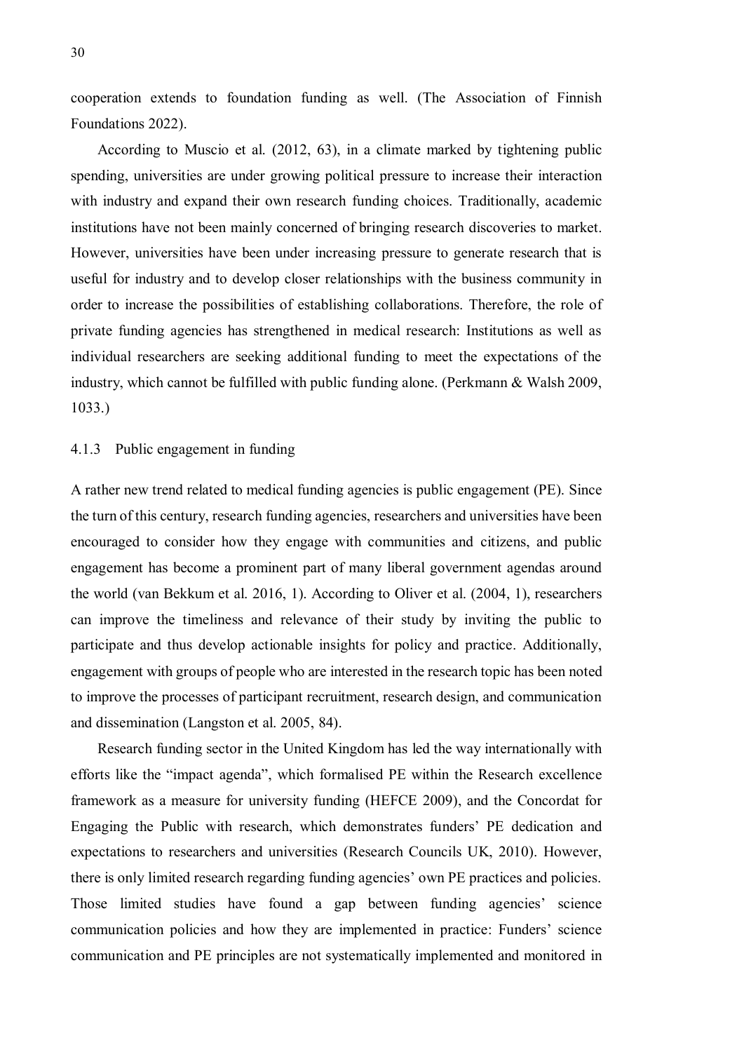cooperation extends to foundation funding as well. (The Association of Finnish Foundations 2022).

According to Muscio et al. (2012, 63), in a climate marked by tightening public spending, universities are under growing political pressure to increase their interaction with industry and expand their own research funding choices. Traditionally, academic institutions have not been mainly concerned of bringing research discoveries to market. However, universities have been under increasing pressure to generate research that is useful for industry and to develop closer relationships with the business community in order to increase the possibilities of establishing collaborations. Therefore, the role of private funding agencies has strengthened in medical research: Institutions as well as individual researchers are seeking additional funding to meet the expectations of the industry, which cannot be fulfilled with public funding alone. (Perkmann & Walsh 2009, 1033.)

### 4.1.3 Public engagement in funding

A rather new trend related to medical funding agencies is public engagement (PE). Since the turn of this century, research funding agencies, researchers and universities have been encouraged to consider how they engage with communities and citizens, and public engagement has become a prominent part of many liberal government agendas around the world (van Bekkum et al. 2016, 1). According to Oliver et al. (2004, 1), researchers can improve the timeliness and relevance of their study by inviting the public to participate and thus develop actionable insights for policy and practice. Additionally, engagement with groups of people who are interested in the research topic has been noted to improve the processes of participant recruitment, research design, and communication and dissemination (Langston et al. 2005, 84).

Research funding sector in the United Kingdom has led the way internationally with efforts like the "impact agenda", which formalised PE within the Research excellence framework as a measure for university funding (HEFCE 2009), and the Concordat for Engaging the Public with research, which demonstrates funders' PE dedication and expectations to researchers and universities (Research Councils UK, 2010). However, there is only limited research regarding funding agencies' own PE practices and policies. Those limited studies have found a gap between funding agencies' science communication policies and how they are implemented in practice: Funders' science communication and PE principles are not systematically implemented and monitored in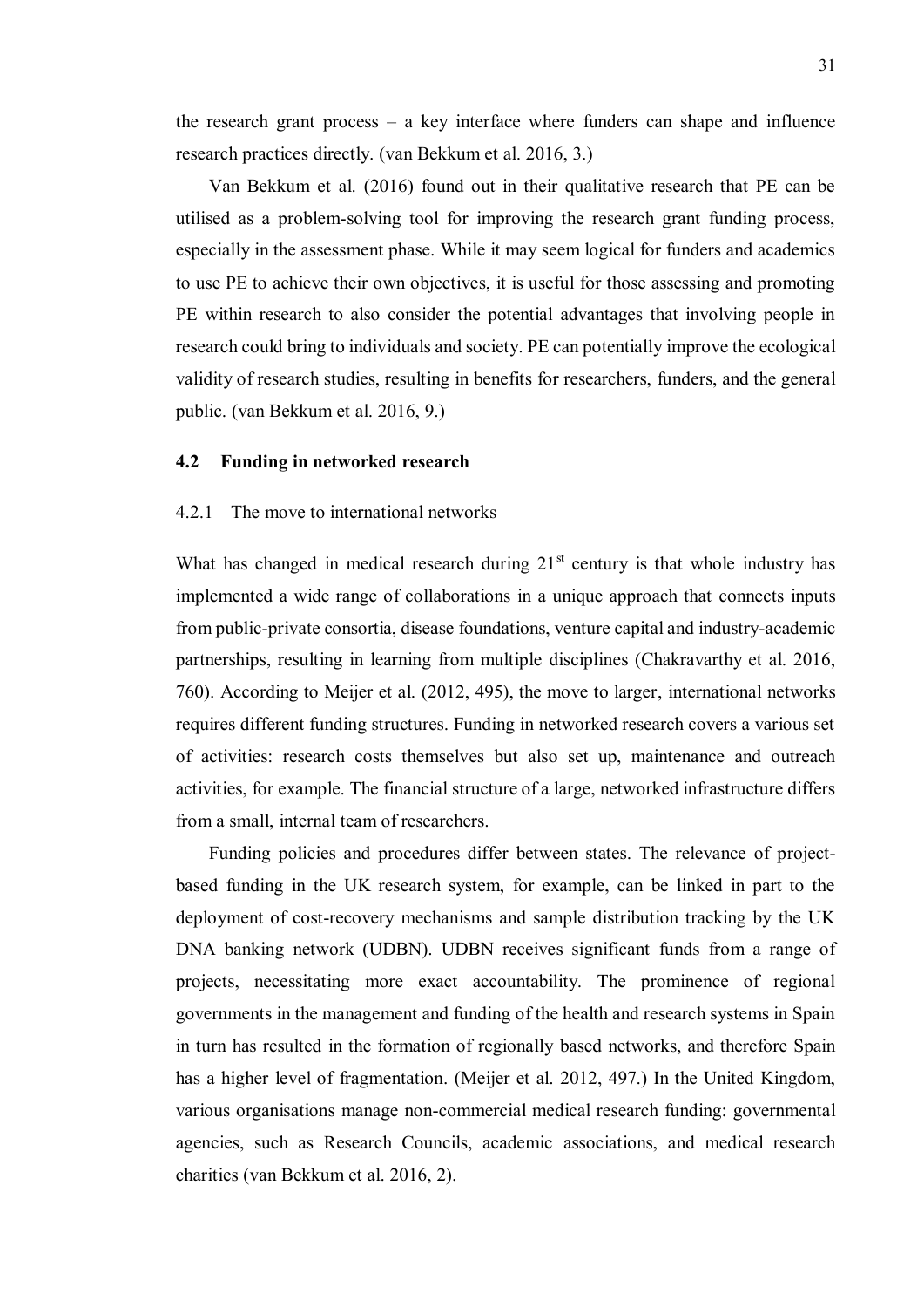the research grant process – a key interface where funders can shape and influence research practices directly. (van Bekkum et al. 2016, 3.)

Van Bekkum et al. (2016) found out in their qualitative research that PE can be utilised as a problem-solving tool for improving the research grant funding process, especially in the assessment phase. While it may seem logical for funders and academics to use PE to achieve their own objectives, it is useful for those assessing and promoting PE within research to also consider the potential advantages that involving people in research could bring to individuals and society. PE can potentially improve the ecological validity of research studies, resulting in benefits for researchers, funders, and the general public. (van Bekkum et al. 2016, 9.)

## 4.2 Funding in networked research

### 4.2.1 The move to international networks

What has changed in medical research during 21st century is that whole industry has implemented a wide range of collaborations in a unique approach that connects inputs from public-private consortia, disease foundations, venture capital and industry-academic partnerships, resulting in learning from multiple disciplines (Chakravarthy et al. 2016, 760). According to Meijer et al. (2012, 495), the move to larger, international networks requires different funding structures. Funding in networked research covers a various set of activities: research costs themselves but also set up, maintenance and outreach activities, for example. The financial structure of a large, networked infrastructure differs from a small, internal team of researchers.

Funding policies and procedures differ between states. The relevance of project-based funding in the UK research system, for example, can be linked in part to the deployment of cost-recovery mechanisms and sample distribution tracking by the UK DNA banking network (UDBN). UDBN receives significant funds from a range of projects, necessitating more exact accountability. The prominence of regional governments in the management and funding of the health and research systems in Spain in turn has resulted in the formation of regionally based networks, and therefore Spain has a higher level of fragmentation. (Meijer et al. 2012, 497.) In the United Kingdom, various organisations manage non-commercial medical research funding: governmental agencies, such as Research Councils, academic associations, and medical research charities (van Bekkum et al. 2016, 2).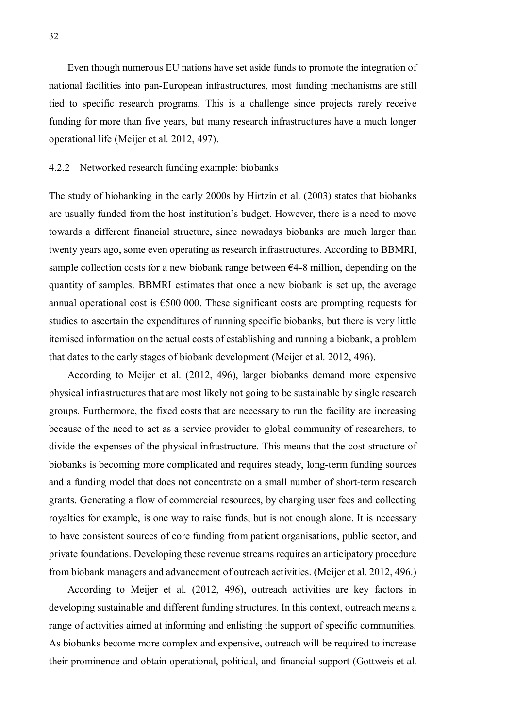Even though numerous EU nations have set aside funds to promote the integration of national facilities into pan-European infrastructures, most funding mechanisms are still tied to specific research programs. This is a challenge since projects rarely receive funding for more than five years, but many research infrastructures have a much longer operational life (Meijer et al. 2012, 497).

### 4.2.2 Networked research funding example: biobanks

The study of biobanking in the early 2000s by Hirtzin et al. (2003) states that biobanks are usually funded from the host institution's budget. However, there is a need to move towards a different financial structure, since nowadays biobanks are much larger than twenty years ago, some even operating as research infrastructures. According to BBMRI, sample collection costs for a new biobank range between €4-8 million, depending on the quantity of samples. BBMRI estimates that once a new biobank is set up, the average annual operational cost is €500 000. These significant costs are prompting requests for studies to ascertain the expenditures of running specific biobanks, but there is very little itemised information on the actual costs of establishing and running a biobank, a problem that dates to the early stages of biobank development (Meijer et al. 2012, 496).

According to Meijer et al. (2012, 496), larger biobanks demand more expensive physical infrastructures that are most likely not going to be sustainable by single research groups. Furthermore, the fixed costs that are necessary to run the facility are increasing because of the need to act as a service provider to global community of researchers, to divide the expenses of the physical infrastructure. This means that the cost structure of biobanks is becoming more complicated and requires steady, long-term funding sources and a funding model that does not concentrate on a small number of short-term research grants. Generating a flow of commercial resources, by charging user fees and collecting royalties for example, is one way to raise funds, but is not enough alone. It is necessary to have consistent sources of core funding from patient organisations, public sector, and private foundations. Developing these revenue streams requires an anticipatory procedure from biobank managers and advancement of outreach activities. (Meijer et al. 2012, 496.)

According to Meijer et al. (2012, 496), outreach activities are key factors in developing sustainable and different funding structures. In this context, outreach means a range of activities aimed at informing and enlisting the support of specific communities. As biobanks become more complex and expensive, outreach will be required to increase their prominence and obtain operational, political, and financial support (Gottweis et al.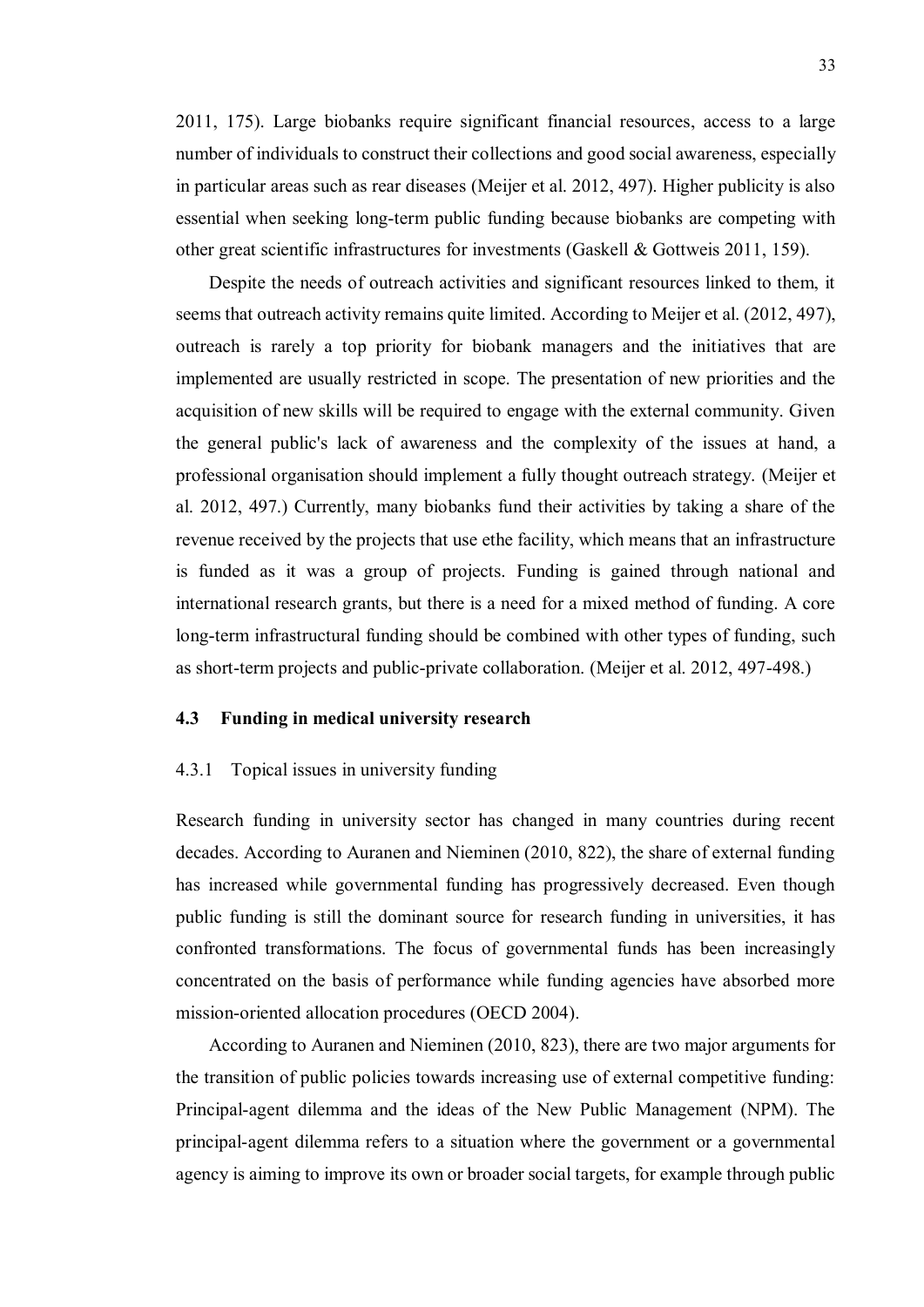2011, 175). Large biobanks require significant financial resources, access to a large number of individuals to construct their collections and good social awareness, especially in particular areas such as rear diseases (Meijer et al. 2012, 497). Higher publicity is also essential when seeking long-term public funding because biobanks are competing with other great scientific infrastructures for investments (Gaskell & Gottweis 2011, 159).

Despite the needs of outreach activities and significant resources linked to them, it seems that outreach activity remains quite limited. According to Meijer et al. (2012, 497), outreach is rarely a top priority for biobank managers and the initiatives that are implemented are usually restricted in scope. The presentation of new priorities and the acquisition of new skills will be required to engage with the external community. Given the general public's lack of awareness and the complexity of the issues at hand, a professional organisation should implement a fully thought outreach strategy. (Meijer et al. 2012, 497.) Currently, many biobanks fund their activities by taking a share of the revenue received by the projects that use ethe facility, which means that an infrastructure is funded as it was a group of projects. Funding is gained through national and international research grants, but there is a need for a mixed method of funding. A core long-term infrastructural funding should be combined with other types of funding, such as short-term projects and public-private collaboration. (Meijer et al. 2012, 497-498.)

### 4.3 Funding in medical university research

#### 4.3.1 Topical issues in university funding

Research funding in university sector has changed in many countries during recent decades. According to Auranen and Nieminen (2010, 822), the share of external funding has increased while governmental funding has progressively decreased. Even though public funding is still the dominant source for research funding in universities, it has confronted transformations. The focus of governmental funds has been increasingly concentrated on the basis of performance while funding agencies have absorbed more mission-oriented allocation procedures (OECD 2004).

According to Auranen and Nieminen (2010, 823), there are two major arguments for the transition of public policies towards increasing use of external competitive funding: Principal-agent dilemma and the ideas of the New Public Management (NPM). The principal-agent dilemma refers to a situation where the government or a governmental agency is aiming to improve its own or broader social targets, for example through public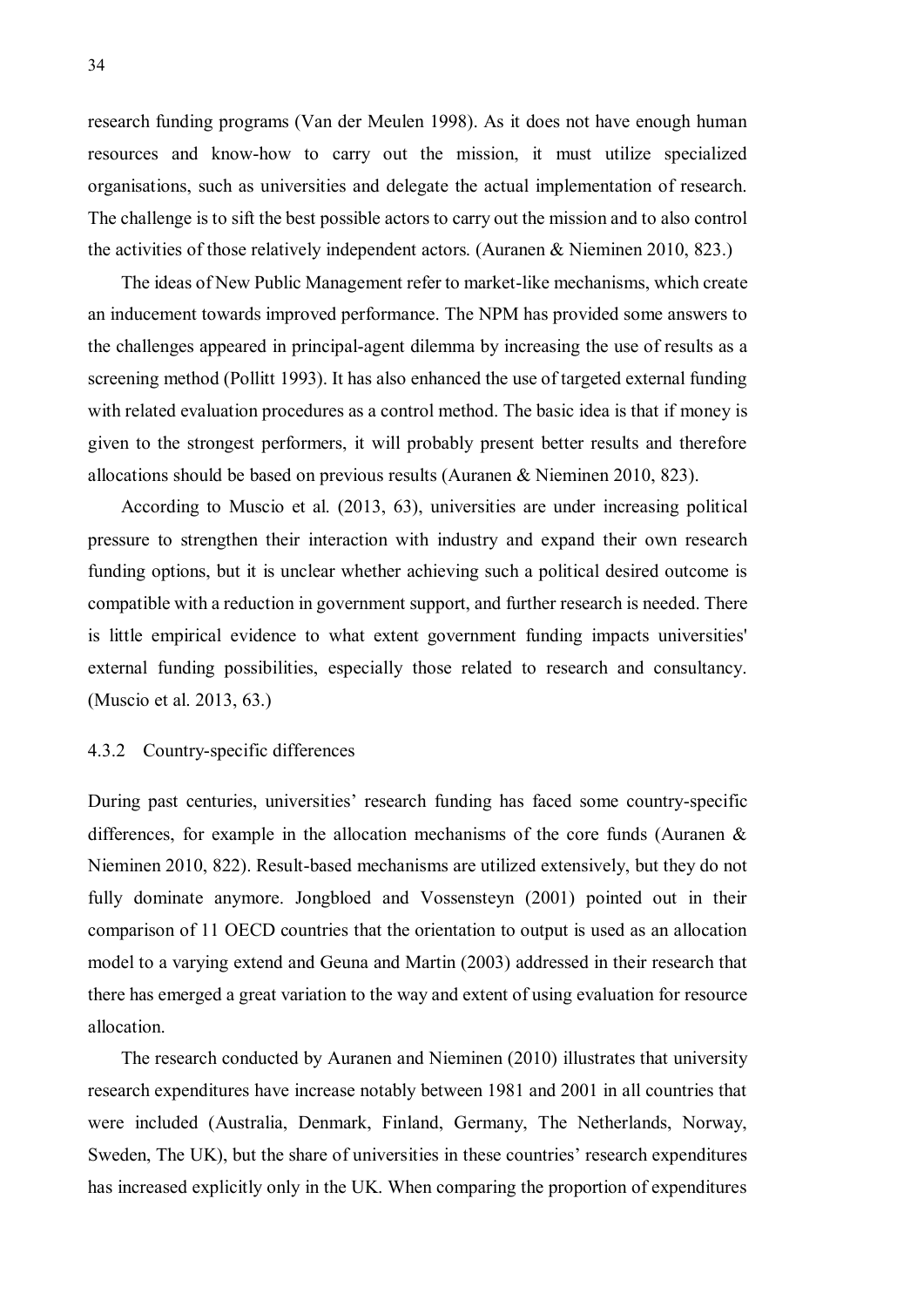research funding programs (Van der Meulen 1998). As it does not have enough human resources and know-how to carry out the mission, it must utilize specialized organisations, such as universities and delegate the actual implementation of research. The challenge is to sift the best possible actors to carry out the mission and to also control the activities of those relatively independent actors. (Auranen & Nieminen 2010, 823.)

The ideas of New Public Management refer to market-like mechanisms, which create an inducement towards improved performance. The NPM has provided some answers to the challenges appeared in principal-agent dilemma by increasing the use of results as a screening method (Pollitt 1993). It has also enhanced the use of targeted external funding with related evaluation procedures as a control method. The basic idea is that if money is given to the strongest performers, it will probably present better results and therefore allocations should be based on previous results (Auranen & Nieminen 2010, 823).

According to Muscio et al. (2013, 63), universities are under increasing political pressure to strengthen their interaction with industry and expand their own research funding options, but it is unclear whether achieving such a political desired outcome is compatible with a reduction in government support, and further research is needed. There is little empirical evidence to what extent government funding impacts universities' external funding possibilities, especially those related to research and consultancy. (Muscio et al. 2013, 63.)

### 4.3.2 Country-specific differences

During past centuries, universities' research funding has faced some country-specific differences, for example in the allocation mechanisms of the core funds (Auranen & Nieminen 2010, 822). Result-based mechanisms are utilized extensively, but they do not fully dominate anymore. Jongbloed and Vossensteyn (2001) pointed out in their comparison of 11 OECD countries that the orientation to output is used as an allocation model to a varying extend and Geuna and Martin (2003) addressed in their research that there has emerged a great variation to the way and extent of using evaluation for resource allocation.

The research conducted by Auranen and Nieminen (2010) illustrates that university research expenditures have increase notably between 1981 and 2001 in all countries that were included (Australia, Denmark, Finland, Germany, The Netherlands, Norway, Sweden, The UK), but the share of universities in these countries' research expenditures has increased explicitly only in the UK. When comparing the proportion of expenditures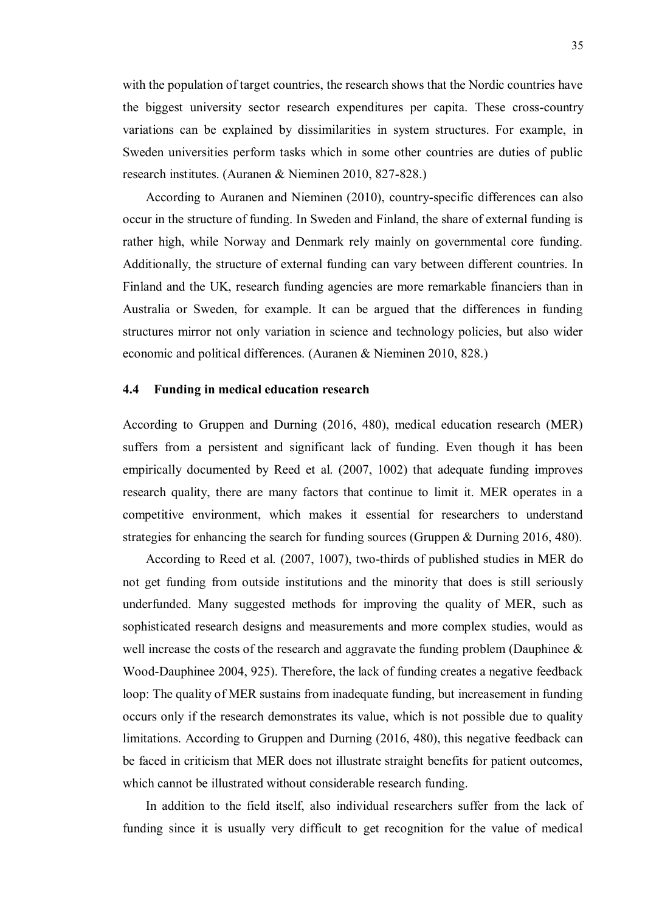with the population of target countries, the research shows that the Nordic countries have the biggest university sector research expenditures per capita. These cross-country variations can be explained by dissimilarities in system structures. For example, in Sweden universities perform tasks which in some other countries are duties of public research institutes. (Auranen & Nieminen 2010, 827-828.)

According to Auranen and Nieminen (2010), country-specific differences can also occur in the structure of funding. In Sweden and Finland, the share of external funding is rather high, while Norway and Denmark rely mainly on governmental core funding. Additionally, the structure of external funding can vary between different countries. In Finland and the UK, research funding agencies are more remarkable financiers than in Australia or Sweden, for example. It can be argued that the differences in funding structures mirror not only variation in science and technology policies, but also wider economic and political differences. (Auranen & Nieminen 2010, 828.)

### 4.4 Funding in medical education research

According to Gruppen and Durning (2016, 480), medical education research (MER) suffers from a persistent and significant lack of funding. Even though it has been empirically documented by Reed et al. (2007, 1002) that adequate funding improves research quality, there are many factors that continue to limit it. MER operates in a competitive environment, which makes it essential for researchers to understand strategies for enhancing the search for funding sources (Gruppen & Durning 2016, 480).

According to Reed et al. (2007, 1007), two-thirds of published studies in MER do not get funding from outside institutions and the minority that does is still seriously underfunded. Many suggested methods for improving the quality of MER, such as sophisticated research designs and measurements and more complex studies, would as well increase the costs of the research and aggravate the funding problem (Dauphinee & Wood-Dauphinee 2004, 925). Therefore, the lack of funding creates a negative feedback loop: The quality of MER sustains from inadequate funding, but increasement in funding occurs only if the research demonstrates its value, which is not possible due to quality limitations. According to Gruppen and Durning (2016, 480), this negative feedback can be faced in criticism that MER does not illustrate straight benefits for patient outcomes, which cannot be illustrated without considerable research funding.

In addition to the field itself, also individual researchers suffer from the lack of funding since it is usually very difficult to get recognition for the value of medical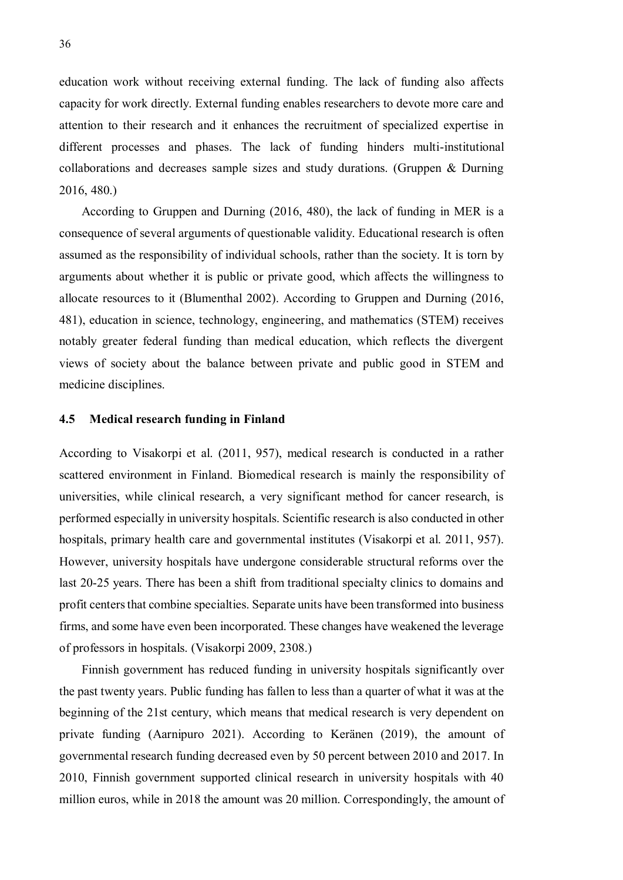education work without receiving external funding. The lack of funding also affects capacity for work directly. External funding enables researchers to devote more care and attention to their research and it enhances the recruitment of specialized expertise in different processes and phases. The lack of funding hinders multi-institutional collaborations and decreases sample sizes and study durations. (Gruppen & Durning 2016, 480.)

According to Gruppen and Durning (2016, 480), the lack of funding in MER is a consequence of several arguments of questionable validity. Educational research is often assumed as the responsibility of individual schools, rather than the society. It is torn by arguments about whether it is public or private good, which affects the willingness to allocate resources to it (Blumenthal 2002). According to Gruppen and Durning (2016, 481), education in science, technology, engineering, and mathematics (STEM) receives notably greater federal funding than medical education, which reflects the divergent views of society about the balance between private and public good in STEM and medicine disciplines.

### 4.5 Medical research funding in Finland

According to Visakorpi et al. (2011, 957), medical research is conducted in a rather scattered environment in Finland. Biomedical research is mainly the responsibility of universities, while clinical research, a very significant method for cancer research, is performed especially in university hospitals. Scientific research is also conducted in other hospitals, primary health care and governmental institutes (Visakorpi et al. 2011, 957). However, university hospitals have undergone considerable structural reforms over the last 20-25 years. There has been a shift from traditional specialty clinics to domains and profit centers that combine specialties. Separate units have been transformed into business firms, and some have even been incorporated. These changes have weakened the leverage of professors in hospitals. (Visakorpi 2009, 2308.)

Finnish government has reduced funding in university hospitals significantly over the past twenty years. Public funding has fallen to less than a quarter of what it was at the beginning of the 21st century, which means that medical research is very dependent on private funding (Aarnipuro 2021). According to Keränen (2019), the amount of governmental research funding decreased even by 50 percent between 2010 and 2017. In 2010, Finnish government supported clinical research in university hospitals with 40 million euros, while in 2018 the amount was 20 million. Correspondingly, the amount of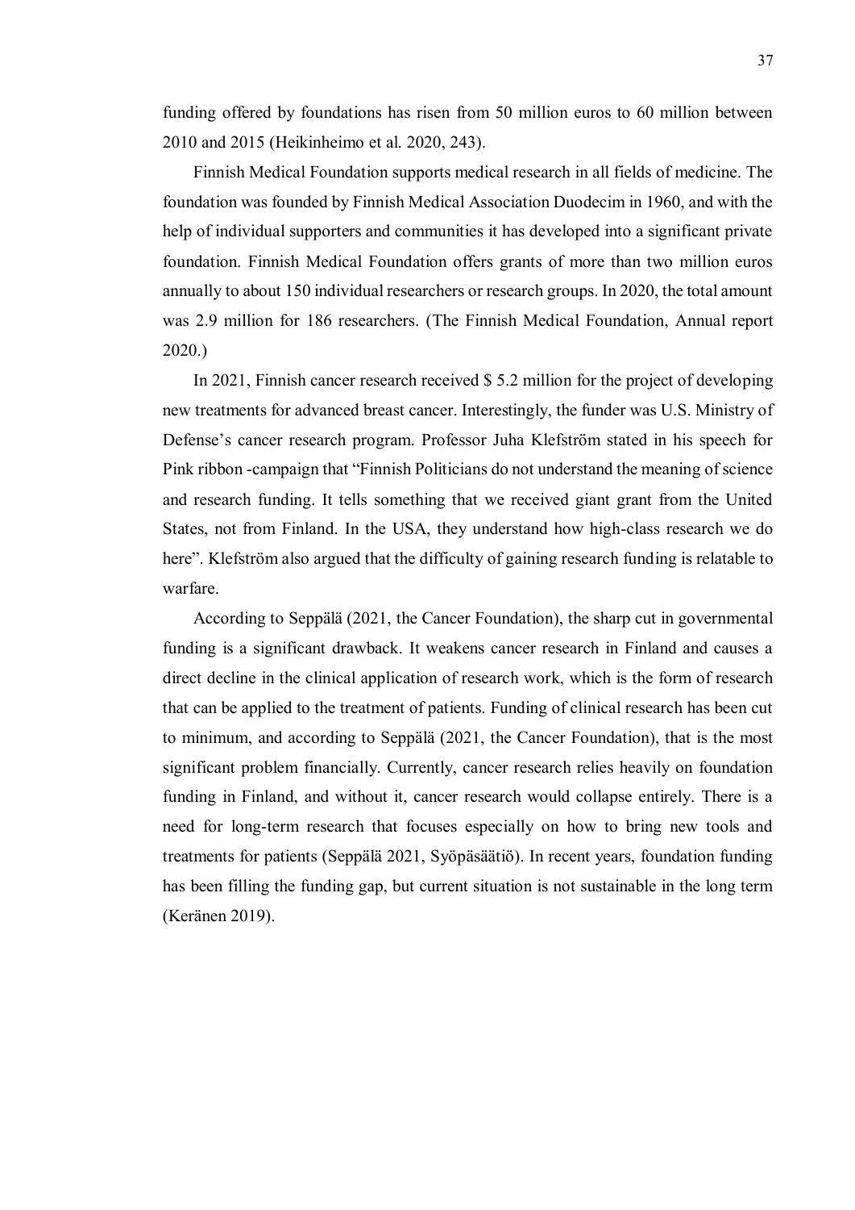funding offered by foundations has risen from 50 million euros to 60 million between 2010 and 2015 (Heikinheimo et al. 2020, 243).

Finnish Medical Foundation supports medical research in all fields of medicine. The foundation was founded by Finnish Medical Association Duodecim in 1960, and with the help of individual supporters and communities it has developed into a significant private foundation. Finnish Medical Foundation offers grants of more than two million euros annually to about 150 individual researchers or research groups. In 2020, the total amount was 2.9 million for 186 researchers. (The Finnish Medical Foundation, Annual report 2020.)

In 2021, Finnish cancer research received $ 5.2 million for the project of developing new treatments for advanced breast cancer. Interestingly, the funder was U.S. Ministry of Defense's cancer research program. Professor Juha Klefström stated in his speech for Pink ribbon -campaign that "Finnish Politicians do not understand the meaning of science and research funding. It tells something that we received giant grant from the United States, not from Finland. In the USA, they understand how high-class research we do here". Klefström also argued that the difficulty of gaining research funding is relatable to warfare.

According to Seppälä (2021, the Cancer Foundation), the sharp cut in governmental funding is a significant drawback. It weakens cancer research in Finland and causes a direct decline in the clinical application of research work, which is the form of research that can be applied to the treatment of patients. Funding of clinical research has been cut to minimum, and according to Seppälä (2021, the Cancer Foundation), that is the most significant problem financially. Currently, cancer research relies heavily on foundation funding in Finland, and without it, cancer research would collapse entirely. There is a need for long-term research that focuses especially on how to bring new tools and treatments for patients (Seppälä 2021, Syöpäsäätiö). In recent years, foundation funding has been filling the funding gap, but current situation is not sustainable in the long term (Keränen 2019).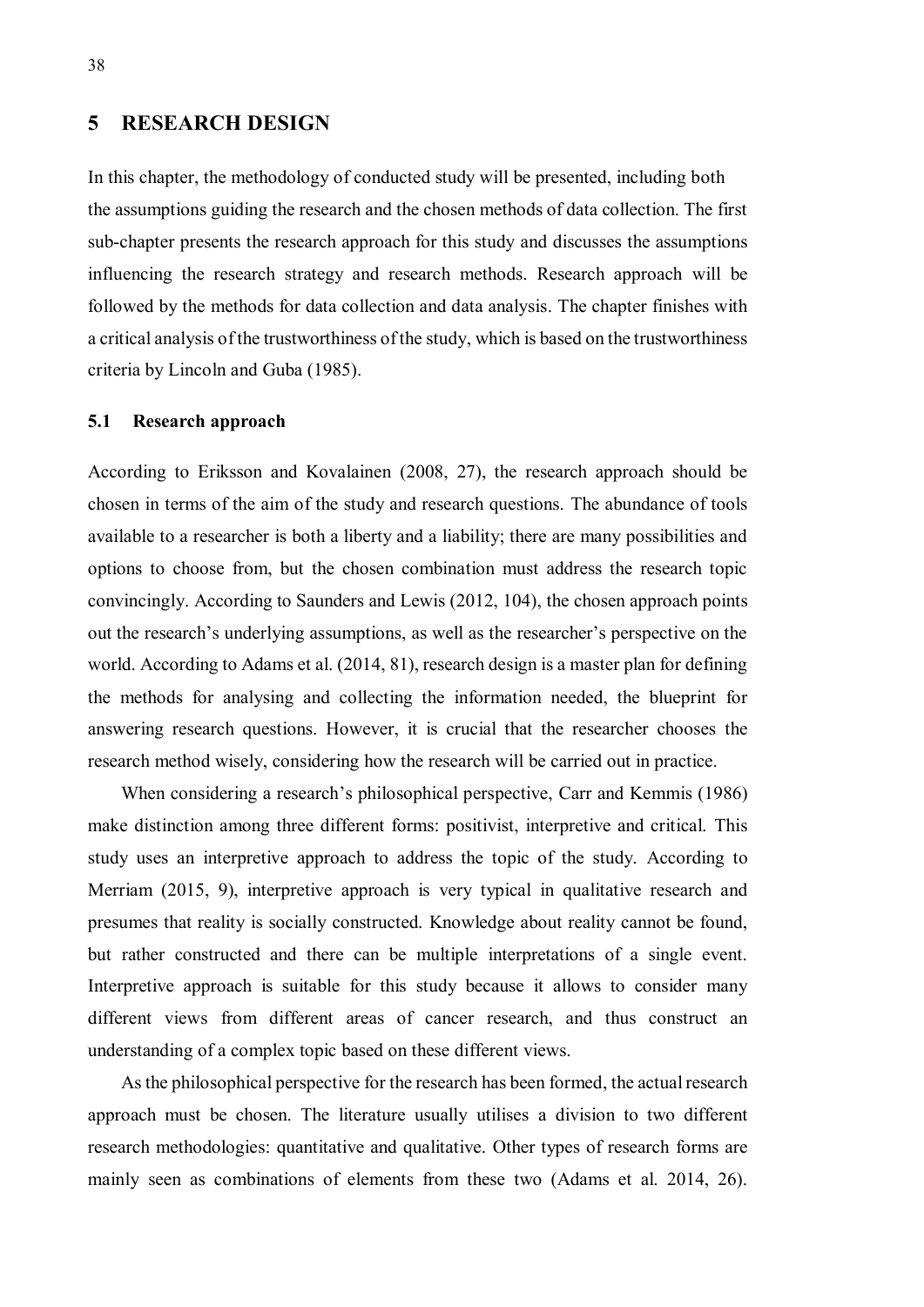# 5 RESEARCH DESIGN

In this chapter, the methodology of conducted study will be presented, including both the assumptions guiding the research and the chosen methods of data collection. The first sub-chapter presents the research approach for this study and discusses the assumptions influencing the research strategy and research methods. Research approach will be followed by the methods for data collection and data analysis. The chapter finishes with a critical analysis of the trustworthiness of the study, which is based on the trustworthiness criteria by Lincoln and Guba (1985).

## 5.1 Research approach

According to Eriksson and Kovalainen (2008, 27), the research approach should be chosen in terms of the aim of the study and research questions. The abundance of tools available to a researcher is both a liberty and a liability; there are many possibilities and options to choose from, but the chosen combination must address the research topic convincingly. According to Saunders and Lewis (2012, 104), the chosen approach points out the research's underlying assumptions, as well as the researcher's perspective on the world. According to Adams et al. (2014, 81), research design is a master plan for defining the methods for analysing and collecting the information needed, the blueprint for answering research questions. However, it is crucial that the researcher chooses the research method wisely, considering how the research will be carried out in practice.

When considering a research's philosophical perspective, Carr and Kemmis (1986) make distinction among three different forms: positivist, interpretive and critical. This study uses an interpretive approach to address the topic of the study. According to Merriam (2015, 9), interpretive approach is very typical in qualitative research and presumes that reality is socially constructed. Knowledge about reality cannot be found, but rather constructed and there can be multiple interpretations of a single event. Interpretive approach is suitable for this study because it allows to consider many different views from different areas of cancer research, and thus construct an understanding of a complex topic based on these different views.

As the philosophical perspective for the research has been formed, the actual research approach must be chosen. The literature usually utilises a division to two different research methodologies: quantitative and qualitative. Other types of research forms are mainly seen as combinations of elements from these two (Adams et al. 2014, 26).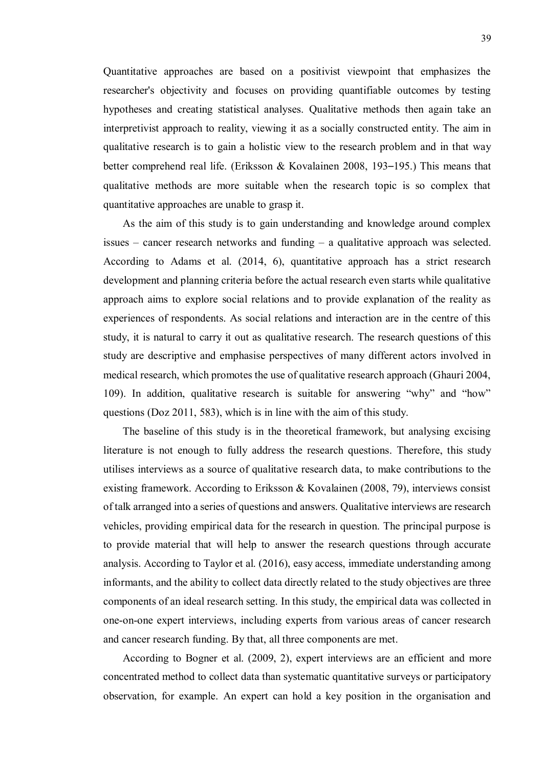Quantitative approaches are based on a positivist viewpoint that emphasizes the researcher's objectivity and focuses on providing quantifiable outcomes by testing hypotheses and creating statistical analyses. Qualitative methods then again take an interpretivist approach to reality, viewing it as a socially constructed entity. The aim in qualitative research is to gain a holistic view to the research problem and in that way better comprehend real life. (Eriksson & Kovalainen 2008, 193–195.) This means that qualitative methods are more suitable when the research topic is so complex that quantitative approaches are unable to grasp it.

As the aim of this study is to gain understanding and knowledge around complex issues – cancer research networks and funding – a qualitative approach was selected. According to Adams et al. (2014, 6), quantitative approach has a strict research development and planning criteria before the actual research even starts while qualitative approach aims to explore social relations and to provide explanation of the reality as experiences of respondents. As social relations and interaction are in the centre of this study, it is natural to carry it out as qualitative research. The research questions of this study are descriptive and emphasise perspectives of many different actors involved in medical research, which promotes the use of qualitative research approach (Ghauri 2004, 109). In addition, qualitative research is suitable for answering "why" and "how" questions (Doz 2011, 583), which is in line with the aim of this study.

The baseline of this study is in the theoretical framework, but analysing excising literature is not enough to fully address the research questions. Therefore, this study utilises interviews as a source of qualitative research data, to make contributions to the existing framework. According to Eriksson & Kovalainen (2008, 79), interviews consist of talk arranged into a series of questions and answers. Qualitative interviews are research vehicles, providing empirical data for the research in question. The principal purpose is to provide material that will help to answer the research questions through accurate analysis. According to Taylor et al. (2016), easy access, immediate understanding among informants, and the ability to collect data directly related to the study objectives are three components of an ideal research setting. In this study, the empirical data was collected in one-on-one expert interviews, including experts from various areas of cancer research and cancer research funding. By that, all three components are met.

According to Bogner et al. (2009, 2), expert interviews are an efficient and more concentrated method to collect data than systematic quantitative surveys or participatory observation, for example. An expert can hold a key position in the organisation and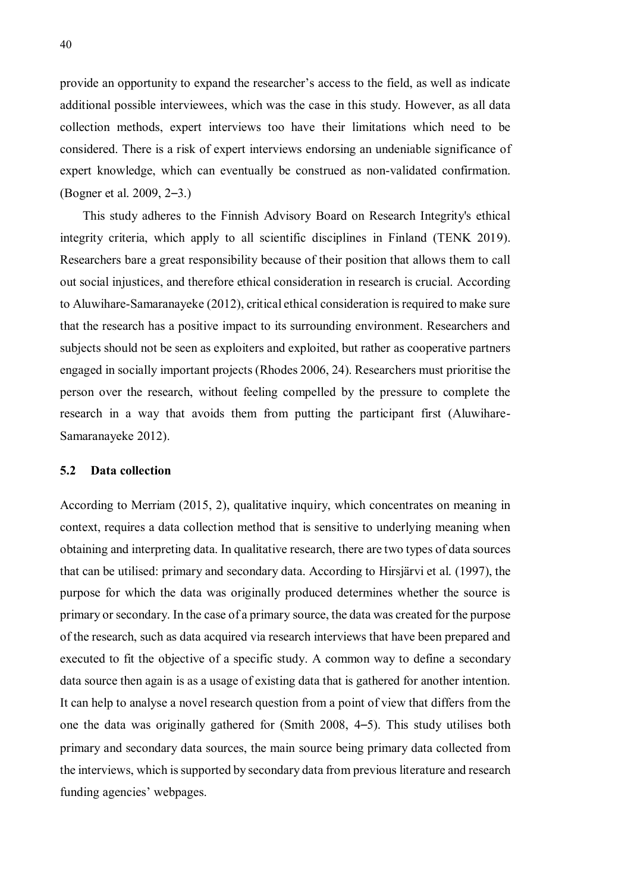provide an opportunity to expand the researcher's access to the field, as well as indicate additional possible interviewees, which was the case in this study. However, as all data collection methods, expert interviews too have their limitations which need to be considered. There is a risk of expert interviews endorsing an undeniable significance of expert knowledge, which can eventually be construed as non-validated confirmation. (Bogner et al. 2009, 2–3.)

This study adheres to the Finnish Advisory Board on Research Integrity's ethical integrity criteria, which apply to all scientific disciplines in Finland (TENK 2019). Researchers bare a great responsibility because of their position that allows them to call out social injustices, and therefore ethical consideration in research is crucial. According to Aluwihare-Samaranayeke (2012), critical ethical consideration is required to make sure that the research has a positive impact to its surrounding environment. Researchers and subjects should not be seen as exploiters and exploited, but rather as cooperative partners engaged in socially important projects (Rhodes 2006, 24). Researchers must prioritise the person over the research, without feeling compelled by the pressure to complete the research in a way that avoids them from putting the participant first (Aluwihare-Samaranayeke 2012).

## 5.2 Data collection

According to Merriam (2015, 2), qualitative inquiry, which concentrates on meaning in context, requires a data collection method that is sensitive to underlying meaning when obtaining and interpreting data. In qualitative research, there are two types of data sources that can be utilised: primary and secondary data. According to Hirsjärvi et al. (1997), the purpose for which the data was originally produced determines whether the source is primary or secondary. In the case of a primary source, the data was created for the purpose of the research, such as data acquired via research interviews that have been prepared and executed to fit the objective of a specific study. A common way to define a secondary data source then again is as a usage of existing data that is gathered for another intention. It can help to analyse a novel research question from a point of view that differs from the one the data was originally gathered for (Smith 2008, 4–5). This study utilises both primary and secondary data sources, the main source being primary data collected from the interviews, which is supported by secondary data from previous literature and research funding agencies' webpages.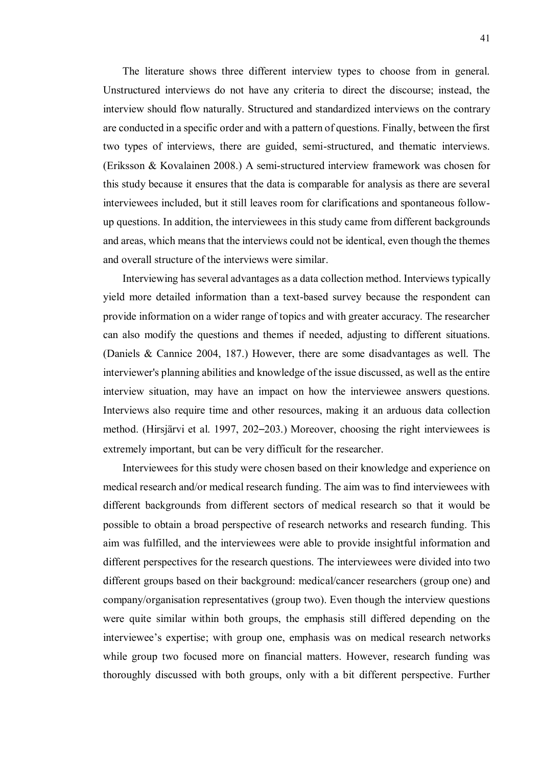The literature shows three different interview types to choose from in general. Unstructured interviews do not have any criteria to direct the discourse; instead, the interview should flow naturally. Structured and standardized interviews on the contrary are conducted in a specific order and with a pattern of questions. Finally, between the first two types of interviews, there are guided, semi-structured, and thematic interviews. (Eriksson & Kovalainen 2008.) A semi-structured interview framework was chosen for this study because it ensures that the data is comparable for analysis as there are several interviewees included, but it still leaves room for clarifications and spontaneous follow-up questions. In addition, the interviewees in this study came from different backgrounds and areas, which means that the interviews could not be identical, even though the themes and overall structure of the interviews were similar.

Interviewing has several advantages as a data collection method. Interviews typically yield more detailed information than a text-based survey because the respondent can provide information on a wider range of topics and with greater accuracy. The researcher can also modify the questions and themes if needed, adjusting to different situations. (Daniels & Cannice 2004, 187.) However, there are some disadvantages as well. The interviewer's planning abilities and knowledge of the issue discussed, as well as the entire interview situation, may have an impact on how the interviewee answers questions. Interviews also require time and other resources, making it an arduous data collection method. (Hirsjärvi et al. 1997, 202–203.) Moreover, choosing the right interviewees is extremely important, but can be very difficult for the researcher.

Interviewees for this study were chosen based on their knowledge and experience on medical research and/or medical research funding. The aim was to find interviewees with different backgrounds from different sectors of medical research so that it would be possible to obtain a broad perspective of research networks and research funding. This aim was fulfilled, and the interviewees were able to provide insightful information and different perspectives for the research questions. The interviewees were divided into two different groups based on their background: medical/cancer researchers (group one) and company/organisation representatives (group two). Even though the interview questions were quite similar within both groups, the emphasis still differed depending on the interviewee's expertise; with group one, emphasis was on medical research networks while group two focused more on financial matters. However, research funding was thoroughly discussed with both groups, only with a bit different perspective. Further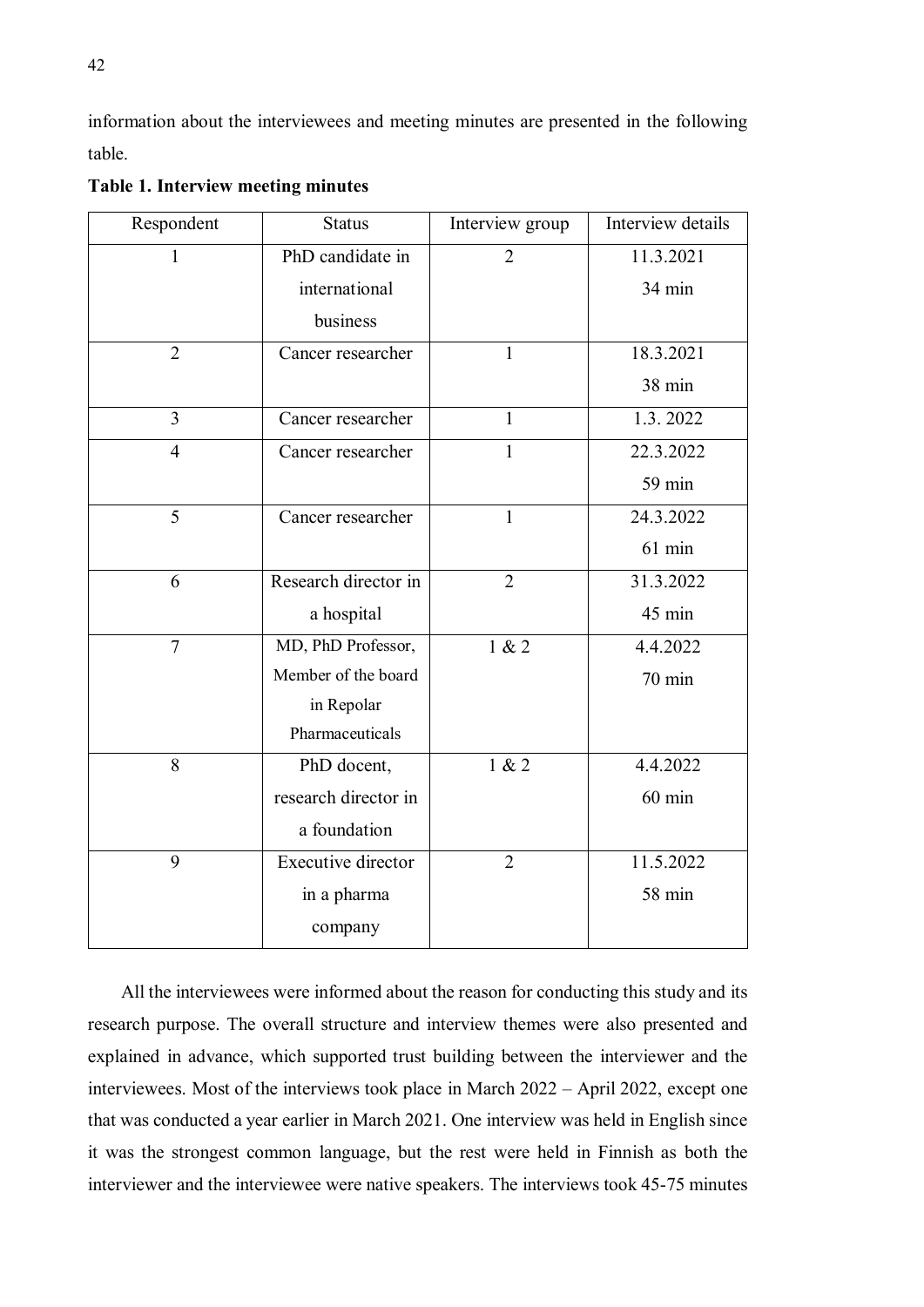information about the interviewees and meeting minutes are presented in the following table.

**Table 1. Interview meeting minutes**

| Respondent | Status | Interview group | Interview details |
|---|---|---|---|
| 1 | PhD candidate in international business | 2 | 11.3.2021 34 min |
| 2 | Cancer researcher | 1 | 18.3.2021 38 min |
| 3 | Cancer researcher | 1 | 1.3. 2022 |
| 4 | Cancer researcher | 1 | 22.3.2022 59 min |
| 5 | Cancer researcher | 1 | 24.3.2022 61 min |
| 6 | Research director in a hospital | 2 | 31.3.2022 45 min |
| 7 | MD, PhD Professor, Member of the board in Repolar Pharmaceuticals | 1 & 2 | 4.4.2022 70 min |
| 8 | PhD docent, research director in a foundation | 1 & 2 | 4.4.2022 60 min |
| 9 | Executive director in a pharma company | 2 | 11.5.2022 58 min |

All the interviewees were informed about the reason for conducting this study and its research purpose. The overall structure and interview themes were also presented and explained in advance, which supported trust building between the interviewer and the interviewees. Most of the interviews took place in March 2022 – April 2022, except one that was conducted a year earlier in March 2021. One interview was held in English since it was the strongest common language, but the rest were held in Finnish as both the interviewer and the interviewee were native speakers. The interviews took 45-75 minutes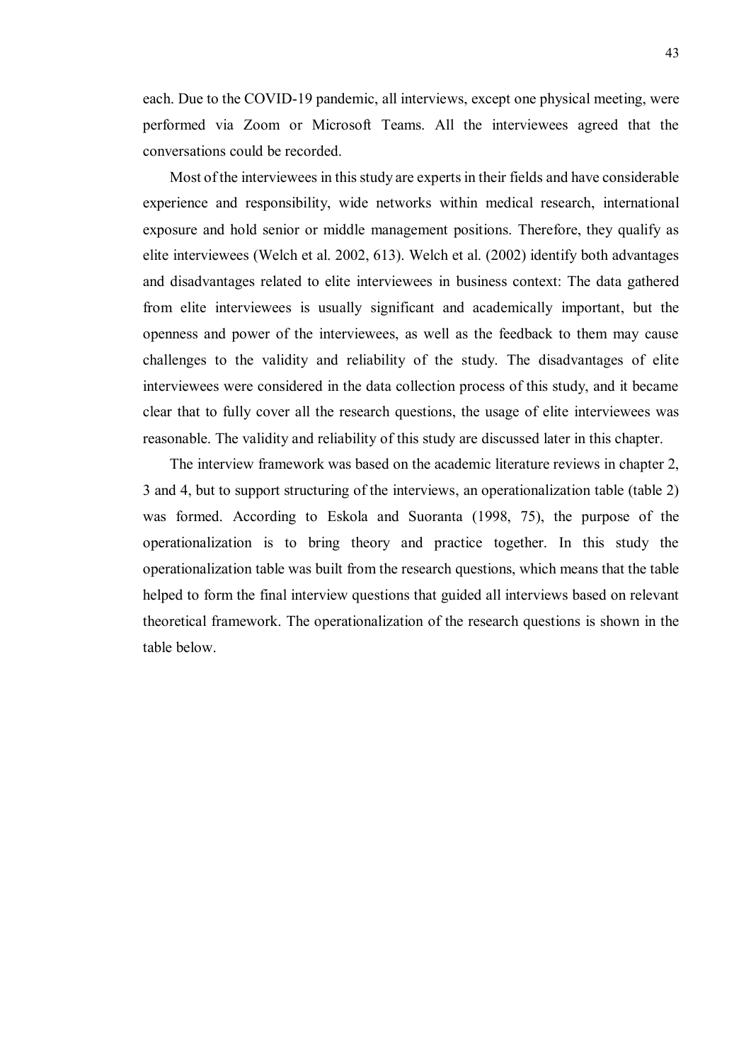each. Due to the COVID-19 pandemic, all interviews, except one physical meeting, were performed via Zoom or Microsoft Teams. All the interviewees agreed that the conversations could be recorded.

Most of the interviewees in this study are experts in their fields and have considerable experience and responsibility, wide networks within medical research, international exposure and hold senior or middle management positions. Therefore, they qualify as elite interviewees (Welch et al. 2002, 613). Welch et al. (2002) identify both advantages and disadvantages related to elite interviewees in business context: The data gathered from elite interviewees is usually significant and academically important, but the openness and power of the interviewees, as well as the feedback to them may cause challenges to the validity and reliability of the study. The disadvantages of elite interviewees were considered in the data collection process of this study, and it became clear that to fully cover all the research questions, the usage of elite interviewees was reasonable. The validity and reliability of this study are discussed later in this chapter.

The interview framework was based on the academic literature reviews in chapter 2, 3 and 4, but to support structuring of the interviews, an operationalization table (table 2) was formed. According to Eskola and Suoranta (1998, 75), the purpose of the operationalization is to bring theory and practice together. In this study the operationalization table was built from the research questions, which means that the table helped to form the final interview questions that guided all interviews based on relevant theoretical framework. The operationalization of the research questions is shown in the table below.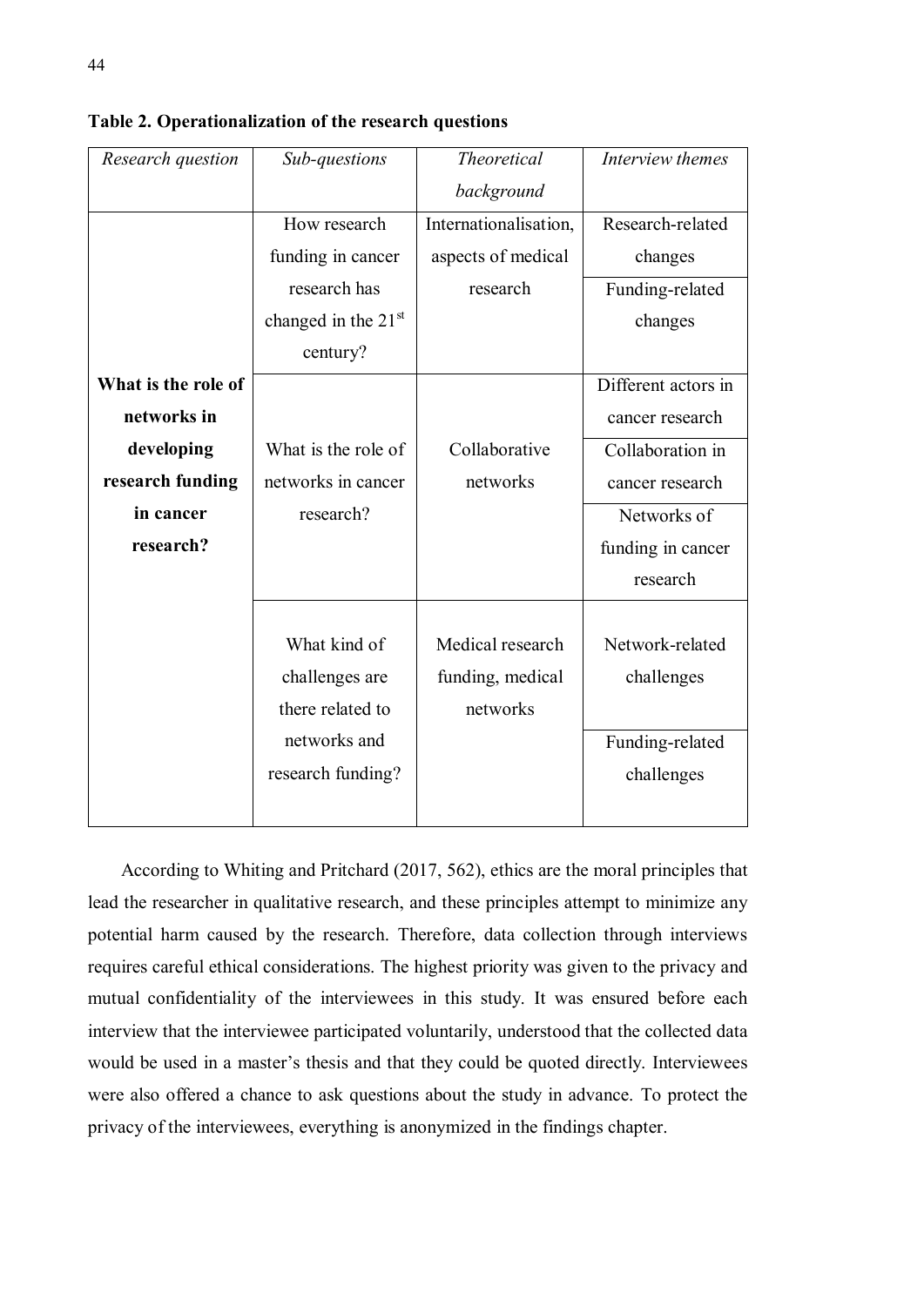**Table 2. Operationalization of the research questions**

| *Research question* | *Sub-questions* | *Theoretical background* | *Interview themes* |
|---|---|---|---|
| **What is the role of networks in developing research funding in cancer research?** | How research funding in cancer research has changed in the 21st century? | Internationalisation, aspects of medical research | Research-related changes |
| | | | Funding-related changes |
| | What is the role of networks in cancer research? | Collaborative networks | Different actors in cancer research |
| | | | Collaboration in cancer research |
| | | | Networks of funding in cancer research |
| | What kind of challenges are there related to networks and research funding? | Medical research funding, medical networks | Network-related challenges |
| | | | Funding-related challenges |

According to Whiting and Pritchard (2017, 562), ethics are the moral principles that lead the researcher in qualitative research, and these principles attempt to minimize any potential harm caused by the research. Therefore, data collection through interviews requires careful ethical considerations. The highest priority was given to the privacy and mutual confidentiality of the interviewees in this study. It was ensured before each interview that the interviewee participated voluntarily, understood that the collected data would be used in a master's thesis and that they could be quoted directly. Interviewees were also offered a chance to ask questions about the study in advance. To protect the privacy of the interviewees, everything is anonymized in the findings chapter.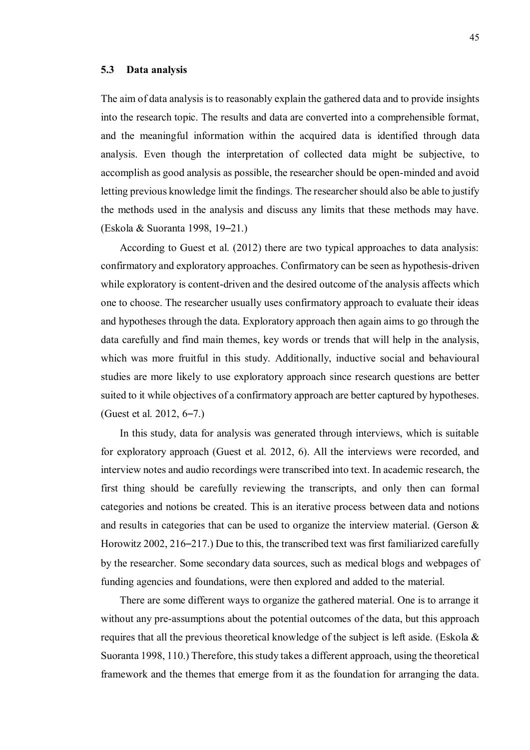### 5.3 Data analysis

The aim of data analysis is to reasonably explain the gathered data and to provide insights into the research topic. The results and data are converted into a comprehensible format, and the meaningful information within the acquired data is identified through data analysis. Even though the interpretation of collected data might be subjective, to accomplish as good analysis as possible, the researcher should be open-minded and avoid letting previous knowledge limit the findings. The researcher should also be able to justify the methods used in the analysis and discuss any limits that these methods may have. (Eskola & Suoranta 1998, 19–21.)

According to Guest et al. (2012) there are two typical approaches to data analysis: confirmatory and exploratory approaches. Confirmatory can be seen as hypothesis-driven while exploratory is content-driven and the desired outcome of the analysis affects which one to choose. The researcher usually uses confirmatory approach to evaluate their ideas and hypotheses through the data. Exploratory approach then again aims to go through the data carefully and find main themes, key words or trends that will help in the analysis, which was more fruitful in this study. Additionally, inductive social and behavioural studies are more likely to use exploratory approach since research questions are better suited to it while objectives of a confirmatory approach are better captured by hypotheses. (Guest et al. 2012, 6–7.)

In this study, data for analysis was generated through interviews, which is suitable for exploratory approach (Guest et al. 2012, 6). All the interviews were recorded, and interview notes and audio recordings were transcribed into text. In academic research, the first thing should be carefully reviewing the transcripts, and only then can formal categories and notions be created. This is an iterative process between data and notions and results in categories that can be used to organize the interview material. (Gerson & Horowitz 2002, 216–217.) Due to this, the transcribed text was first familiarized carefully by the researcher. Some secondary data sources, such as medical blogs and webpages of funding agencies and foundations, were then explored and added to the material.

There are some different ways to organize the gathered material. One is to arrange it without any pre-assumptions about the potential outcomes of the data, but this approach requires that all the previous theoretical knowledge of the subject is left aside. (Eskola & Suoranta 1998, 110.) Therefore, this study takes a different approach, using the theoretical framework and the themes that emerge from it as the foundation for arranging the data.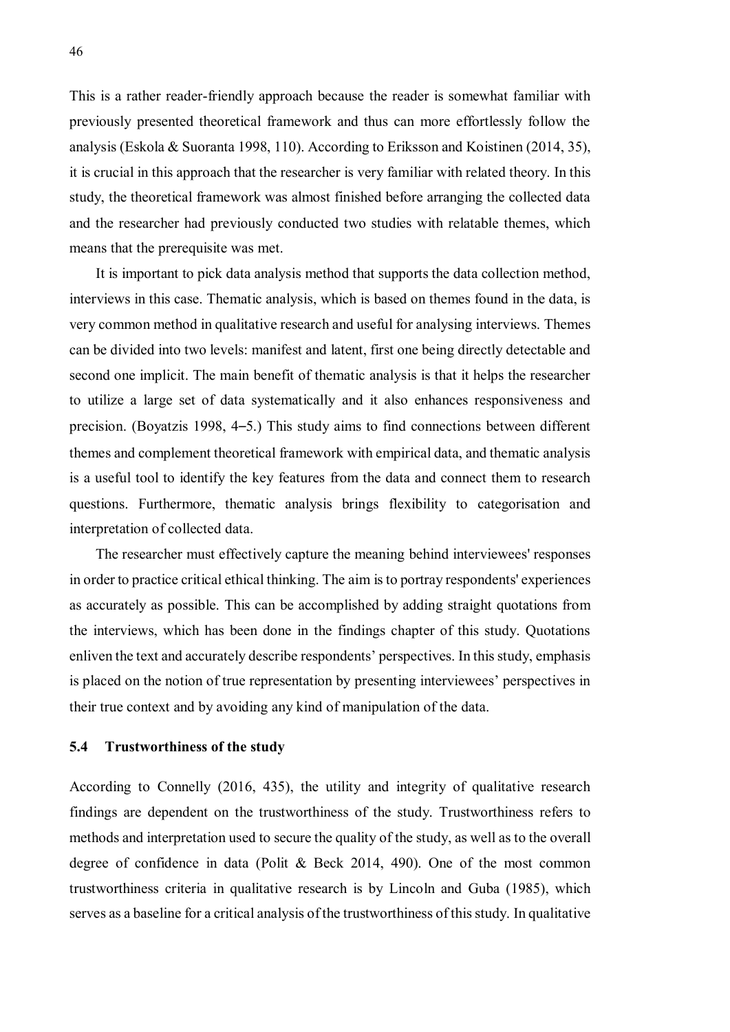This is a rather reader-friendly approach because the reader is somewhat familiar with previously presented theoretical framework and thus can more effortlessly follow the analysis (Eskola & Suoranta 1998, 110). According to Eriksson and Koistinen (2014, 35), it is crucial in this approach that the researcher is very familiar with related theory. In this study, the theoretical framework was almost finished before arranging the collected data and the researcher had previously conducted two studies with relatable themes, which means that the prerequisite was met.

It is important to pick data analysis method that supports the data collection method, interviews in this case. Thematic analysis, which is based on themes found in the data, is very common method in qualitative research and useful for analysing interviews. Themes can be divided into two levels: manifest and latent, first one being directly detectable and second one implicit. The main benefit of thematic analysis is that it helps the researcher to utilize a large set of data systematically and it also enhances responsiveness and precision. (Boyatzis 1998, 4–5.) This study aims to find connections between different themes and complement theoretical framework with empirical data, and thematic analysis is a useful tool to identify the key features from the data and connect them to research questions. Furthermore, thematic analysis brings flexibility to categorisation and interpretation of collected data.

The researcher must effectively capture the meaning behind interviewees' responses in order to practice critical ethical thinking. The aim is to portray respondents' experiences as accurately as possible. This can be accomplished by adding straight quotations from the interviews, which has been done in the findings chapter of this study. Quotations enliven the text and accurately describe respondents' perspectives. In this study, emphasis is placed on the notion of true representation by presenting interviewees' perspectives in their true context and by avoiding any kind of manipulation of the data.

### 5.4 Trustworthiness of the study

According to Connelly (2016, 435), the utility and integrity of qualitative research findings are dependent on the trustworthiness of the study. Trustworthiness refers to methods and interpretation used to secure the quality of the study, as well as to the overall degree of confidence in data (Polit & Beck 2014, 490). One of the most common trustworthiness criteria in qualitative research is by Lincoln and Guba (1985), which serves as a baseline for a critical analysis of the trustworthiness of this study. In qualitative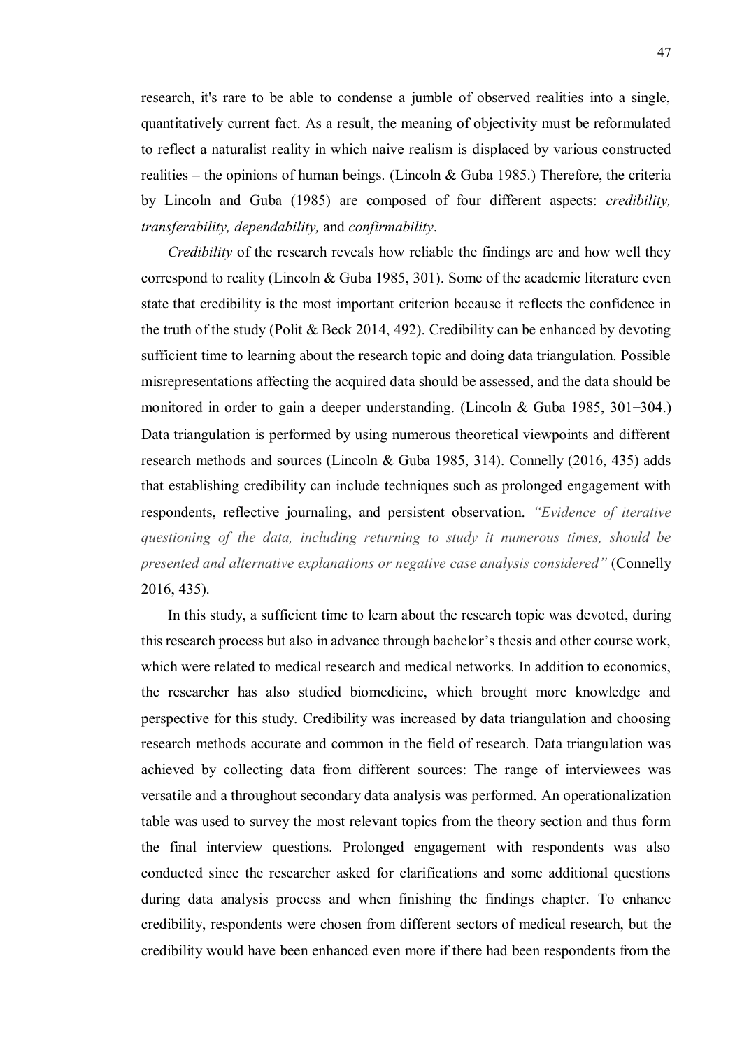research, it's rare to be able to condense a jumble of observed realities into a single, quantitatively current fact. As a result, the meaning of objectivity must be reformulated to reflect a naturalist reality in which naive realism is displaced by various constructed realities – the opinions of human beings. (Lincoln & Guba 1985.) Therefore, the criteria by Lincoln and Guba (1985) are composed of four different aspects: *credibility, transferability, dependability,* and *confirmability*.

*Credibility* of the research reveals how reliable the findings are and how well they correspond to reality (Lincoln & Guba 1985, 301). Some of the academic literature even state that credibility is the most important criterion because it reflects the confidence in the truth of the study (Polit & Beck 2014, 492). Credibility can be enhanced by devoting sufficient time to learning about the research topic and doing data triangulation. Possible misrepresentations affecting the acquired data should be assessed, and the data should be monitored in order to gain a deeper understanding. (Lincoln & Guba 1985, 301–304.) Data triangulation is performed by using numerous theoretical viewpoints and different research methods and sources (Lincoln & Guba 1985, 314). Connelly (2016, 435) adds that establishing credibility can include techniques such as prolonged engagement with respondents, reflective journaling, and persistent observation. *"Evidence of iterative questioning of the data, including returning to study it numerous times, should be presented and alternative explanations or negative case analysis considered"* (Connelly 2016, 435).

In this study, a sufficient time to learn about the research topic was devoted, during this research process but also in advance through bachelor's thesis and other course work, which were related to medical research and medical networks. In addition to economics, the researcher has also studied biomedicine, which brought more knowledge and perspective for this study. Credibility was increased by data triangulation and choosing research methods accurate and common in the field of research. Data triangulation was achieved by collecting data from different sources: The range of interviewees was versatile and a throughout secondary data analysis was performed. An operationalization table was used to survey the most relevant topics from the theory section and thus form the final interview questions. Prolonged engagement with respondents was also conducted since the researcher asked for clarifications and some additional questions during data analysis process and when finishing the findings chapter. To enhance credibility, respondents were chosen from different sectors of medical research, but the credibility would have been enhanced even more if there had been respondents from the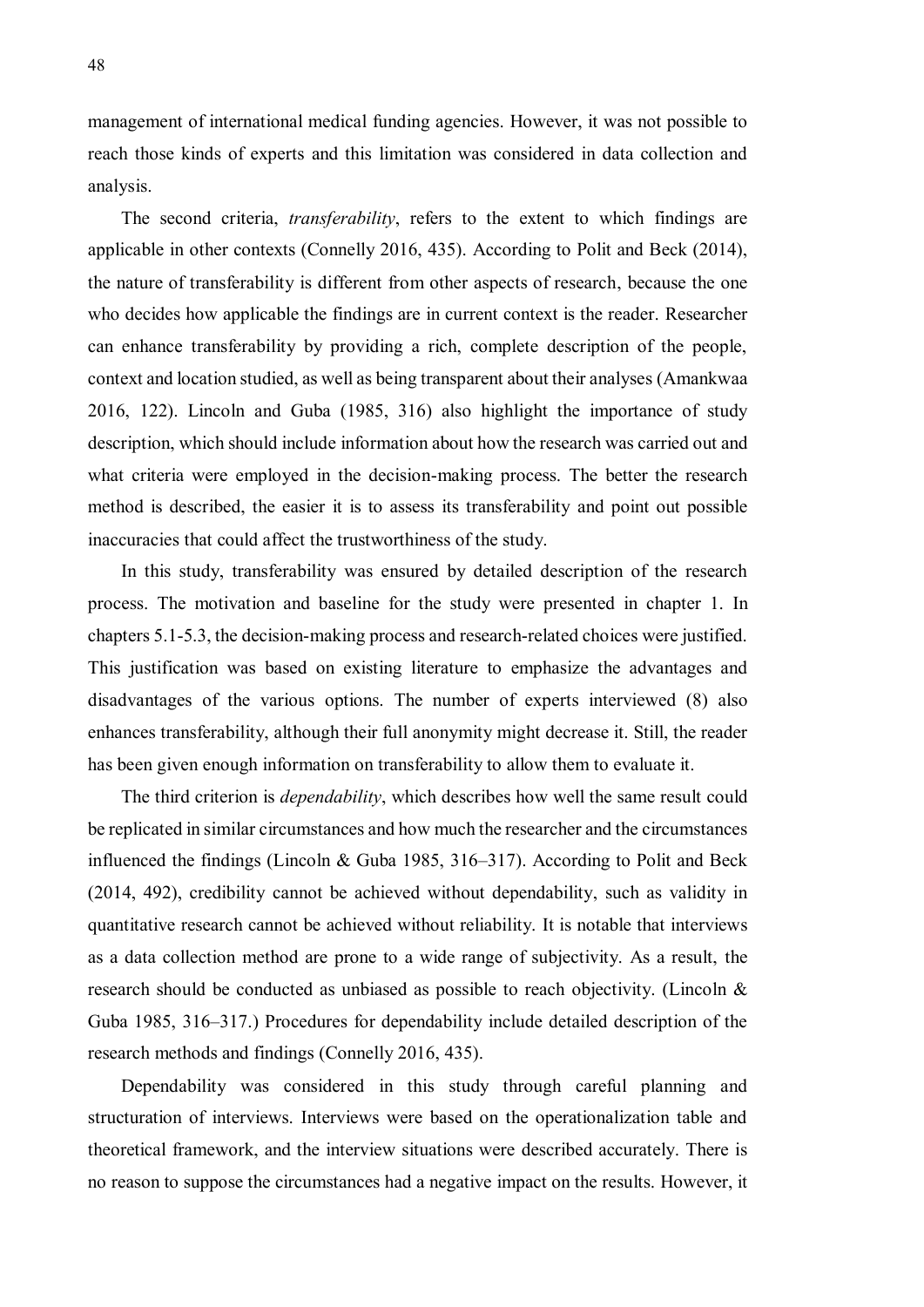management of international medical funding agencies. However, it was not possible to reach those kinds of experts and this limitation was considered in data collection and analysis.

The second criteria, *transferability*, refers to the extent to which findings are applicable in other contexts (Connelly 2016, 435). According to Polit and Beck (2014), the nature of transferability is different from other aspects of research, because the one who decides how applicable the findings are in current context is the reader. Researcher can enhance transferability by providing a rich, complete description of the people, context and location studied, as well as being transparent about their analyses (Amankwaa 2016, 122). Lincoln and Guba (1985, 316) also highlight the importance of study description, which should include information about how the research was carried out and what criteria were employed in the decision-making process. The better the research method is described, the easier it is to assess its transferability and point out possible inaccuracies that could affect the trustworthiness of the study.

In this study, transferability was ensured by detailed description of the research process. The motivation and baseline for the study were presented in chapter 1. In chapters 5.1-5.3, the decision-making process and research-related choices were justified. This justification was based on existing literature to emphasize the advantages and disadvantages of the various options. The number of experts interviewed (8) also enhances transferability, although their full anonymity might decrease it. Still, the reader has been given enough information on transferability to allow them to evaluate it.

The third criterion is *dependability*, which describes how well the same result could be replicated in similar circumstances and how much the researcher and the circumstances influenced the findings (Lincoln & Guba 1985, 316–317). According to Polit and Beck (2014, 492), credibility cannot be achieved without dependability, such as validity in quantitative research cannot be achieved without reliability. It is notable that interviews as a data collection method are prone to a wide range of subjectivity. As a result, the research should be conducted as unbiased as possible to reach objectivity. (Lincoln & Guba 1985, 316–317.) Procedures for dependability include detailed description of the research methods and findings (Connelly 2016, 435).

Dependability was considered in this study through careful planning and structuration of interviews. Interviews were based on the operationalization table and theoretical framework, and the interview situations were described accurately. There is no reason to suppose the circumstances had a negative impact on the results. However, it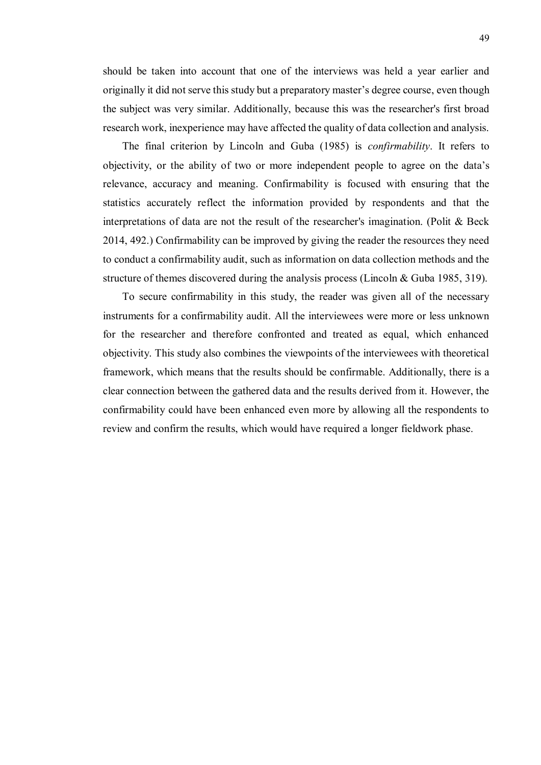should be taken into account that one of the interviews was held a year earlier and originally it did not serve this study but a preparatory master's degree course, even though the subject was very similar. Additionally, because this was the researcher's first broad research work, inexperience may have affected the quality of data collection and analysis.

The final criterion by Lincoln and Guba (1985) is *confirmability*. It refers to objectivity, or the ability of two or more independent people to agree on the data's relevance, accuracy and meaning. Confirmability is focused with ensuring that the statistics accurately reflect the information provided by respondents and that the interpretations of data are not the result of the researcher's imagination. (Polit & Beck 2014, 492.) Confirmability can be improved by giving the reader the resources they need to conduct a confirmability audit, such as information on data collection methods and the structure of themes discovered during the analysis process (Lincoln & Guba 1985, 319).

To secure confirmability in this study, the reader was given all of the necessary instruments for a confirmability audit. All the interviewees were more or less unknown for the researcher and therefore confronted and treated as equal, which enhanced objectivity. This study also combines the viewpoints of the interviewees with theoretical framework, which means that the results should be confirmable. Additionally, there is a clear connection between the gathered data and the results derived from it. However, the confirmability could have been enhanced even more by allowing all the respondents to review and confirm the results, which would have required a longer fieldwork phase.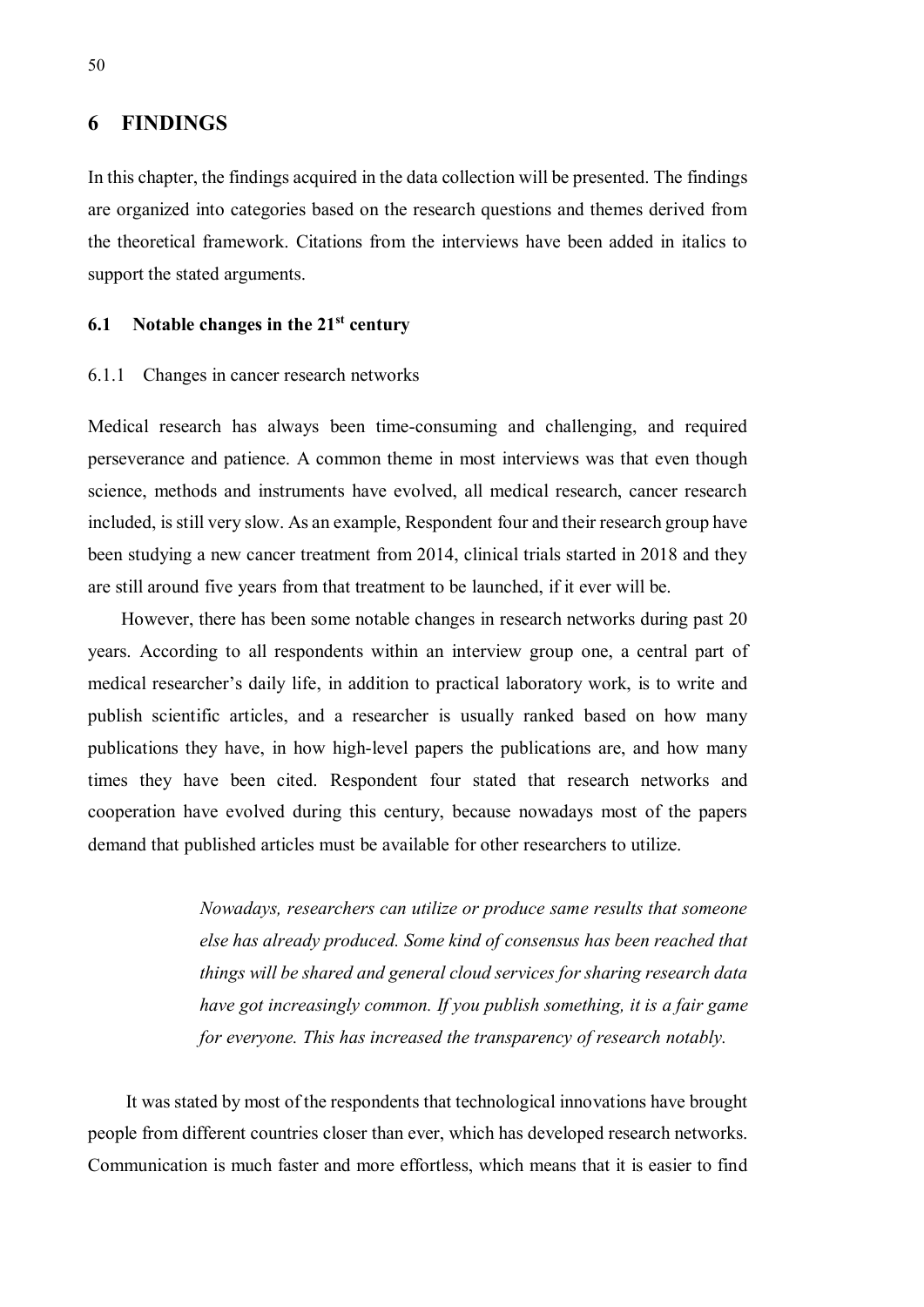# 6 FINDINGS

In this chapter, the findings acquired in the data collection will be presented. The findings are organized into categories based on the research questions and themes derived from the theoretical framework. Citations from the interviews have been added in italics to support the stated arguments.

## 6.1 Notable changes in the 21st century

### 6.1.1 Changes in cancer research networks

Medical research has always been time-consuming and challenging, and required perseverance and patience. A common theme in most interviews was that even though science, methods and instruments have evolved, all medical research, cancer research included, is still very slow. As an example, Respondent four and their research group have been studying a new cancer treatment from 2014, clinical trials started in 2018 and they are still around five years from that treatment to be launched, if it ever will be.

However, there has been some notable changes in research networks during past 20 years. According to all respondents within an interview group one, a central part of medical researcher's daily life, in addition to practical laboratory work, is to write and publish scientific articles, and a researcher is usually ranked based on how many publications they have, in how high-level papers the publications are, and how many times they have been cited. Respondent four stated that research networks and cooperation have evolved during this century, because nowadays most of the papers demand that published articles must be available for other researchers to utilize.

> *Nowadays, researchers can utilize or produce same results that someone else has already produced. Some kind of consensus has been reached that things will be shared and general cloud services for sharing research data have got increasingly common. If you publish something, it is a fair game for everyone. This has increased the transparency of research notably.*

It was stated by most of the respondents that technological innovations have brought people from different countries closer than ever, which has developed research networks. Communication is much faster and more effortless, which means that it is easier to find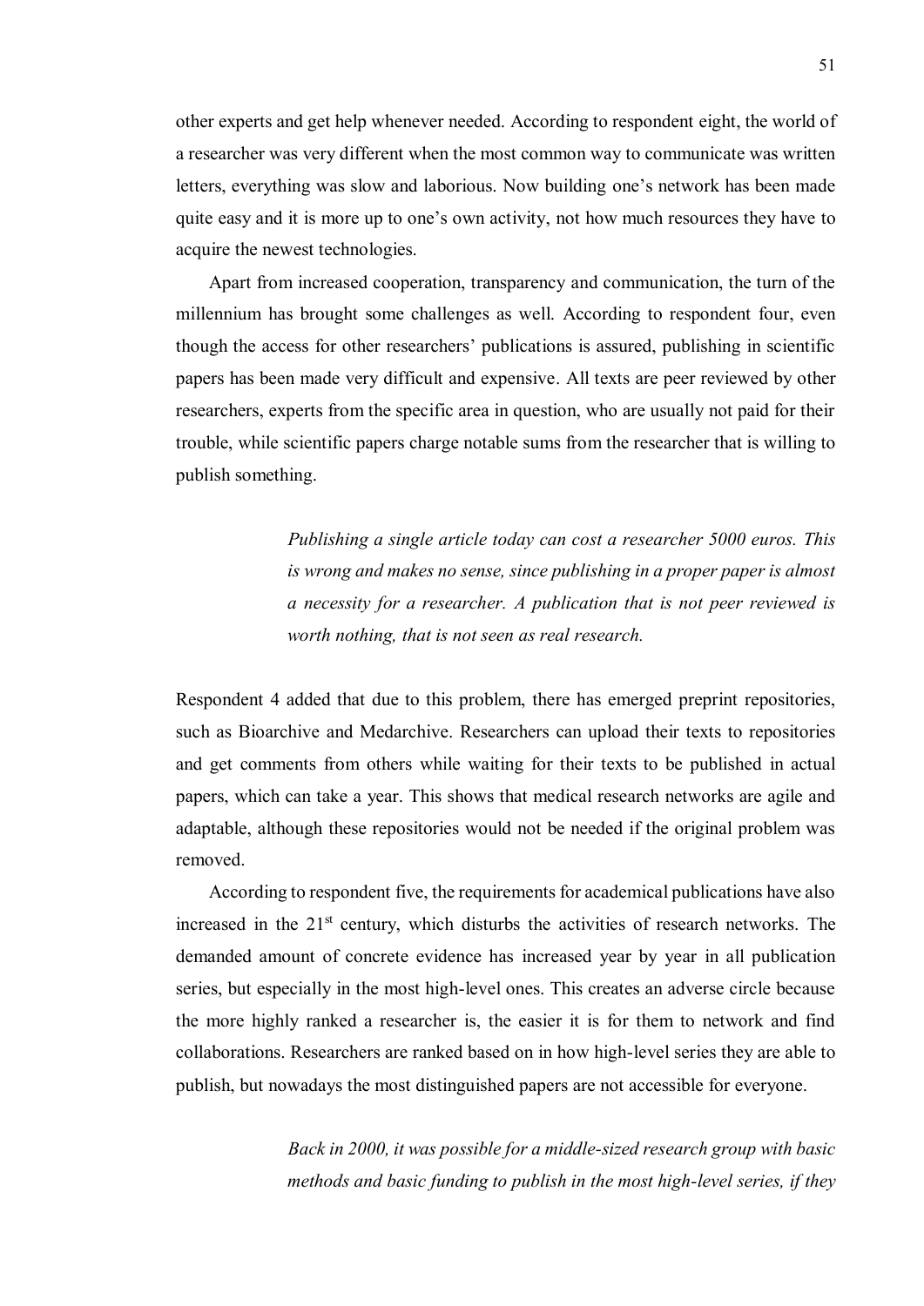other experts and get help whenever needed. According to respondent eight, the world of a researcher was very different when the most common way to communicate was written letters, everything was slow and laborious. Now building one's network has been made quite easy and it is more up to one's own activity, not how much resources they have to acquire the newest technologies.

Apart from increased cooperation, transparency and communication, the turn of the millennium has brought some challenges as well. According to respondent four, even though the access for other researchers' publications is assured, publishing in scientific papers has been made very difficult and expensive. All texts are peer reviewed by other researchers, experts from the specific area in question, who are usually not paid for their trouble, while scientific papers charge notable sums from the researcher that is willing to publish something.

> *Publishing a single article today can cost a researcher 5000 euros. This is wrong and makes no sense, since publishing in a proper paper is almost a necessity for a researcher. A publication that is not peer reviewed is worth nothing, that is not seen as real research.*

Respondent 4 added that due to this problem, there has emerged preprint repositories, such as Bioarchive and Medarchive. Researchers can upload their texts to repositories and get comments from others while waiting for their texts to be published in actual papers, which can take a year. This shows that medical research networks are agile and adaptable, although these repositories would not be needed if the original problem was removed.

According to respondent five, the requirements for academical publications have also increased in the 21st century, which disturbs the activities of research networks. The demanded amount of concrete evidence has increased year by year in all publication series, but especially in the most high-level ones. This creates an adverse circle because the more highly ranked a researcher is, the easier it is for them to network and find collaborations. Researchers are ranked based on in how high-level series they are able to publish, but nowadays the most distinguished papers are not accessible for everyone.

> *Back in 2000, it was possible for a middle-sized research group with basic methods and basic funding to publish in the most high-level series, if they*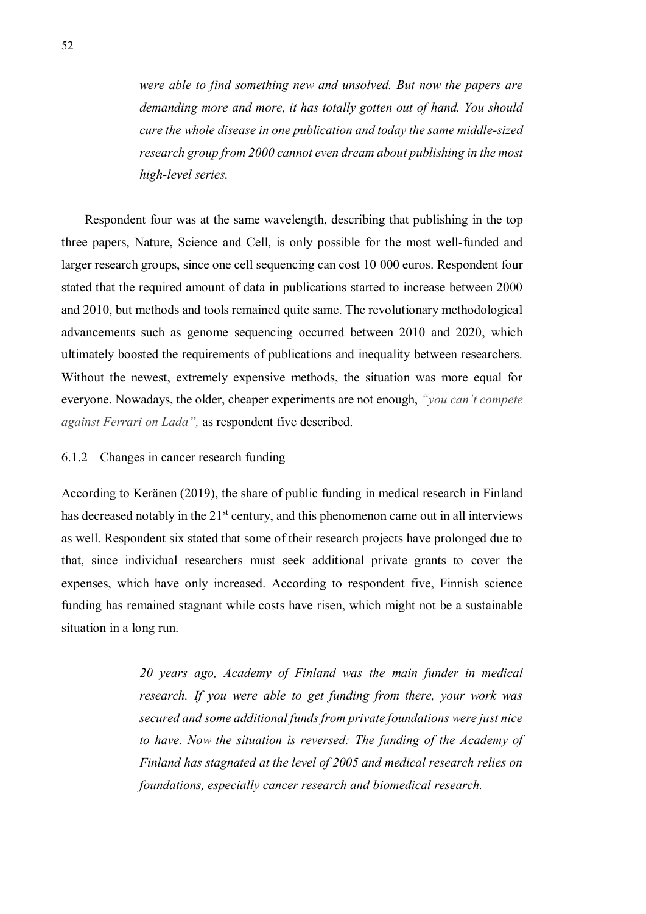> *were able to find something new and unsolved. But now the papers are demanding more and more, it has totally gotten out of hand. You should cure the whole disease in one publication and today the same middle-sized research group from 2000 cannot even dream about publishing in the most high-level series.*

Respondent four was at the same wavelength, describing that publishing in the top three papers, Nature, Science and Cell, is only possible for the most well-funded and larger research groups, since one cell sequencing can cost 10 000 euros. Respondent four stated that the required amount of data in publications started to increase between 2000 and 2010, but methods and tools remained quite same. The revolutionary methodological advancements such as genome sequencing occurred between 2010 and 2020, which ultimately boosted the requirements of publications and inequality between researchers. Without the newest, extremely expensive methods, the situation was more equal for everyone. Nowadays, the older, cheaper experiments are not enough, *"you can't compete against Ferrari on Lada",* as respondent five described.

### 6.1.2 Changes in cancer research funding

According to Keränen (2019), the share of public funding in medical research in Finland has decreased notably in the 21st century, and this phenomenon came out in all interviews as well. Respondent six stated that some of their research projects have prolonged due to that, since individual researchers must seek additional private grants to cover the expenses, which have only increased. According to respondent five, Finnish science funding has remained stagnant while costs have risen, which might not be a sustainable situation in a long run.

> *20 years ago, Academy of Finland was the main funder in medical research. If you were able to get funding from there, your work was secured and some additional funds from private foundations were just nice to have. Now the situation is reversed: The funding of the Academy of Finland has stagnated at the level of 2005 and medical research relies on foundations, especially cancer research and biomedical research.*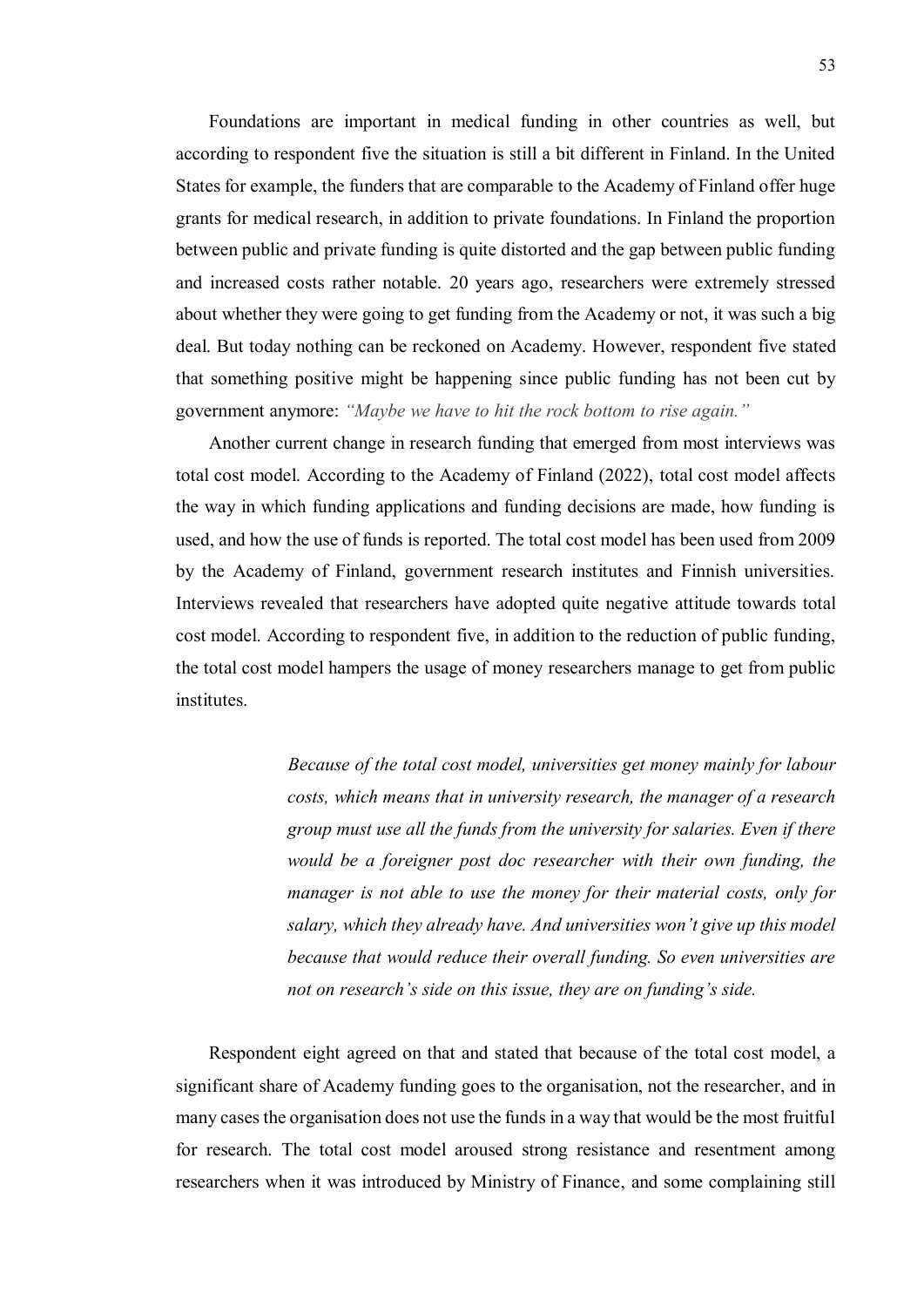Foundations are important in medical funding in other countries as well, but according to respondent five the situation is still a bit different in Finland. In the United States for example, the funders that are comparable to the Academy of Finland offer huge grants for medical research, in addition to private foundations. In Finland the proportion between public and private funding is quite distorted and the gap between public funding and increased costs rather notable. 20 years ago, researchers were extremely stressed about whether they were going to get funding from the Academy or not, it was such a big deal. But today nothing can be reckoned on Academy. However, respondent five stated that something positive might be happening since public funding has not been cut by government anymore: *"Maybe we have to hit the rock bottom to rise again."*

Another current change in research funding that emerged from most interviews was total cost model. According to the Academy of Finland (2022), total cost model affects the way in which funding applications and funding decisions are made, how funding is used, and how the use of funds is reported. The total cost model has been used from 2009 by the Academy of Finland, government research institutes and Finnish universities. Interviews revealed that researchers have adopted quite negative attitude towards total cost model. According to respondent five, in addition to the reduction of public funding, the total cost model hampers the usage of money researchers manage to get from public institutes.

> *Because of the total cost model, universities get money mainly for labour costs, which means that in university research, the manager of a research group must use all the funds from the university for salaries. Even if there would be a foreigner post doc researcher with their own funding, the manager is not able to use the money for their material costs, only for salary, which they already have. And universities won't give up this model because that would reduce their overall funding. So even universities are not on research's side on this issue, they are on funding's side.*

Respondent eight agreed on that and stated that because of the total cost model, a significant share of Academy funding goes to the organisation, not the researcher, and in many cases the organisation does not use the funds in a way that would be the most fruitful for research. The total cost model aroused strong resistance and resentment among researchers when it was introduced by Ministry of Finance, and some complaining still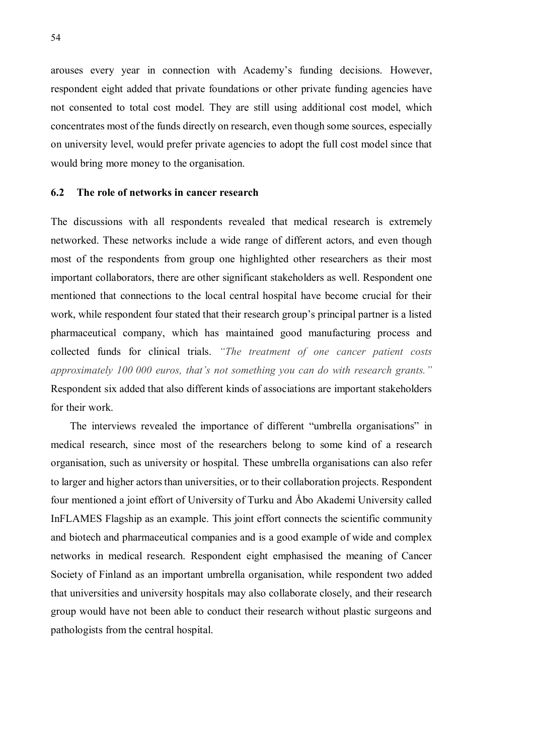arouses every year in connection with Academy's funding decisions. However, respondent eight added that private foundations or other private funding agencies have not consented to total cost model. They are still using additional cost model, which concentrates most of the funds directly on research, even though some sources, especially on university level, would prefer private agencies to adopt the full cost model since that would bring more money to the organisation.

### 6.2 The role of networks in cancer research

The discussions with all respondents revealed that medical research is extremely networked. These networks include a wide range of different actors, and even though most of the respondents from group one highlighted other researchers as their most important collaborators, there are other significant stakeholders as well. Respondent one mentioned that connections to the local central hospital have become crucial for their work, while respondent four stated that their research group's principal partner is a listed pharmaceutical company, which has maintained good manufacturing process and collected funds for clinical trials. *"The treatment of one cancer patient costs approximately 100 000 euros, that's not something you can do with research grants."* Respondent six added that also different kinds of associations are important stakeholders for their work.

The interviews revealed the importance of different "umbrella organisations" in medical research, since most of the researchers belong to some kind of a research organisation, such as university or hospital. These umbrella organisations can also refer to larger and higher actors than universities, or to their collaboration projects. Respondent four mentioned a joint effort of University of Turku and Åbo Akademi University called InFLAMES Flagship as an example. This joint effort connects the scientific community and biotech and pharmaceutical companies and is a good example of wide and complex networks in medical research. Respondent eight emphasised the meaning of Cancer Society of Finland as an important umbrella organisation, while respondent two added that universities and university hospitals may also collaborate closely, and their research group would have not been able to conduct their research without plastic surgeons and pathologists from the central hospital.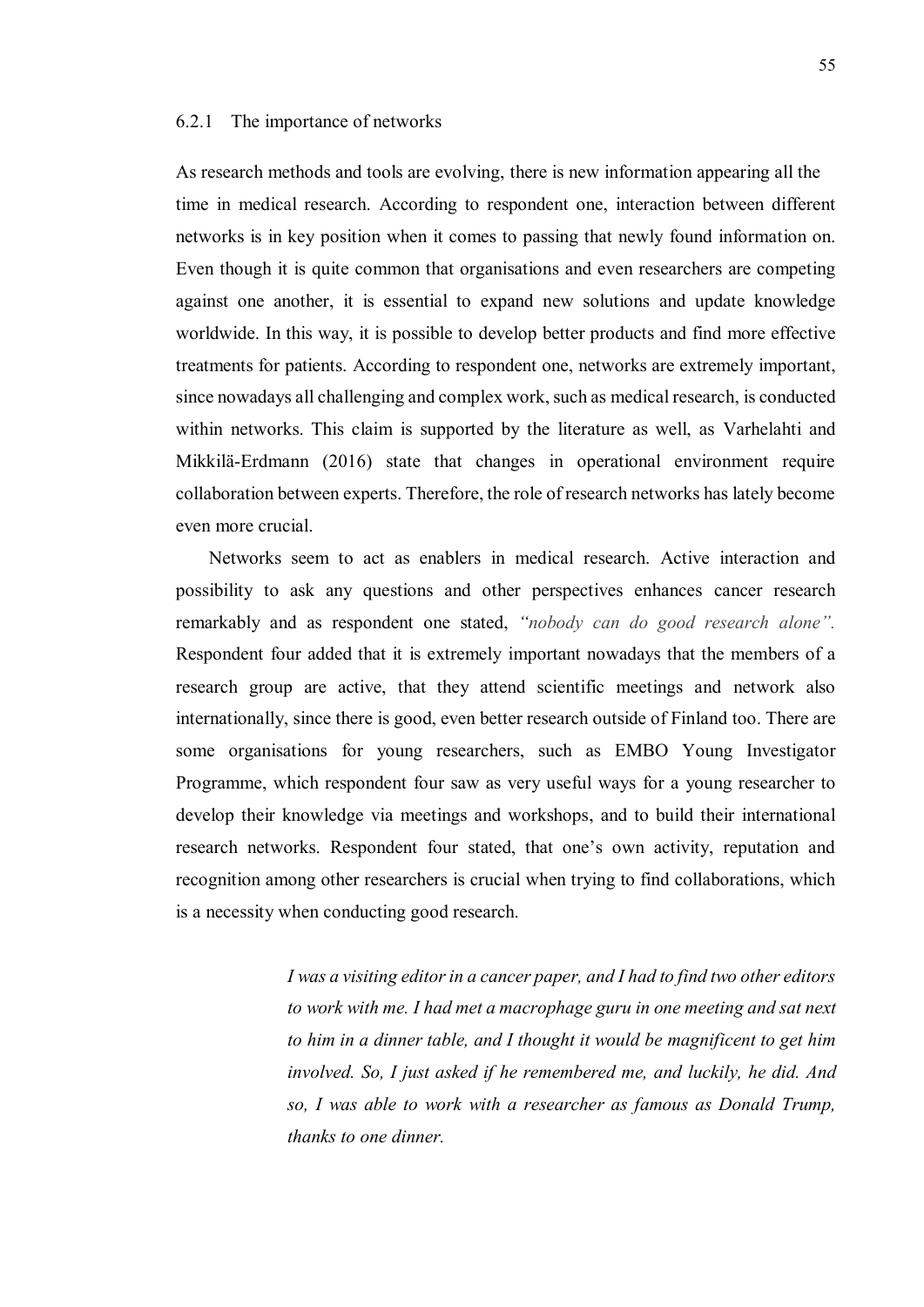### 6.2.1 The importance of networks

As research methods and tools are evolving, there is new information appearing all the time in medical research. According to respondent one, interaction between different networks is in key position when it comes to passing that newly found information on. Even though it is quite common that organisations and even researchers are competing against one another, it is essential to expand new solutions and update knowledge worldwide. In this way, it is possible to develop better products and find more effective treatments for patients. According to respondent one, networks are extremely important, since nowadays all challenging and complex work, such as medical research, is conducted within networks. This claim is supported by the literature as well, as Varhelahti and Mikkilä-Erdmann (2016) state that changes in operational environment require collaboration between experts. Therefore, the role of research networks has lately become even more crucial.

Networks seem to act as enablers in medical research. Active interaction and possibility to ask any questions and other perspectives enhances cancer research remarkably and as respondent one stated, *"nobody can do good research alone".* Respondent four added that it is extremely important nowadays that the members of a research group are active, that they attend scientific meetings and network also internationally, since there is good, even better research outside of Finland too. There are some organisations for young researchers, such as EMBO Young Investigator Programme, which respondent four saw as very useful ways for a young researcher to develop their knowledge via meetings and workshops, and to build their international research networks. Respondent four stated, that one's own activity, reputation and recognition among other researchers is crucial when trying to find collaborations, which is a necessity when conducting good research.

> *I was a visiting editor in a cancer paper, and I had to find two other editors to work with me. I had met a macrophage guru in one meeting and sat next to him in a dinner table, and I thought it would be magnificent to get him involved. So, I just asked if he remembered me, and luckily, he did. And so, I was able to work with a researcher as famous as Donald Trump, thanks to one dinner.*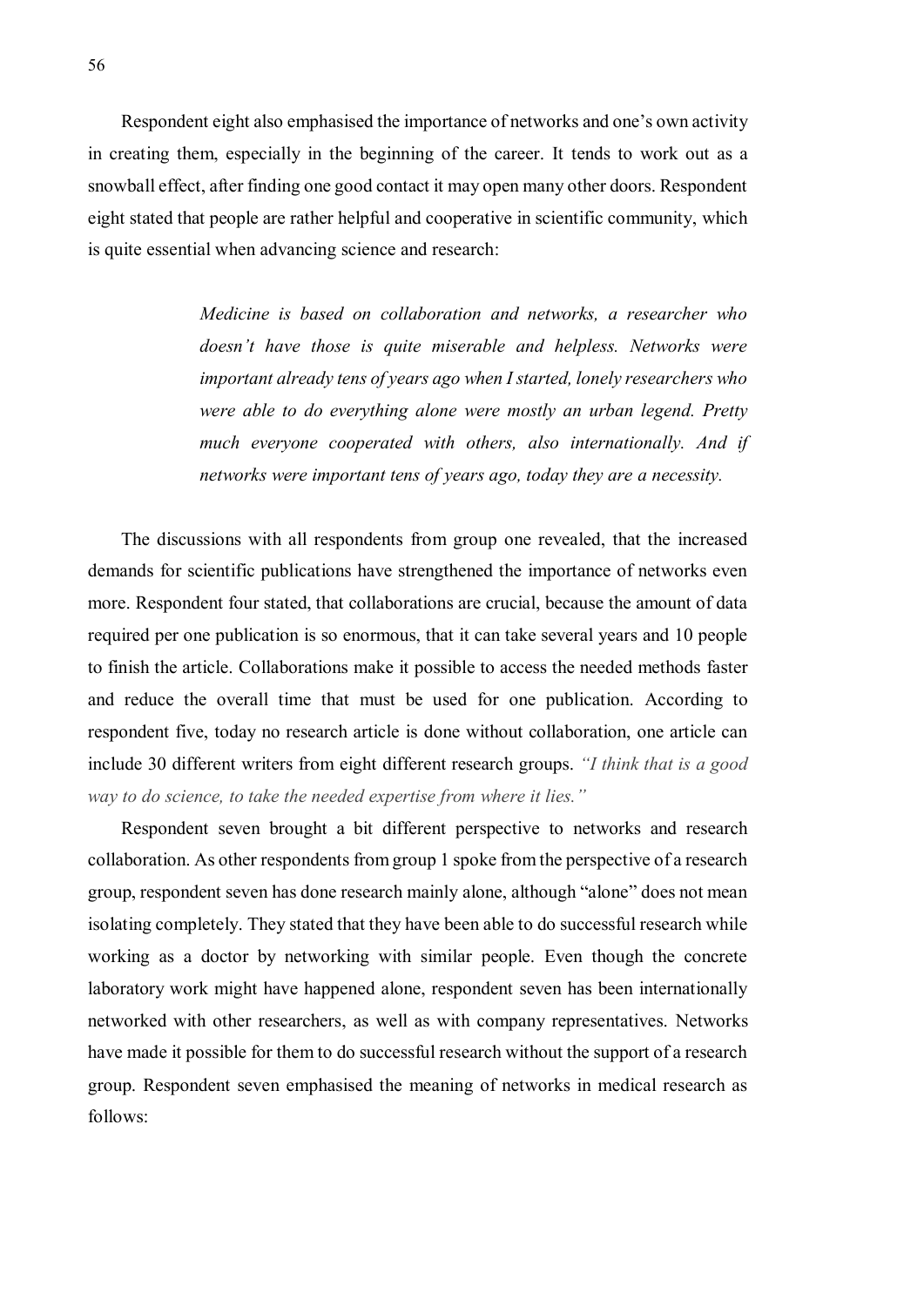Respondent eight also emphasised the importance of networks and one's own activity in creating them, especially in the beginning of the career. It tends to work out as a snowball effect, after finding one good contact it may open many other doors. Respondent eight stated that people are rather helpful and cooperative in scientific community, which is quite essential when advancing science and research:

> *Medicine is based on collaboration and networks, a researcher who doesn't have those is quite miserable and helpless. Networks were important already tens of years ago when I started, lonely researchers who were able to do everything alone were mostly an urban legend. Pretty much everyone cooperated with others, also internationally. And if networks were important tens of years ago, today they are a necessity.*

The discussions with all respondents from group one revealed, that the increased demands for scientific publications have strengthened the importance of networks even more. Respondent four stated, that collaborations are crucial, because the amount of data required per one publication is so enormous, that it can take several years and 10 people to finish the article. Collaborations make it possible to access the needed methods faster and reduce the overall time that must be used for one publication. According to respondent five, today no research article is done without collaboration, one article can include 30 different writers from eight different research groups. *"I think that is a good way to do science, to take the needed expertise from where it lies."*

Respondent seven brought a bit different perspective to networks and research collaboration. As other respondents from group 1 spoke from the perspective of a research group, respondent seven has done research mainly alone, although "alone" does not mean isolating completely. They stated that they have been able to do successful research while working as a doctor by networking with similar people. Even though the concrete laboratory work might have happened alone, respondent seven has been internationally networked with other researchers, as well as with company representatives. Networks have made it possible for them to do successful research without the support of a research group. Respondent seven emphasised the meaning of networks in medical research as follows: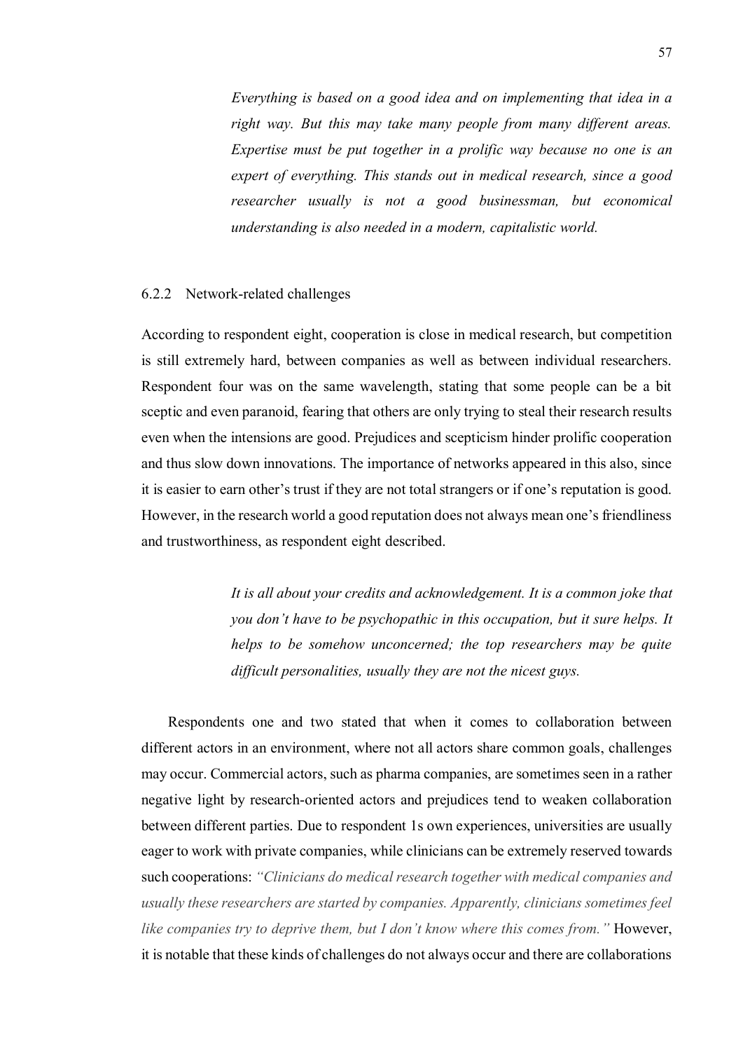> *Everything is based on a good idea and on implementing that idea in a right way. But this may take many people from many different areas. Expertise must be put together in a prolific way because no one is an expert of everything. This stands out in medical research, since a good researcher usually is not a good businessman, but economical understanding is also needed in a modern, capitalistic world.*

### 6.2.2 Network-related challenges

According to respondent eight, cooperation is close in medical research, but competition is still extremely hard, between companies as well as between individual researchers. Respondent four was on the same wavelength, stating that some people can be a bit sceptic and even paranoid, fearing that others are only trying to steal their research results even when the intensions are good. Prejudices and scepticism hinder prolific cooperation and thus slow down innovations. The importance of networks appeared in this also, since it is easier to earn other's trust if they are not total strangers or if one's reputation is good. However, in the research world a good reputation does not always mean one's friendliness and trustworthiness, as respondent eight described.

> *It is all about your credits and acknowledgement. It is a common joke that you don't have to be psychopathic in this occupation, but it sure helps. It helps to be somehow unconcerned; the top researchers may be quite difficult personalities, usually they are not the nicest guys.*

Respondents one and two stated that when it comes to collaboration between different actors in an environment, where not all actors share common goals, challenges may occur. Commercial actors, such as pharma companies, are sometimes seen in a rather negative light by research-oriented actors and prejudices tend to weaken collaboration between different parties. Due to respondent 1s own experiences, universities are usually eager to work with private companies, while clinicians can be extremely reserved towards such cooperations: *"Clinicians do medical research together with medical companies and usually these researchers are started by companies. Apparently, clinicians sometimes feel like companies try to deprive them, but I don't know where this comes from."* However, it is notable that these kinds of challenges do not always occur and there are collaborations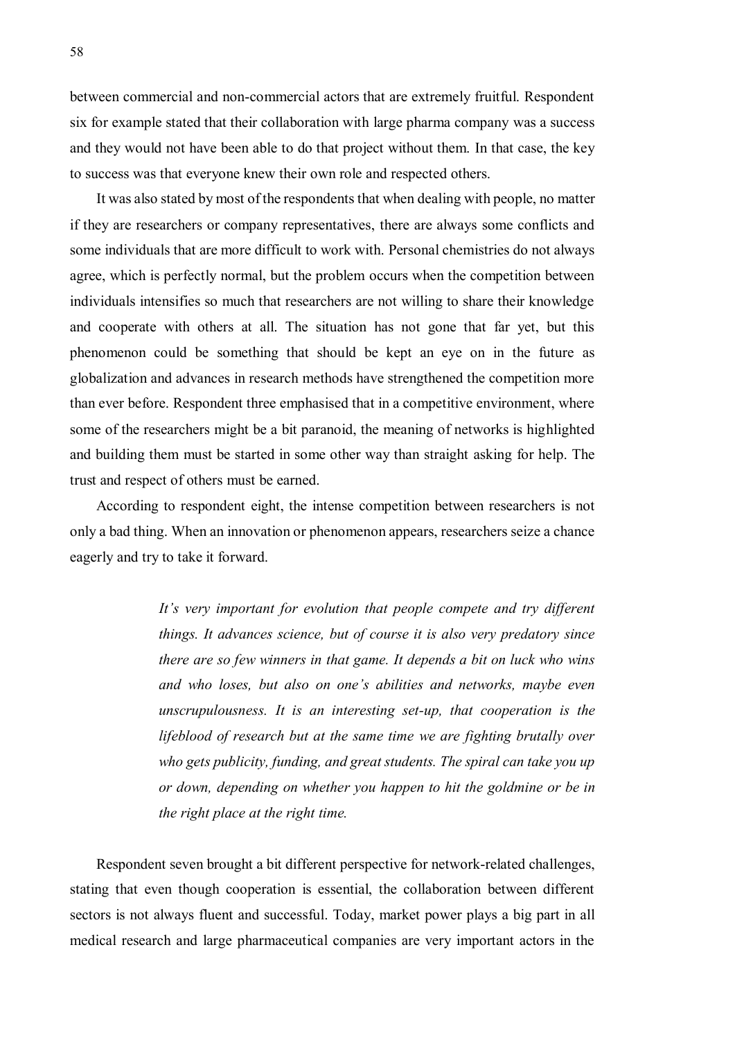between commercial and non-commercial actors that are extremely fruitful. Respondent six for example stated that their collaboration with large pharma company was a success and they would not have been able to do that project without them. In that case, the key to success was that everyone knew their own role and respected others.

It was also stated by most of the respondents that when dealing with people, no matter if they are researchers or company representatives, there are always some conflicts and some individuals that are more difficult to work with. Personal chemistries do not always agree, which is perfectly normal, but the problem occurs when the competition between individuals intensifies so much that researchers are not willing to share their knowledge and cooperate with others at all. The situation has not gone that far yet, but this phenomenon could be something that should be kept an eye on in the future as globalization and advances in research methods have strengthened the competition more than ever before. Respondent three emphasised that in a competitive environment, where some of the researchers might be a bit paranoid, the meaning of networks is highlighted and building them must be started in some other way than straight asking for help. The trust and respect of others must be earned.

According to respondent eight, the intense competition between researchers is not only a bad thing. When an innovation or phenomenon appears, researchers seize a chance eagerly and try to take it forward.

> *It's very important for evolution that people compete and try different things. It advances science, but of course it is also very predatory since there are so few winners in that game. It depends a bit on luck who wins and who loses, but also on one's abilities and networks, maybe even unscrupulousness. It is an interesting set-up, that cooperation is the lifeblood of research but at the same time we are fighting brutally over who gets publicity, funding, and great students. The spiral can take you up or down, depending on whether you happen to hit the goldmine or be in the right place at the right time.*

Respondent seven brought a bit different perspective for network-related challenges, stating that even though cooperation is essential, the collaboration between different sectors is not always fluent and successful. Today, market power plays a big part in all medical research and large pharmaceutical companies are very important actors in the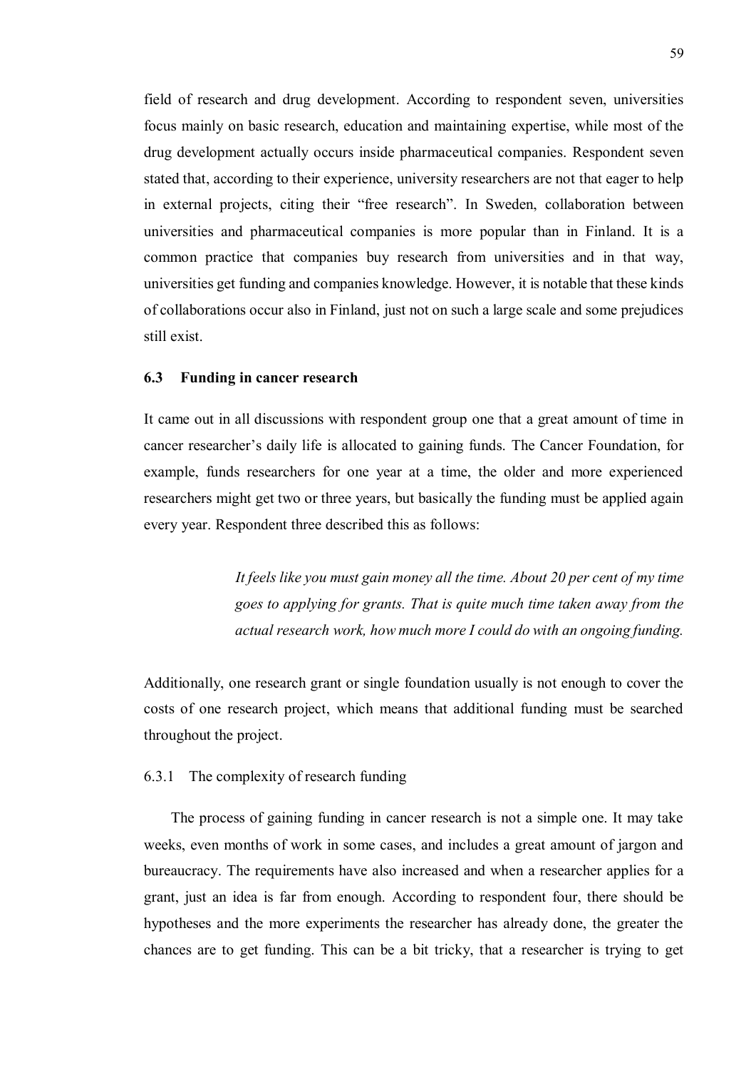field of research and drug development. According to respondent seven, universities focus mainly on basic research, education and maintaining expertise, while most of the drug development actually occurs inside pharmaceutical companies. Respondent seven stated that, according to their experience, university researchers are not that eager to help in external projects, citing their "free research". In Sweden, collaboration between universities and pharmaceutical companies is more popular than in Finland. It is a common practice that companies buy research from universities and in that way, universities get funding and companies knowledge. However, it is notable that these kinds of collaborations occur also in Finland, just not on such a large scale and some prejudices still exist.

### 6.3 Funding in cancer research

It came out in all discussions with respondent group one that a great amount of time in cancer researcher's daily life is allocated to gaining funds. The Cancer Foundation, for example, funds researchers for one year at a time, the older and more experienced researchers might get two or three years, but basically the funding must be applied again every year. Respondent three described this as follows:

> *It feels like you must gain money all the time. About 20 per cent of my time goes to applying for grants. That is quite much time taken away from the actual research work, how much more I could do with an ongoing funding.*

Additionally, one research grant or single foundation usually is not enough to cover the costs of one research project, which means that additional funding must be searched throughout the project.

#### 6.3.1 The complexity of research funding

The process of gaining funding in cancer research is not a simple one. It may take weeks, even months of work in some cases, and includes a great amount of jargon and bureaucracy. The requirements have also increased and when a researcher applies for a grant, just an idea is far from enough. According to respondent four, there should be hypotheses and the more experiments the researcher has already done, the greater the chances are to get funding. This can be a bit tricky, that a researcher is trying to get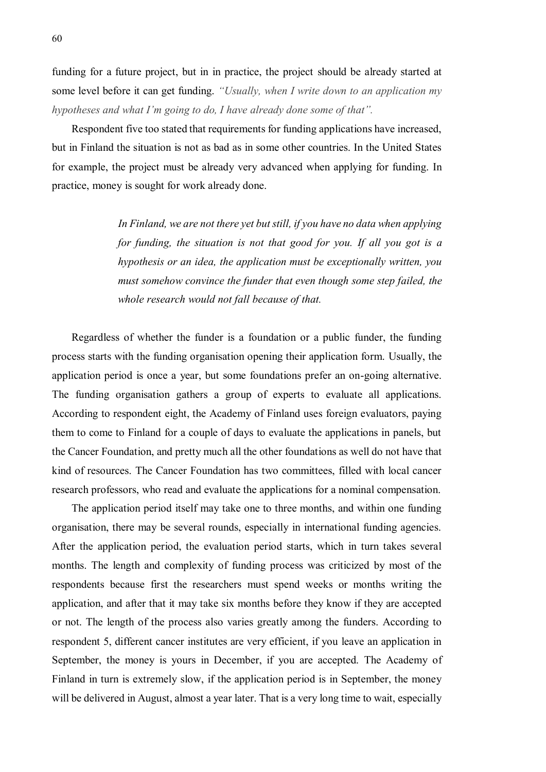funding for a future project, but in in practice, the project should be already started at some level before it can get funding. *"Usually, when I write down to an application my hypotheses and what I'm going to do, I have already done some of that".*

Respondent five too stated that requirements for funding applications have increased, but in Finland the situation is not as bad as in some other countries. In the United States for example, the project must be already very advanced when applying for funding. In practice, money is sought for work already done.

> *In Finland, we are not there yet but still, if you have no data when applying for funding, the situation is not that good for you. If all you got is a hypothesis or an idea, the application must be exceptionally written, you must somehow convince the funder that even though some step failed, the whole research would not fall because of that.*

Regardless of whether the funder is a foundation or a public funder, the funding process starts with the funding organisation opening their application form. Usually, the application period is once a year, but some foundations prefer an on-going alternative. The funding organisation gathers a group of experts to evaluate all applications. According to respondent eight, the Academy of Finland uses foreign evaluators, paying them to come to Finland for a couple of days to evaluate the applications in panels, but the Cancer Foundation, and pretty much all the other foundations as well do not have that kind of resources. The Cancer Foundation has two committees, filled with local cancer research professors, who read and evaluate the applications for a nominal compensation.

The application period itself may take one to three months, and within one funding organisation, there may be several rounds, especially in international funding agencies. After the application period, the evaluation period starts, which in turn takes several months. The length and complexity of funding process was criticized by most of the respondents because first the researchers must spend weeks or months writing the application, and after that it may take six months before they know if they are accepted or not. The length of the process also varies greatly among the funders. According to respondent 5, different cancer institutes are very efficient, if you leave an application in September, the money is yours in December, if you are accepted. The Academy of Finland in turn is extremely slow, if the application period is in September, the money will be delivered in August, almost a year later. That is a very long time to wait, especially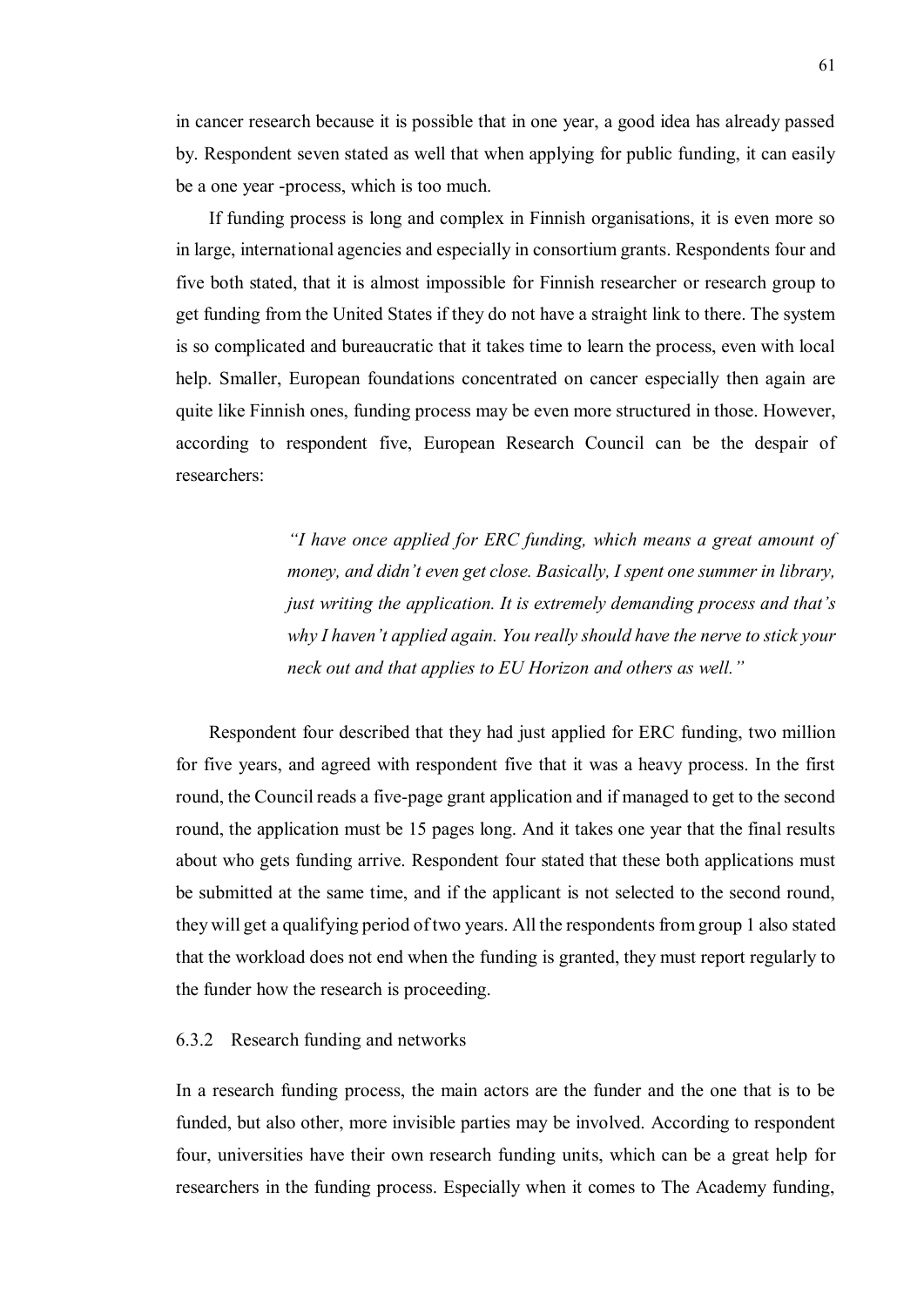in cancer research because it is possible that in one year, a good idea has already passed by. Respondent seven stated as well that when applying for public funding, it can easily be a one year -process, which is too much.

If funding process is long and complex in Finnish organisations, it is even more so in large, international agencies and especially in consortium grants. Respondents four and five both stated, that it is almost impossible for Finnish researcher or research group to get funding from the United States if they do not have a straight link to there. The system is so complicated and bureaucratic that it takes time to learn the process, even with local help. Smaller, European foundations concentrated on cancer especially then again are quite like Finnish ones, funding process may be even more structured in those. However, according to respondent five, European Research Council can be the despair of researchers:

> *"I have once applied for ERC funding, which means a great amount of money, and didn't even get close. Basically, I spent one summer in library, just writing the application. It is extremely demanding process and that's why I haven't applied again. You really should have the nerve to stick your neck out and that applies to EU Horizon and others as well."*

Respondent four described that they had just applied for ERC funding, two million for five years, and agreed with respondent five that it was a heavy process. In the first round, the Council reads a five-page grant application and if managed to get to the second round, the application must be 15 pages long. And it takes one year that the final results about who gets funding arrive. Respondent four stated that these both applications must be submitted at the same time, and if the applicant is not selected to the second round, they will get a qualifying period of two years. All the respondents from group 1 also stated that the workload does not end when the funding is granted, they must report regularly to the funder how the research is proceeding.

### 6.3.2 Research funding and networks

In a research funding process, the main actors are the funder and the one that is to be funded, but also other, more invisible parties may be involved. According to respondent four, universities have their own research funding units, which can be a great help for researchers in the funding process. Especially when it comes to The Academy funding,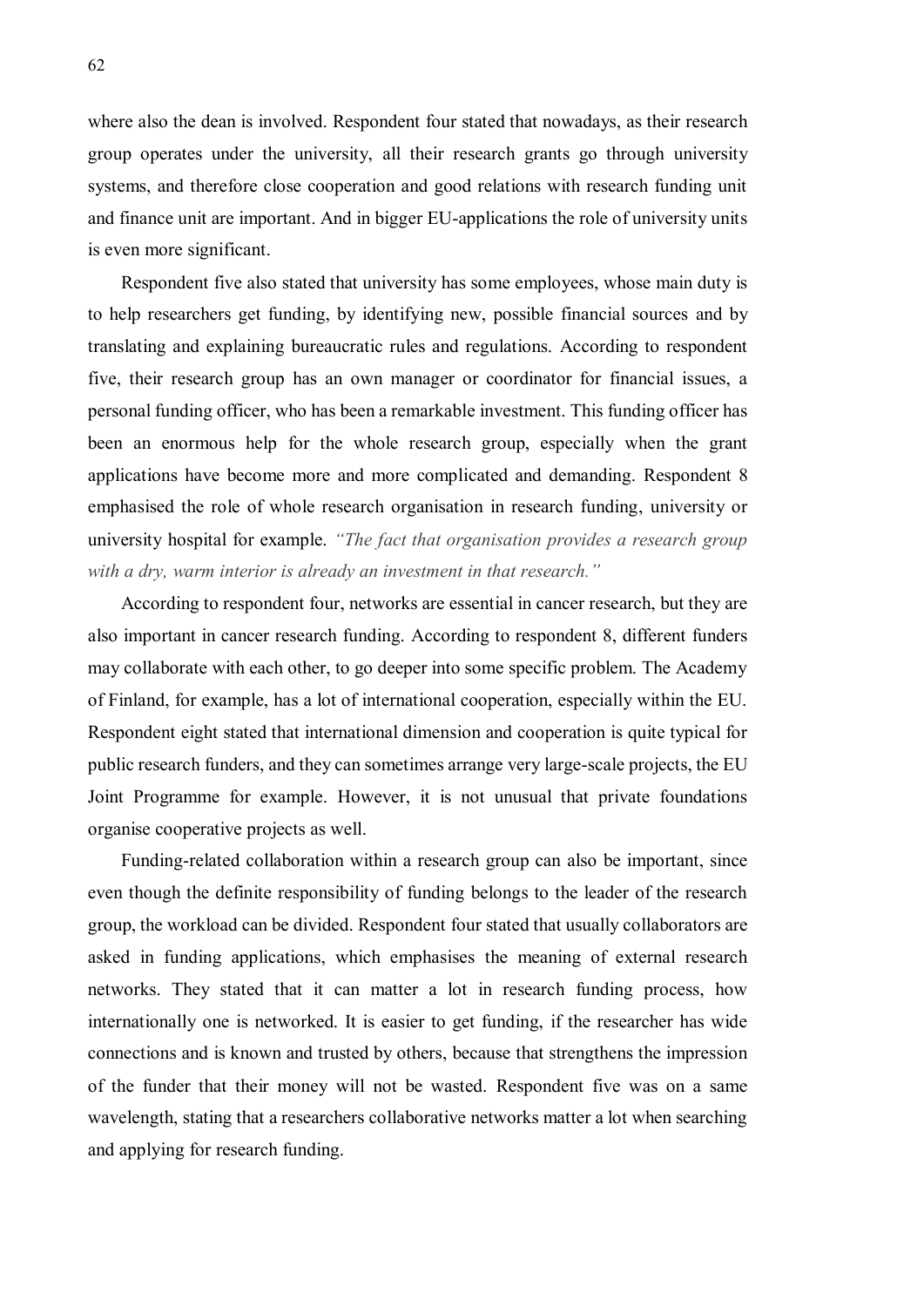where also the dean is involved. Respondent four stated that nowadays, as their research group operates under the university, all their research grants go through university systems, and therefore close cooperation and good relations with research funding unit and finance unit are important. And in bigger EU-applications the role of university units is even more significant.

Respondent five also stated that university has some employees, whose main duty is to help researchers get funding, by identifying new, possible financial sources and by translating and explaining bureaucratic rules and regulations. According to respondent five, their research group has an own manager or coordinator for financial issues, a personal funding officer, who has been a remarkable investment. This funding officer has been an enormous help for the whole research group, especially when the grant applications have become more and more complicated and demanding. Respondent 8 emphasised the role of whole research organisation in research funding, university or university hospital for example. *"The fact that organisation provides a research group with a dry, warm interior is already an investment in that research."*

According to respondent four, networks are essential in cancer research, but they are also important in cancer research funding. According to respondent 8, different funders may collaborate with each other, to go deeper into some specific problem. The Academy of Finland, for example, has a lot of international cooperation, especially within the EU. Respondent eight stated that international dimension and cooperation is quite typical for public research funders, and they can sometimes arrange very large-scale projects, the EU Joint Programme for example. However, it is not unusual that private foundations organise cooperative projects as well.

Funding-related collaboration within a research group can also be important, since even though the definite responsibility of funding belongs to the leader of the research group, the workload can be divided. Respondent four stated that usually collaborators are asked in funding applications, which emphasises the meaning of external research networks. They stated that it can matter a lot in research funding process, how internationally one is networked. It is easier to get funding, if the researcher has wide connections and is known and trusted by others, because that strengthens the impression of the funder that their money will not be wasted. Respondent five was on a same wavelength, stating that a researchers collaborative networks matter a lot when searching and applying for research funding.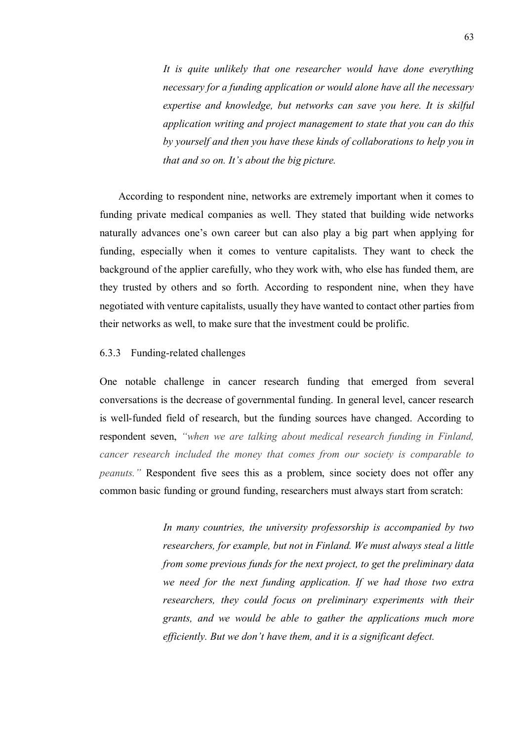> *It is quite unlikely that one researcher would have done everything necessary for a funding application or would alone have all the necessary expertise and knowledge, but networks can save you here. It is skilful application writing and project management to state that you can do this by yourself and then you have these kinds of collaborations to help you in that and so on. It's about the big picture.*

According to respondent nine, networks are extremely important when it comes to funding private medical companies as well. They stated that building wide networks naturally advances one's own career but can also play a big part when applying for funding, especially when it comes to venture capitalists. They want to check the background of the applier carefully, who they work with, who else has funded them, are they trusted by others and so forth. According to respondent nine, when they have negotiated with venture capitalists, usually they have wanted to contact other parties from their networks as well, to make sure that the investment could be prolific.

### 6.3.3 Funding-related challenges

One notable challenge in cancer research funding that emerged from several conversations is the decrease of governmental funding. In general level, cancer research is well-funded field of research, but the funding sources have changed. According to respondent seven, *"when we are talking about medical research funding in Finland, cancer research included the money that comes from our society is comparable to peanuts."* Respondent five sees this as a problem, since society does not offer any common basic funding or ground funding, researchers must always start from scratch:

> *In many countries, the university professorship is accompanied by two researchers, for example, but not in Finland. We must always steal a little from some previous funds for the next project, to get the preliminary data we need for the next funding application. If we had those two extra researchers, they could focus on preliminary experiments with their grants, and we would be able to gather the applications much more efficiently. But we don't have them, and it is a significant defect.*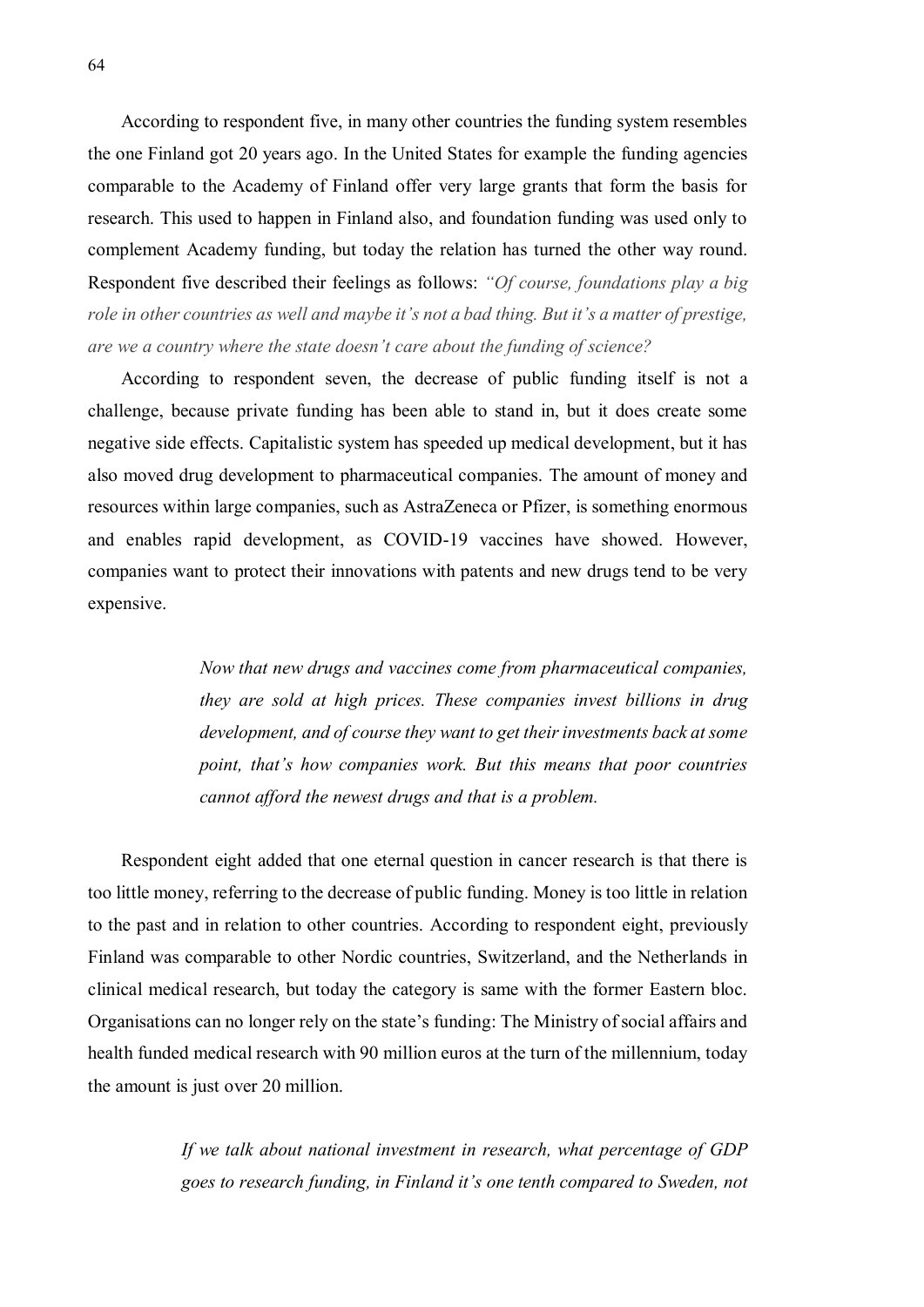According to respondent five, in many other countries the funding system resembles the one Finland got 20 years ago. In the United States for example the funding agencies comparable to the Academy of Finland offer very large grants that form the basis for research. This used to happen in Finland also, and foundation funding was used only to complement Academy funding, but today the relation has turned the other way round. Respondent five described their feelings as follows: *"Of course, foundations play a big role in other countries as well and maybe it's not a bad thing. But it's a matter of prestige, are we a country where the state doesn't care about the funding of science?*

According to respondent seven, the decrease of public funding itself is not a challenge, because private funding has been able to stand in, but it does create some negative side effects. Capitalistic system has speeded up medical development, but it has also moved drug development to pharmaceutical companies. The amount of money and resources within large companies, such as AstraZeneca or Pfizer, is something enormous and enables rapid development, as COVID-19 vaccines have showed. However, companies want to protect their innovations with patents and new drugs tend to be very expensive.

> *Now that new drugs and vaccines come from pharmaceutical companies, they are sold at high prices. These companies invest billions in drug development, and of course they want to get their investments back at some point, that's how companies work. But this means that poor countries cannot afford the newest drugs and that is a problem.*

Respondent eight added that one eternal question in cancer research is that there is too little money, referring to the decrease of public funding. Money is too little in relation to the past and in relation to other countries. According to respondent eight, previously Finland was comparable to other Nordic countries, Switzerland, and the Netherlands in clinical medical research, but today the category is same with the former Eastern bloc. Organisations can no longer rely on the state's funding: The Ministry of social affairs and health funded medical research with 90 million euros at the turn of the millennium, today the amount is just over 20 million.

> *If we talk about national investment in research, what percentage of GDP goes to research funding, in Finland it's one tenth compared to Sweden, not*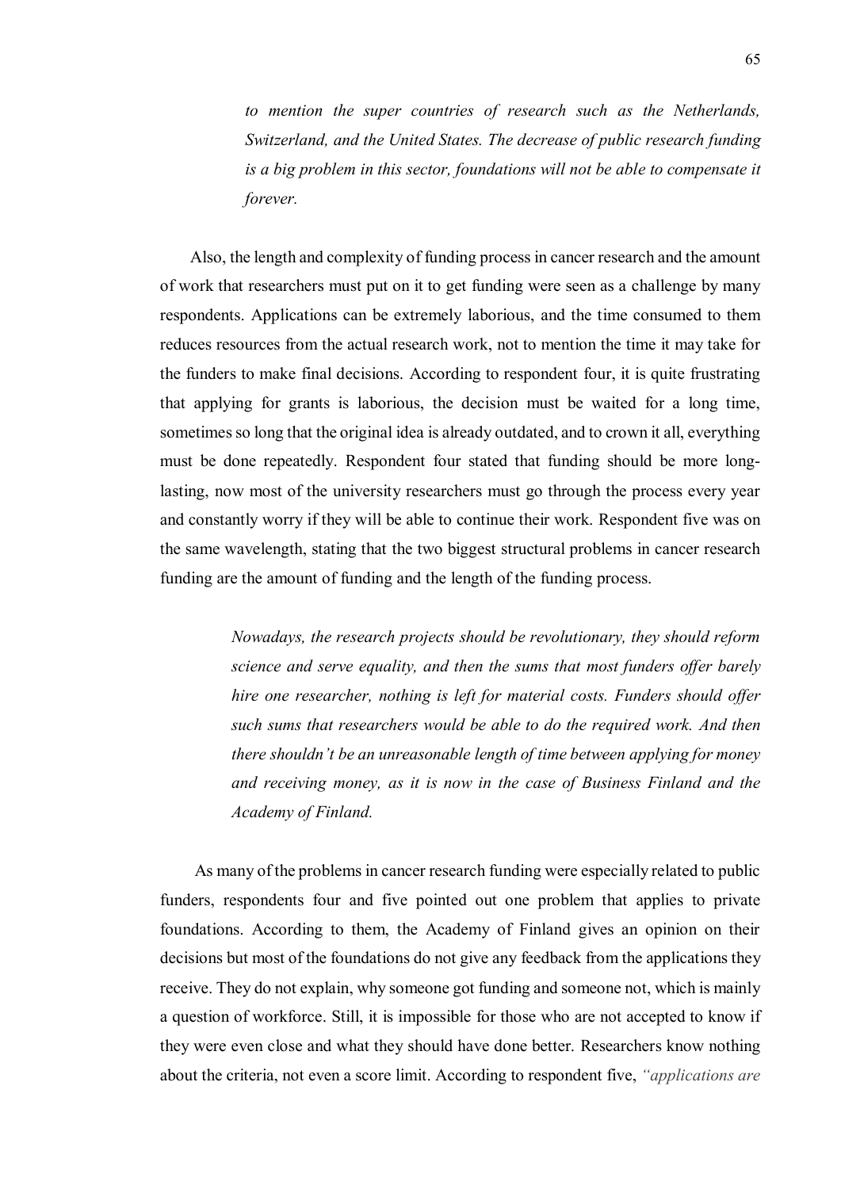> *to mention the super countries of research such as the Netherlands, Switzerland, and the United States. The decrease of public research funding is a big problem in this sector, foundations will not be able to compensate it forever.*

Also, the length and complexity of funding process in cancer research and the amount of work that researchers must put on it to get funding were seen as a challenge by many respondents. Applications can be extremely laborious, and the time consumed to them reduces resources from the actual research work, not to mention the time it may take for the funders to make final decisions. According to respondent four, it is quite frustrating that applying for grants is laborious, the decision must be waited for a long time, sometimes so long that the original idea is already outdated, and to crown it all, everything must be done repeatedly. Respondent four stated that funding should be more long-lasting, now most of the university researchers must go through the process every year and constantly worry if they will be able to continue their work. Respondent five was on the same wavelength, stating that the two biggest structural problems in cancer research funding are the amount of funding and the length of the funding process.

> *Nowadays, the research projects should be revolutionary, they should reform science and serve equality, and then the sums that most funders offer barely hire one researcher, nothing is left for material costs. Funders should offer such sums that researchers would be able to do the required work. And then there shouldn't be an unreasonable length of time between applying for money and receiving money, as it is now in the case of Business Finland and the Academy of Finland.*

As many of the problems in cancer research funding were especially related to public funders, respondents four and five pointed out one problem that applies to private foundations. According to them, the Academy of Finland gives an opinion on their decisions but most of the foundations do not give any feedback from the applications they receive. They do not explain, why someone got funding and someone not, which is mainly a question of workforce. Still, it is impossible for those who are not accepted to know if they were even close and what they should have done better. Researchers know nothing about the criteria, not even a score limit. According to respondent five, *"applications are*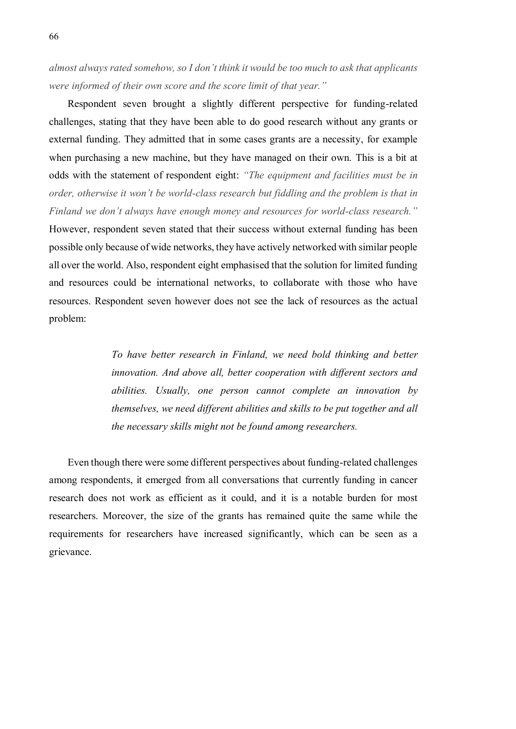*almost always rated somehow, so I don't think it would be too much to ask that applicants were informed of their own score and the score limit of that year."*

Respondent seven brought a slightly different perspective for funding-related challenges, stating that they have been able to do good research without any grants or external funding. They admitted that in some cases grants are a necessity, for example when purchasing a new machine, but they have managed on their own. This is a bit at odds with the statement of respondent eight: *"The equipment and facilities must be in order, otherwise it won't be world-class research but fiddling and the problem is that in Finland we don't always have enough money and resources for world-class research."* However, respondent seven stated that their success without external funding has been possible only because of wide networks, they have actively networked with similar people all over the world. Also, respondent eight emphasised that the solution for limited funding and resources could be international networks, to collaborate with those who have resources. Respondent seven however does not see the lack of resources as the actual problem:

> *To have better research in Finland, we need bold thinking and better innovation. And above all, better cooperation with different sectors and abilities. Usually, one person cannot complete an innovation by themselves, we need different abilities and skills to be put together and all the necessary skills might not be found among researchers.*

Even though there were some different perspectives about funding-related challenges among respondents, it emerged from all conversations that currently funding in cancer research does not work as efficient as it could, and it is a notable burden for most researchers. Moreover, the size of the grants has remained quite the same while the requirements for researchers have increased significantly, which can be seen as a grievance.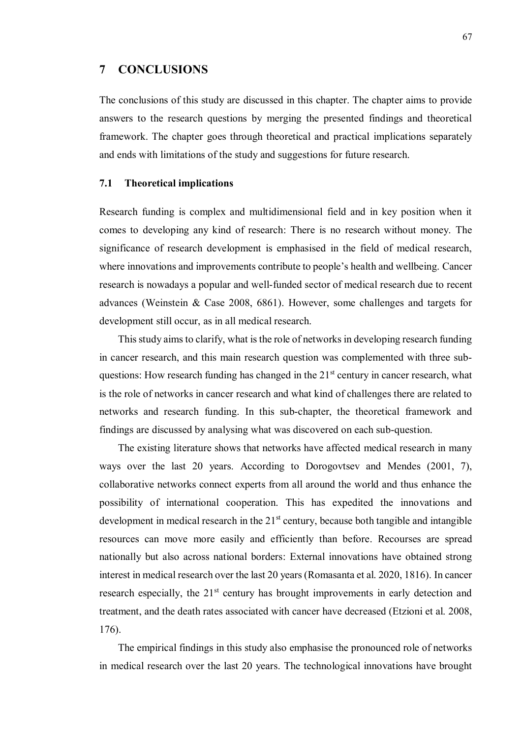# 7 CONCLUSIONS

The conclusions of this study are discussed in this chapter. The chapter aims to provide answers to the research questions by merging the presented findings and theoretical framework. The chapter goes through theoretical and practical implications separately and ends with limitations of the study and suggestions for future research.

## 7.1 Theoretical implications

Research funding is complex and multidimensional field and in key position when it comes to developing any kind of research: There is no research without money. The significance of research development is emphasised in the field of medical research, where innovations and improvements contribute to people's health and wellbeing. Cancer research is nowadays a popular and well-funded sector of medical research due to recent advances (Weinstein & Case 2008, 6861). However, some challenges and targets for development still occur, as in all medical research.

This study aims to clarify, what is the role of networks in developing research funding in cancer research, and this main research question was complemented with three sub-questions: How research funding has changed in the 21st century in cancer research, what is the role of networks in cancer research and what kind of challenges there are related to networks and research funding. In this sub-chapter, the theoretical framework and findings are discussed by analysing what was discovered on each sub-question.

The existing literature shows that networks have affected medical research in many ways over the last 20 years. According to Dorogovtsev and Mendes (2001, 7), collaborative networks connect experts from all around the world and thus enhance the possibility of international cooperation. This has expedited the innovations and development in medical research in the 21st century, because both tangible and intangible resources can move more easily and efficiently than before. Recourses are spread nationally but also across national borders: External innovations have obtained strong interest in medical research over the last 20 years (Romasanta et al. 2020, 1816). In cancer research especially, the 21st century has brought improvements in early detection and treatment, and the death rates associated with cancer have decreased (Etzioni et al. 2008, 176).

The empirical findings in this study also emphasise the pronounced role of networks in medical research over the last 20 years. The technological innovations have brought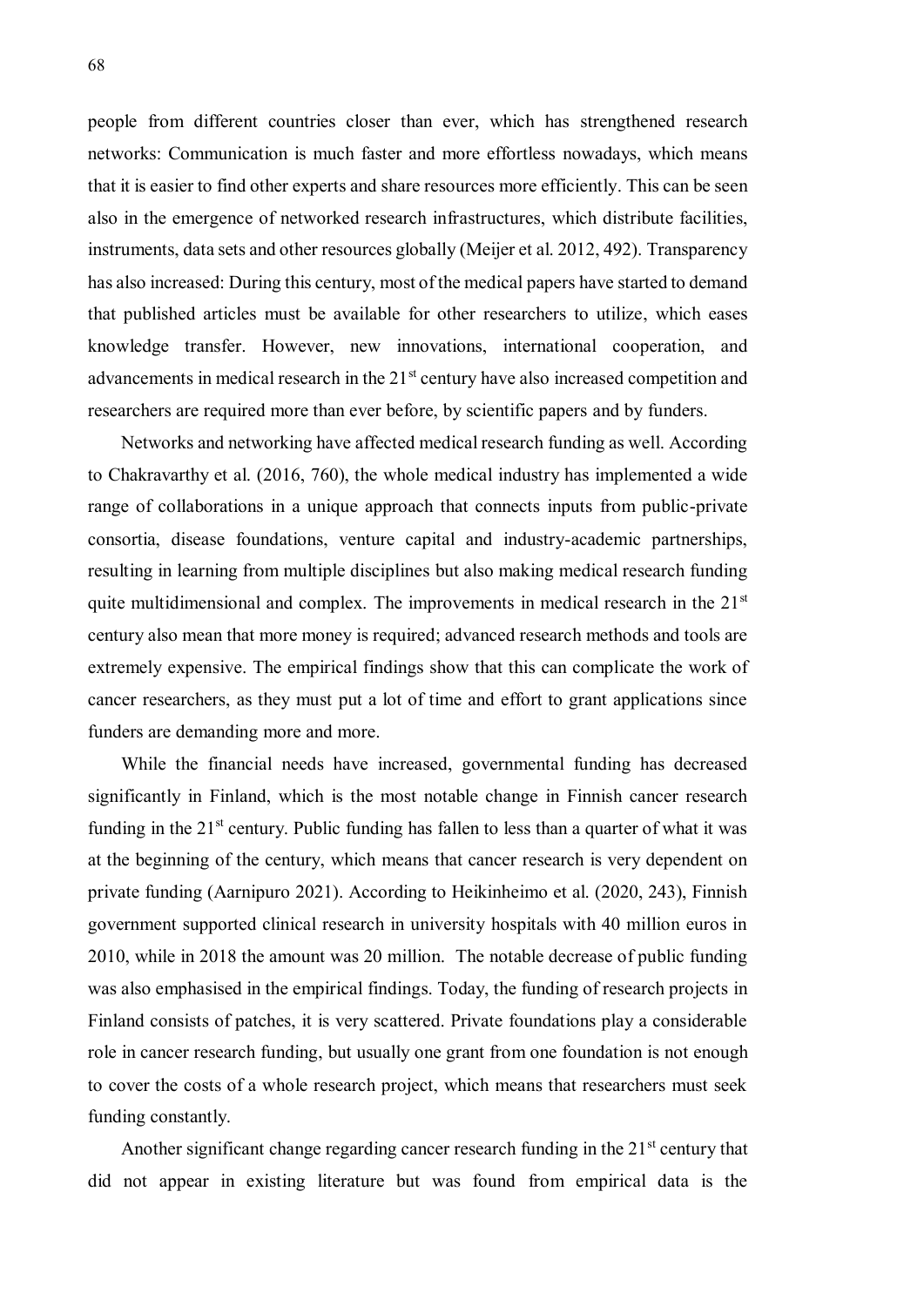people from different countries closer than ever, which has strengthened research networks: Communication is much faster and more effortless nowadays, which means that it is easier to find other experts and share resources more efficiently. This can be seen also in the emergence of networked research infrastructures, which distribute facilities, instruments, data sets and other resources globally (Meijer et al. 2012, 492). Transparency has also increased: During this century, most of the medical papers have started to demand that published articles must be available for other researchers to utilize, which eases knowledge transfer. However, new innovations, international cooperation, and advancements in medical research in the 21st century have also increased competition and researchers are required more than ever before, by scientific papers and by funders.

Networks and networking have affected medical research funding as well. According to Chakravarthy et al. (2016, 760), the whole medical industry has implemented a wide range of collaborations in a unique approach that connects inputs from public-private consortia, disease foundations, venture capital and industry-academic partnerships, resulting in learning from multiple disciplines but also making medical research funding quite multidimensional and complex. The improvements in medical research in the 21st century also mean that more money is required; advanced research methods and tools are extremely expensive. The empirical findings show that this can complicate the work of cancer researchers, as they must put a lot of time and effort to grant applications since funders are demanding more and more.

While the financial needs have increased, governmental funding has decreased significantly in Finland, which is the most notable change in Finnish cancer research funding in the 21st century. Public funding has fallen to less than a quarter of what it was at the beginning of the century, which means that cancer research is very dependent on private funding (Aarnipuro 2021). According to Heikinheimo et al. (2020, 243), Finnish government supported clinical research in university hospitals with 40 million euros in 2010, while in 2018 the amount was 20 million. The notable decrease of public funding was also emphasised in the empirical findings. Today, the funding of research projects in Finland consists of patches, it is very scattered. Private foundations play a considerable role in cancer research funding, but usually one grant from one foundation is not enough to cover the costs of a whole research project, which means that researchers must seek funding constantly.

Another significant change regarding cancer research funding in the 21st century that did not appear in existing literature but was found from empirical data is the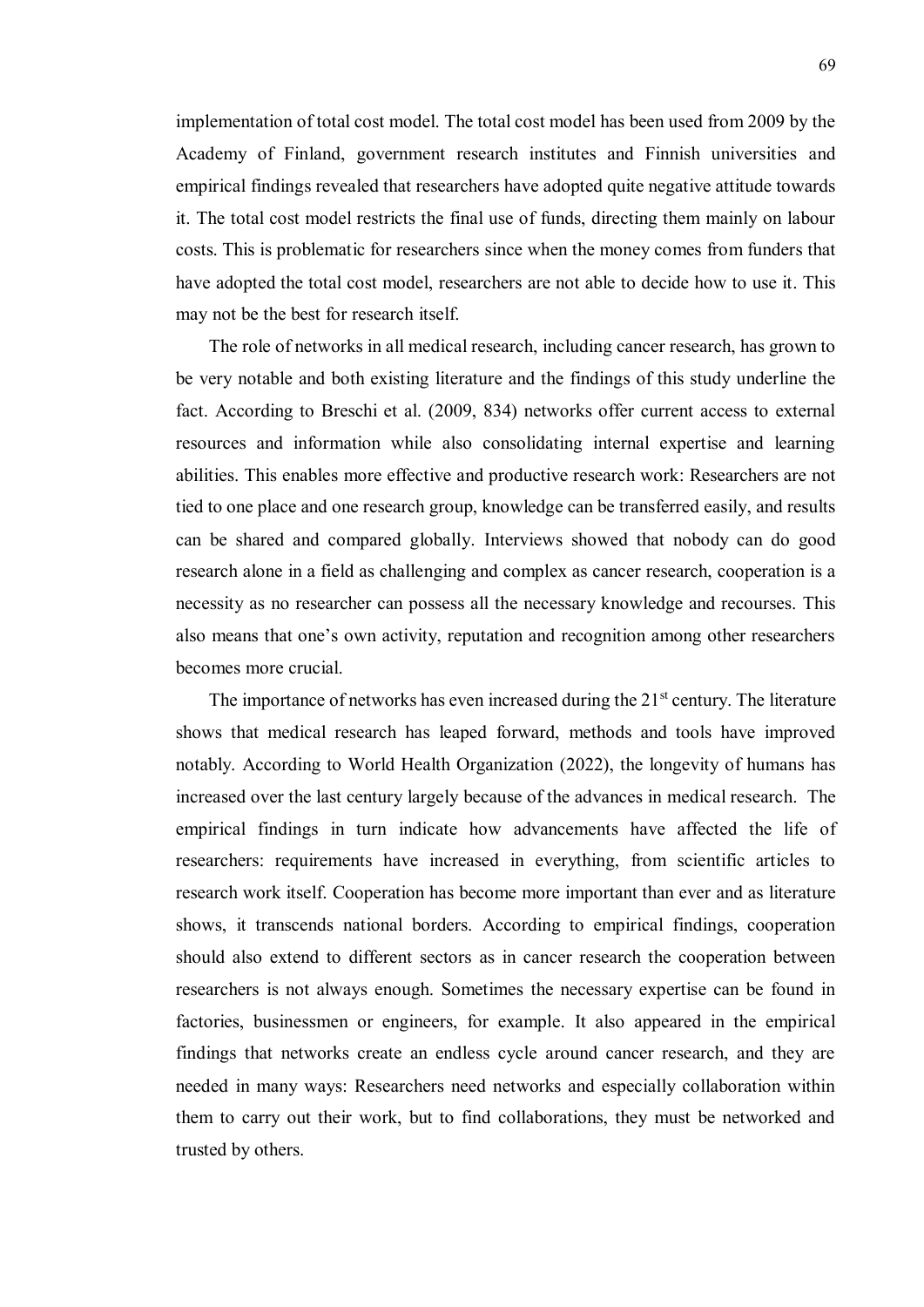implementation of total cost model. The total cost model has been used from 2009 by the Academy of Finland, government research institutes and Finnish universities and empirical findings revealed that researchers have adopted quite negative attitude towards it. The total cost model restricts the final use of funds, directing them mainly on labour costs. This is problematic for researchers since when the money comes from funders that have adopted the total cost model, researchers are not able to decide how to use it. This may not be the best for research itself.

The role of networks in all medical research, including cancer research, has grown to be very notable and both existing literature and the findings of this study underline the fact. According to Breschi et al. (2009, 834) networks offer current access to external resources and information while also consolidating internal expertise and learning abilities. This enables more effective and productive research work: Researchers are not tied to one place and one research group, knowledge can be transferred easily, and results can be shared and compared globally. Interviews showed that nobody can do good research alone in a field as challenging and complex as cancer research, cooperation is a necessity as no researcher can possess all the necessary knowledge and recourses. This also means that one's own activity, reputation and recognition among other researchers becomes more crucial.

The importance of networks has even increased during the 21st century. The literature shows that medical research has leaped forward, methods and tools have improved notably. According to World Health Organization (2022), the longevity of humans has increased over the last century largely because of the advances in medical research. The empirical findings in turn indicate how advancements have affected the life of researchers: requirements have increased in everything, from scientific articles to research work itself. Cooperation has become more important than ever and as literature shows, it transcends national borders. According to empirical findings, cooperation should also extend to different sectors as in cancer research the cooperation between researchers is not always enough. Sometimes the necessary expertise can be found in factories, businessmen or engineers, for example. It also appeared in the empirical findings that networks create an endless cycle around cancer research, and they are needed in many ways: Researchers need networks and especially collaboration within them to carry out their work, but to find collaborations, they must be networked and trusted by others.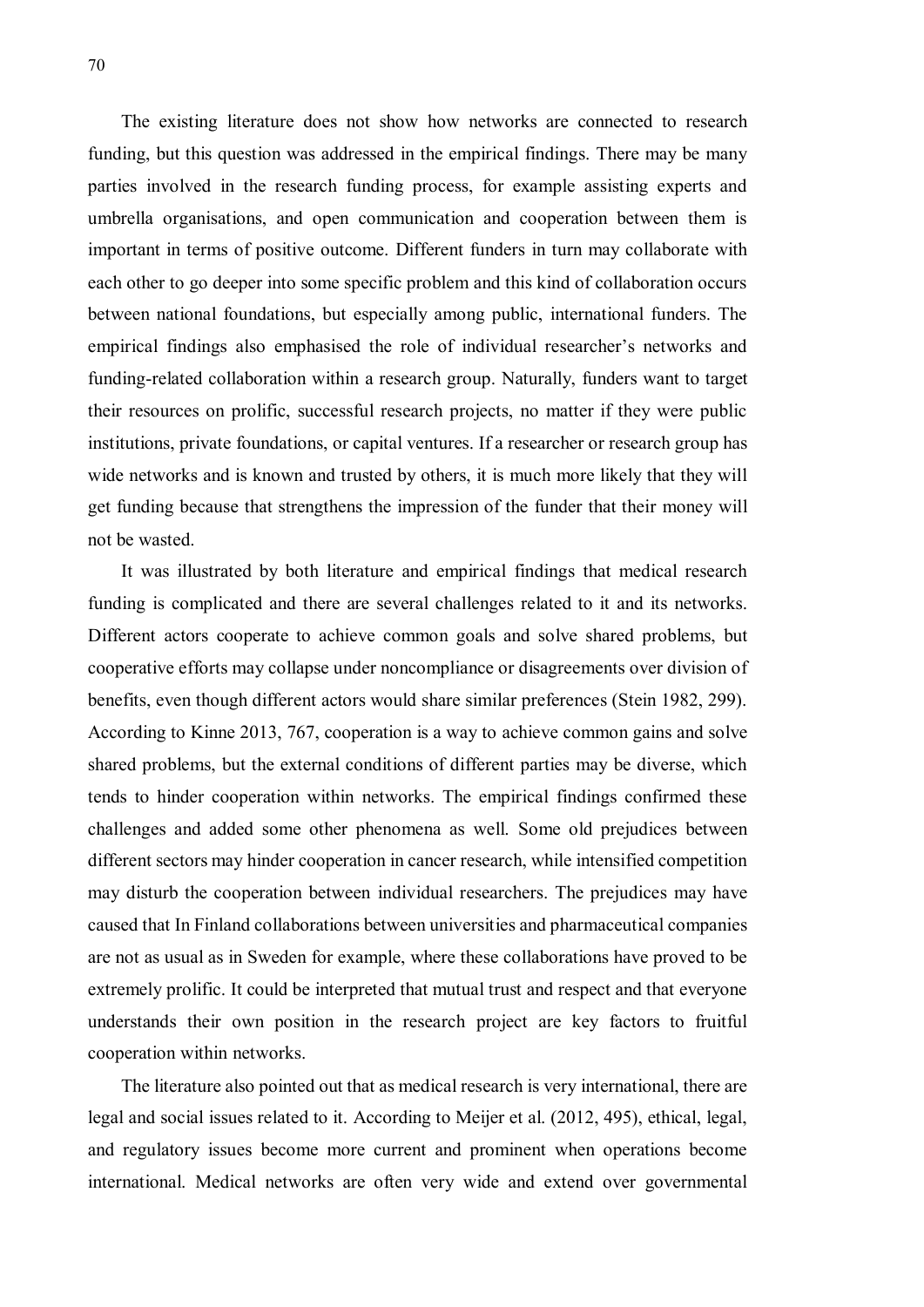The existing literature does not show how networks are connected to research funding, but this question was addressed in the empirical findings. There may be many parties involved in the research funding process, for example assisting experts and umbrella organisations, and open communication and cooperation between them is important in terms of positive outcome. Different funders in turn may collaborate with each other to go deeper into some specific problem and this kind of collaboration occurs between national foundations, but especially among public, international funders. The empirical findings also emphasised the role of individual researcher's networks and funding-related collaboration within a research group. Naturally, funders want to target their resources on prolific, successful research projects, no matter if they were public institutions, private foundations, or capital ventures. If a researcher or research group has wide networks and is known and trusted by others, it is much more likely that they will get funding because that strengthens the impression of the funder that their money will not be wasted.

It was illustrated by both literature and empirical findings that medical research funding is complicated and there are several challenges related to it and its networks. Different actors cooperate to achieve common goals and solve shared problems, but cooperative efforts may collapse under noncompliance or disagreements over division of benefits, even though different actors would share similar preferences (Stein 1982, 299). According to Kinne 2013, 767, cooperation is a way to achieve common gains and solve shared problems, but the external conditions of different parties may be diverse, which tends to hinder cooperation within networks. The empirical findings confirmed these challenges and added some other phenomena as well. Some old prejudices between different sectors may hinder cooperation in cancer research, while intensified competition may disturb the cooperation between individual researchers. The prejudices may have caused that In Finland collaborations between universities and pharmaceutical companies are not as usual as in Sweden for example, where these collaborations have proved to be extremely prolific. It could be interpreted that mutual trust and respect and that everyone understands their own position in the research project are key factors to fruitful cooperation within networks.

The literature also pointed out that as medical research is very international, there are legal and social issues related to it. According to Meijer et al. (2012, 495), ethical, legal, and regulatory issues become more current and prominent when operations become international. Medical networks are often very wide and extend over governmental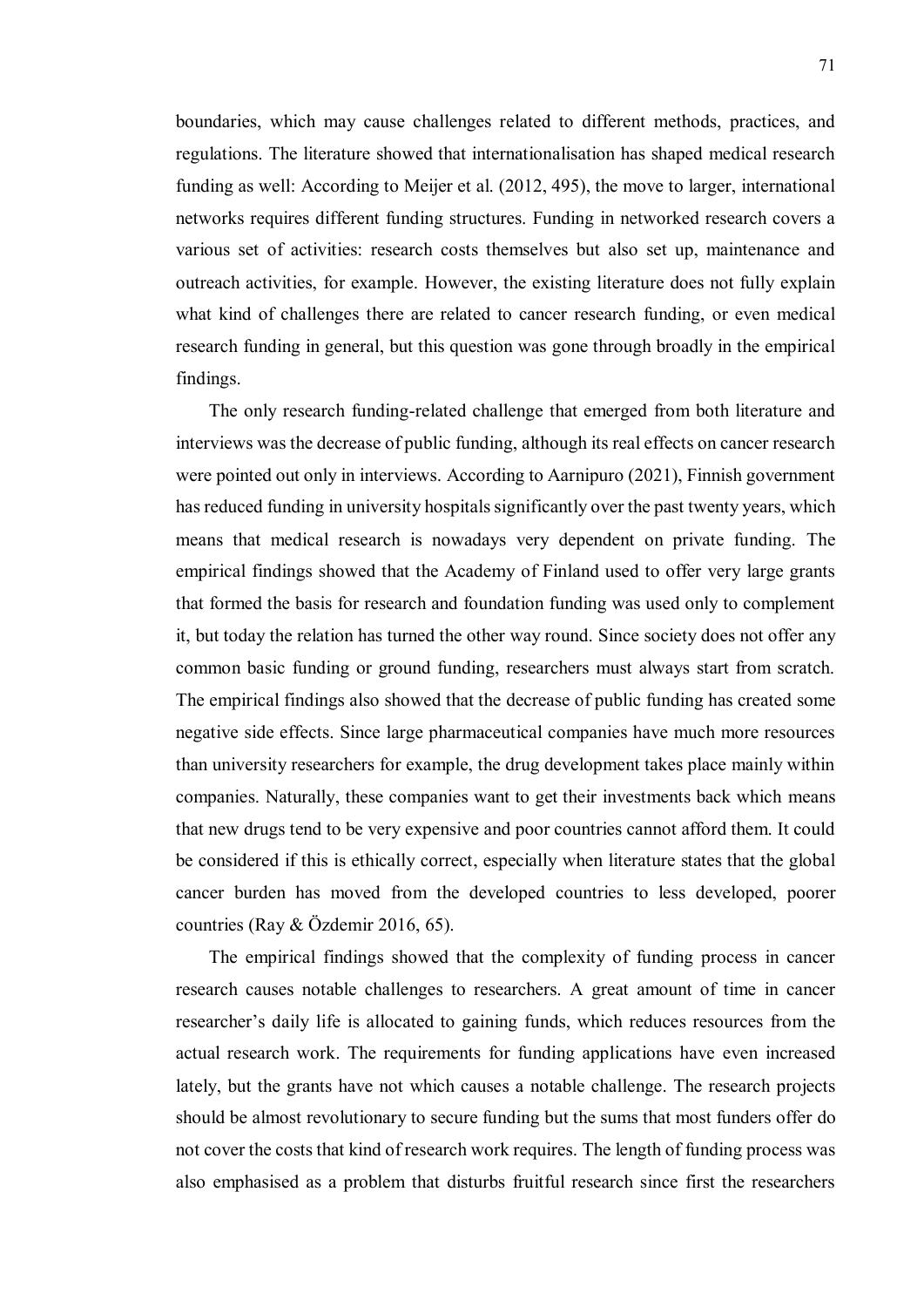boundaries, which may cause challenges related to different methods, practices, and regulations. The literature showed that internationalisation has shaped medical research funding as well: According to Meijer et al. (2012, 495), the move to larger, international networks requires different funding structures. Funding in networked research covers a various set of activities: research costs themselves but also set up, maintenance and outreach activities, for example. However, the existing literature does not fully explain what kind of challenges there are related to cancer research funding, or even medical research funding in general, but this question was gone through broadly in the empirical findings.

The only research funding-related challenge that emerged from both literature and interviews was the decrease of public funding, although its real effects on cancer research were pointed out only in interviews. According to Aarnipuro (2021), Finnish government has reduced funding in university hospitals significantly over the past twenty years, which means that medical research is nowadays very dependent on private funding. The empirical findings showed that the Academy of Finland used to offer very large grants that formed the basis for research and foundation funding was used only to complement it, but today the relation has turned the other way round. Since society does not offer any common basic funding or ground funding, researchers must always start from scratch. The empirical findings also showed that the decrease of public funding has created some negative side effects. Since large pharmaceutical companies have much more resources than university researchers for example, the drug development takes place mainly within companies. Naturally, these companies want to get their investments back which means that new drugs tend to be very expensive and poor countries cannot afford them. It could be considered if this is ethically correct, especially when literature states that the global cancer burden has moved from the developed countries to less developed, poorer countries (Ray & Özdemir 2016, 65).

The empirical findings showed that the complexity of funding process in cancer research causes notable challenges to researchers. A great amount of time in cancer researcher's daily life is allocated to gaining funds, which reduces resources from the actual research work. The requirements for funding applications have even increased lately, but the grants have not which causes a notable challenge. The research projects should be almost revolutionary to secure funding but the sums that most funders offer do not cover the costs that kind of research work requires. The length of funding process was also emphasised as a problem that disturbs fruitful research since first the researchers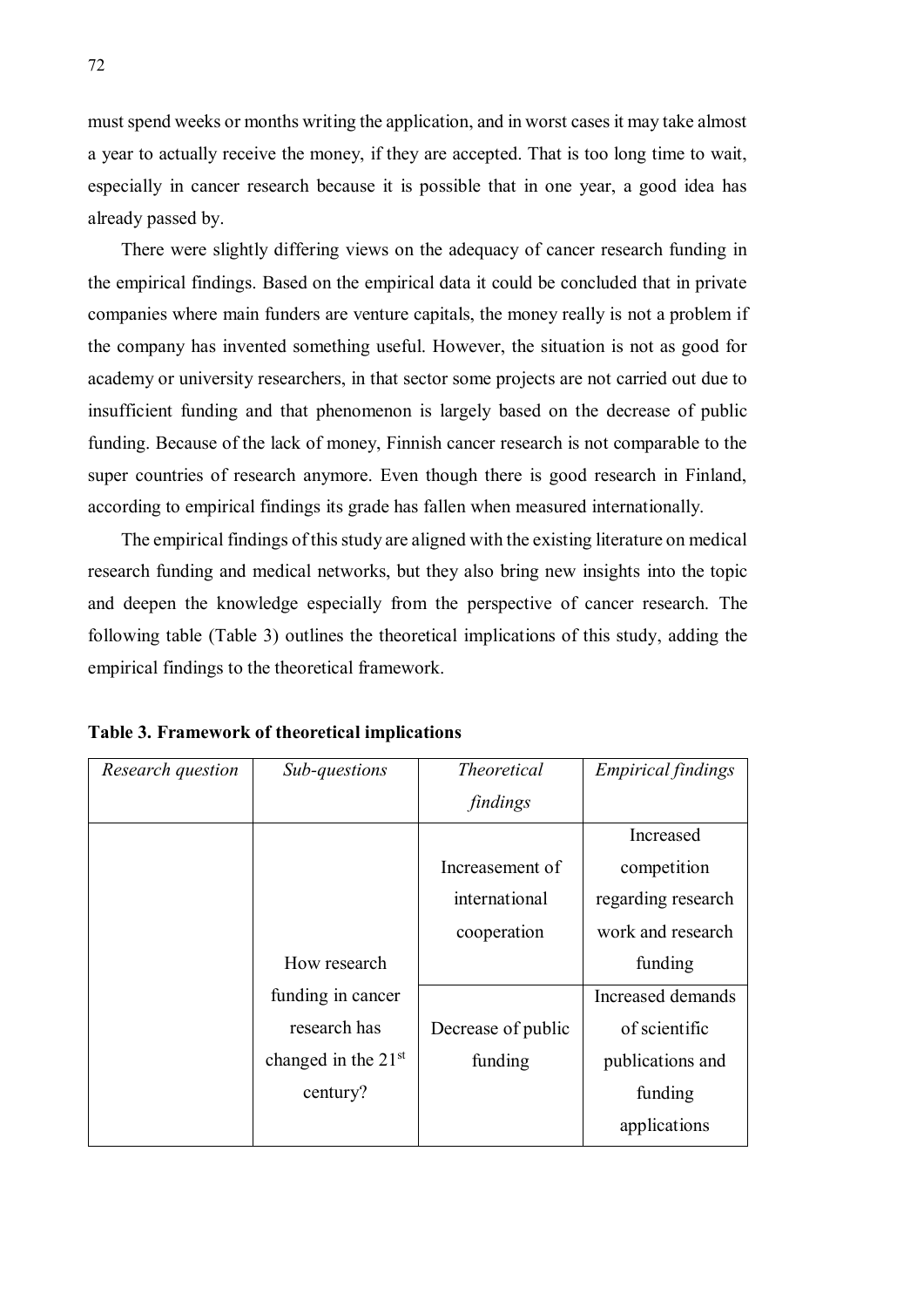must spend weeks or months writing the application, and in worst cases it may take almost a year to actually receive the money, if they are accepted. That is too long time to wait, especially in cancer research because it is possible that in one year, a good idea has already passed by.

There were slightly differing views on the adequacy of cancer research funding in the empirical findings. Based on the empirical data it could be concluded that in private companies where main funders are venture capitals, the money really is not a problem if the company has invented something useful. However, the situation is not as good for academy or university researchers, in that sector some projects are not carried out due to insufficient funding and that phenomenon is largely based on the decrease of public funding. Because of the lack of money, Finnish cancer research is not comparable to the super countries of research anymore. Even though there is good research in Finland, according to empirical findings its grade has fallen when measured internationally.

The empirical findings of this study are aligned with the existing literature on medical research funding and medical networks, but they also bring new insights into the topic and deepen the knowledge especially from the perspective of cancer research. The following table (Table 3) outlines the theoretical implications of this study, adding the empirical findings to the theoretical framework.

**Table 3. Framework of theoretical implications**

| *Research question* | *Sub-questions* | *Theoretical findings* | *Empirical findings* |
|---|---|---|---|
| | How research funding in cancer research has changed in the 21st century? | Increasement of international cooperation | Increased competition regarding research work and research funding |
| | | Decrease of public funding | Increased demands of scientific publications and funding applications |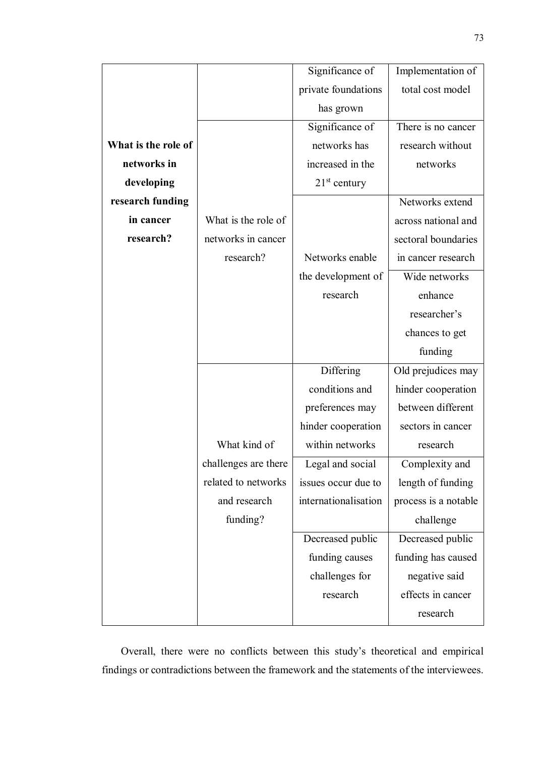| | | | |
|---|---|---|---|
| | | Significance of private foundations has grown | Implementation of total cost model |
| **What is the role of networks in developing research funding in cancer research?** | What is the role of networks in cancer research? | Significance of networks has increased in the 21st century | There is no cancer research without networks |
| | | Networks enable the development of research | Networks extend across national and sectoral boundaries in cancer research |
| | | | Wide networks enhance researcher's chances to get funding |
| | What kind of challenges are there related to networks and research funding? | Differing conditions and preferences may hinder cooperation within networks | Old prejudices may hinder cooperation between different sectors in cancer research |
| | | Legal and social issues occur due to internationalisation | Complexity and length of funding process is a notable challenge |
| | | Decreased public funding causes challenges for research | Decreased public funding has caused negative said effects in cancer research |

Overall, there were no conflicts between this study's theoretical and empirical findings or contradictions between the framework and the statements of the interviewees.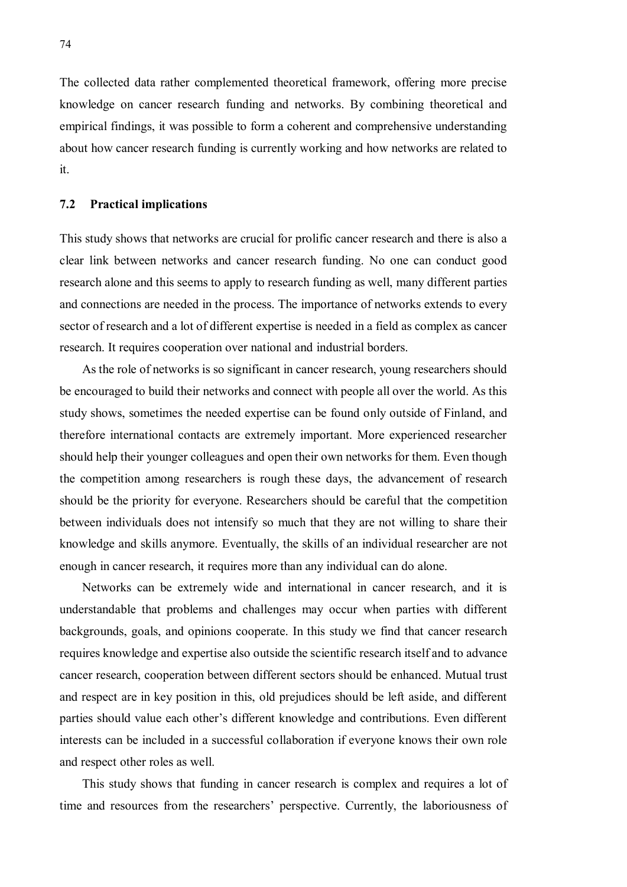The collected data rather complemented theoretical framework, offering more precise knowledge on cancer research funding and networks. By combining theoretical and empirical findings, it was possible to form a coherent and comprehensive understanding about how cancer research funding is currently working and how networks are related to it.

### 7.2 Practical implications

This study shows that networks are crucial for prolific cancer research and there is also a clear link between networks and cancer research funding. No one can conduct good research alone and this seems to apply to research funding as well, many different parties and connections are needed in the process. The importance of networks extends to every sector of research and a lot of different expertise is needed in a field as complex as cancer research. It requires cooperation over national and industrial borders.

As the role of networks is so significant in cancer research, young researchers should be encouraged to build their networks and connect with people all over the world. As this study shows, sometimes the needed expertise can be found only outside of Finland, and therefore international contacts are extremely important. More experienced researcher should help their younger colleagues and open their own networks for them. Even though the competition among researchers is rough these days, the advancement of research should be the priority for everyone. Researchers should be careful that the competition between individuals does not intensify so much that they are not willing to share their knowledge and skills anymore. Eventually, the skills of an individual researcher are not enough in cancer research, it requires more than any individual can do alone.

Networks can be extremely wide and international in cancer research, and it is understandable that problems and challenges may occur when parties with different backgrounds, goals, and opinions cooperate. In this study we find that cancer research requires knowledge and expertise also outside the scientific research itself and to advance cancer research, cooperation between different sectors should be enhanced. Mutual trust and respect are in key position in this, old prejudices should be left aside, and different parties should value each other's different knowledge and contributions. Even different interests can be included in a successful collaboration if everyone knows their own role and respect other roles as well.

This study shows that funding in cancer research is complex and requires a lot of time and resources from the researchers' perspective. Currently, the laboriousness of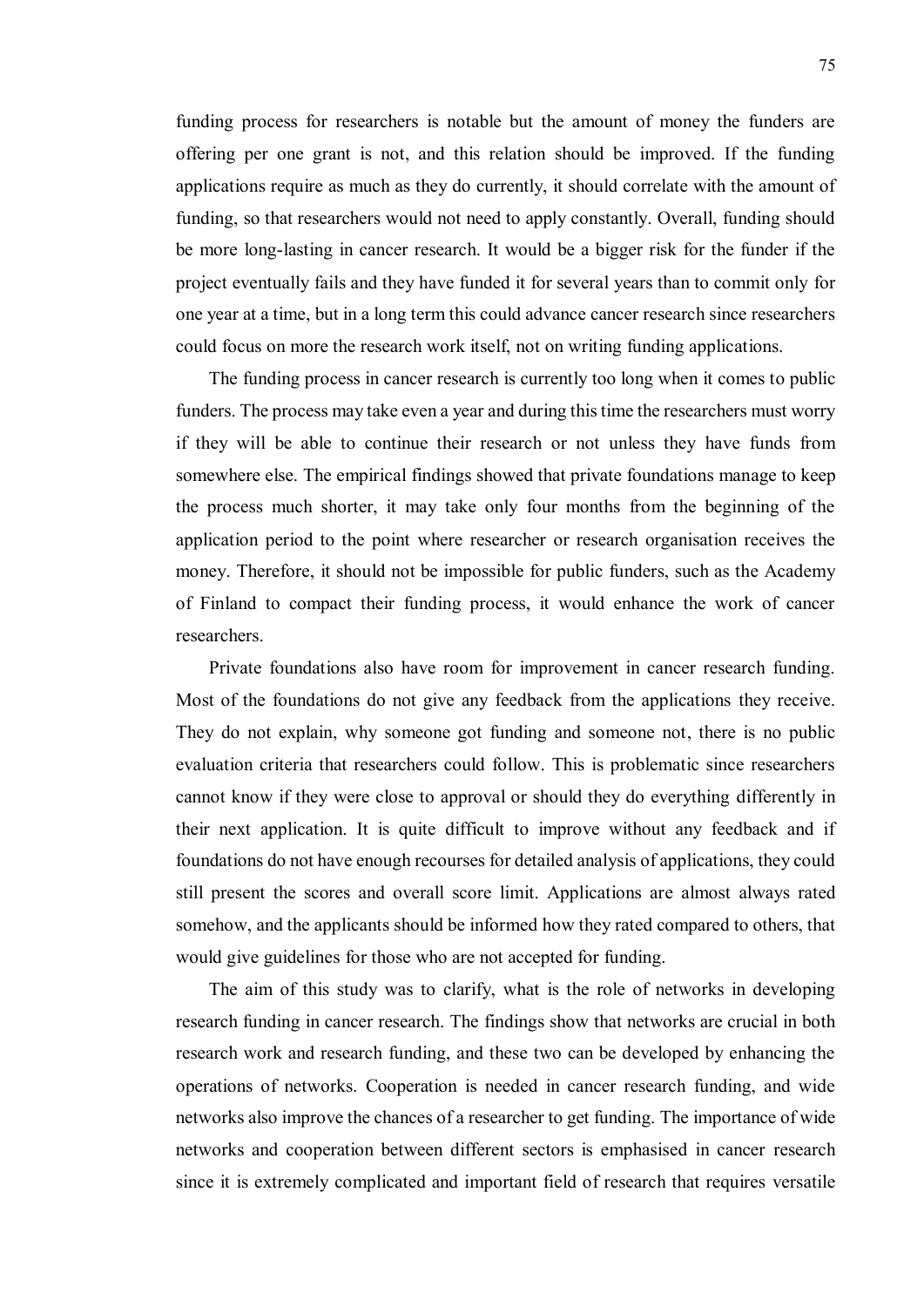funding process for researchers is notable but the amount of money the funders are offering per one grant is not, and this relation should be improved. If the funding applications require as much as they do currently, it should correlate with the amount of funding, so that researchers would not need to apply constantly. Overall, funding should be more long-lasting in cancer research. It would be a bigger risk for the funder if the project eventually fails and they have funded it for several years than to commit only for one year at a time, but in a long term this could advance cancer research since researchers could focus on more the research work itself, not on writing funding applications.

The funding process in cancer research is currently too long when it comes to public funders. The process may take even a year and during this time the researchers must worry if they will be able to continue their research or not unless they have funds from somewhere else. The empirical findings showed that private foundations manage to keep the process much shorter, it may take only four months from the beginning of the application period to the point where researcher or research organisation receives the money. Therefore, it should not be impossible for public funders, such as the Academy of Finland to compact their funding process, it would enhance the work of cancer researchers.

Private foundations also have room for improvement in cancer research funding. Most of the foundations do not give any feedback from the applications they receive. They do not explain, why someone got funding and someone not, there is no public evaluation criteria that researchers could follow. This is problematic since researchers cannot know if they were close to approval or should they do everything differently in their next application. It is quite difficult to improve without any feedback and if foundations do not have enough recourses for detailed analysis of applications, they could still present the scores and overall score limit. Applications are almost always rated somehow, and the applicants should be informed how they rated compared to others, that would give guidelines for those who are not accepted for funding.

The aim of this study was to clarify, what is the role of networks in developing research funding in cancer research. The findings show that networks are crucial in both research work and research funding, and these two can be developed by enhancing the operations of networks. Cooperation is needed in cancer research funding, and wide networks also improve the chances of a researcher to get funding. The importance of wide networks and cooperation between different sectors is emphasised in cancer research since it is extremely complicated and important field of research that requires versatile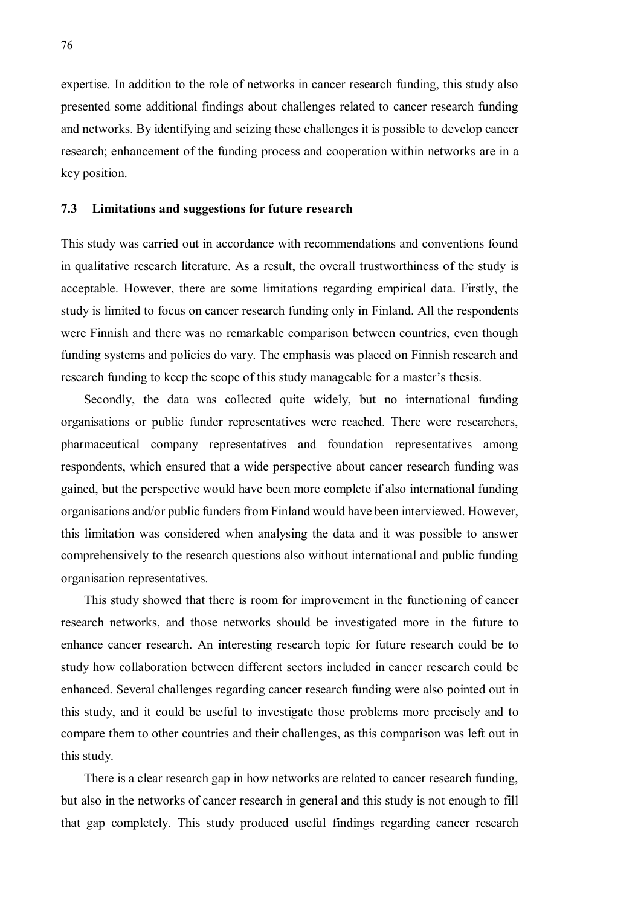expertise. In addition to the role of networks in cancer research funding, this study also presented some additional findings about challenges related to cancer research funding and networks. By identifying and seizing these challenges it is possible to develop cancer research; enhancement of the funding process and cooperation within networks are in a key position.

### 7.3 Limitations and suggestions for future research

This study was carried out in accordance with recommendations and conventions found in qualitative research literature. As a result, the overall trustworthiness of the study is acceptable. However, there are some limitations regarding empirical data. Firstly, the study is limited to focus on cancer research funding only in Finland. All the respondents were Finnish and there was no remarkable comparison between countries, even though funding systems and policies do vary. The emphasis was placed on Finnish research and research funding to keep the scope of this study manageable for a master's thesis.

Secondly, the data was collected quite widely, but no international funding organisations or public funder representatives were reached. There were researchers, pharmaceutical company representatives and foundation representatives among respondents, which ensured that a wide perspective about cancer research funding was gained, but the perspective would have been more complete if also international funding organisations and/or public funders from Finland would have been interviewed. However, this limitation was considered when analysing the data and it was possible to answer comprehensively to the research questions also without international and public funding organisation representatives.

This study showed that there is room for improvement in the functioning of cancer research networks, and those networks should be investigated more in the future to enhance cancer research. An interesting research topic for future research could be to study how collaboration between different sectors included in cancer research could be enhanced. Several challenges regarding cancer research funding were also pointed out in this study, and it could be useful to investigate those problems more precisely and to compare them to other countries and their challenges, as this comparison was left out in this study.

There is a clear research gap in how networks are related to cancer research funding, but also in the networks of cancer research in general and this study is not enough to fill that gap completely. This study produced useful findings regarding cancer research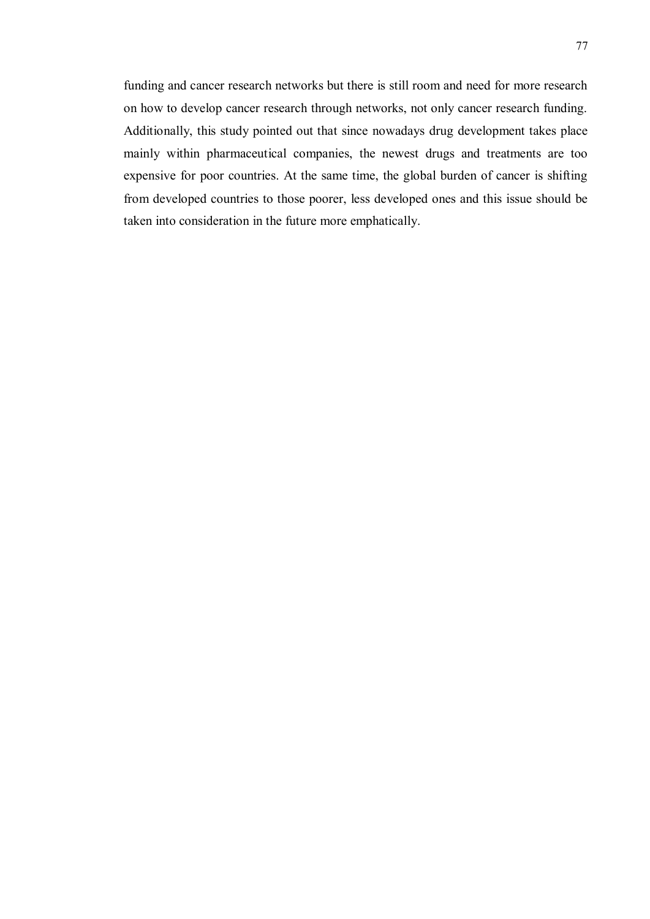funding and cancer research networks but there is still room and need for more research on how to develop cancer research through networks, not only cancer research funding. Additionally, this study pointed out that since nowadays drug development takes place mainly within pharmaceutical companies, the newest drugs and treatments are too expensive for poor countries. At the same time, the global burden of cancer is shifting from developed countries to those poorer, less developed ones and this issue should be taken into consideration in the future more emphatically.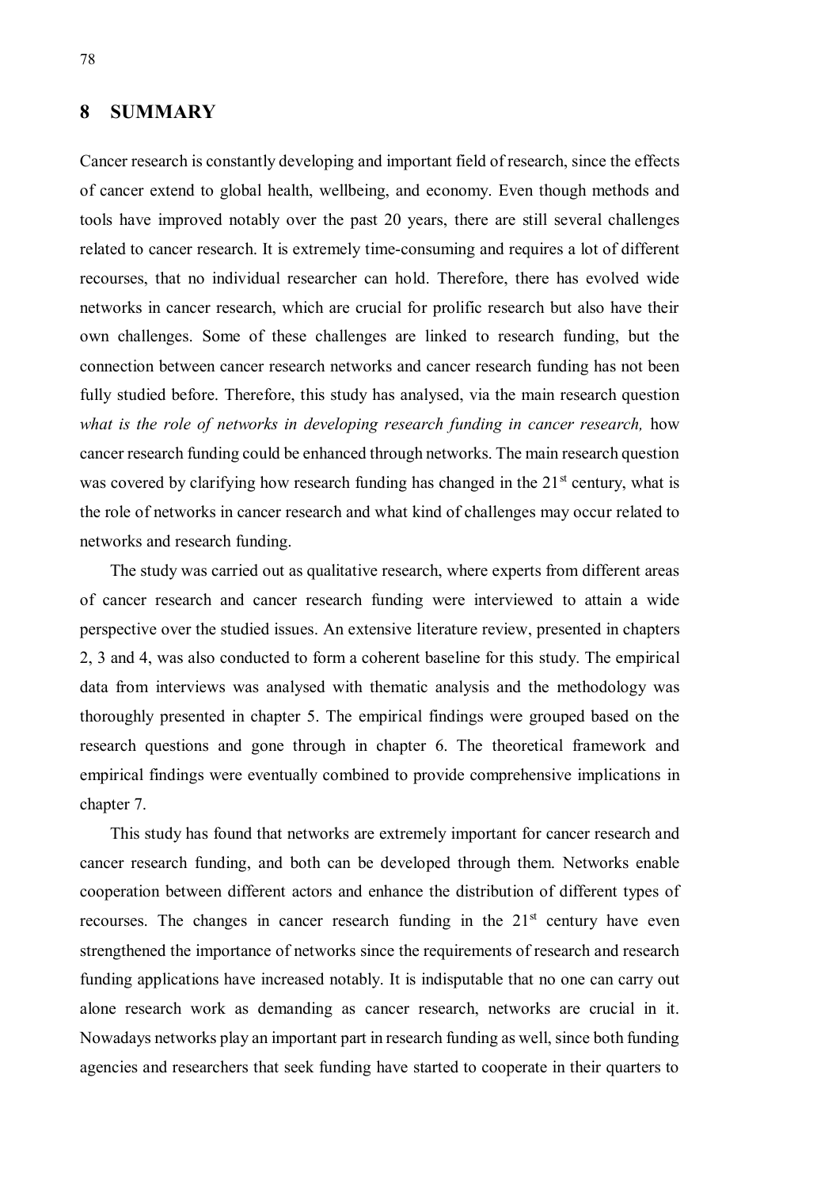# 8 SUMMARY

Cancer research is constantly developing and important field of research, since the effects of cancer extend to global health, wellbeing, and economy. Even though methods and tools have improved notably over the past 20 years, there are still several challenges related to cancer research. It is extremely time-consuming and requires a lot of different recourses, that no individual researcher can hold. Therefore, there has evolved wide networks in cancer research, which are crucial for prolific research but also have their own challenges. Some of these challenges are linked to research funding, but the connection between cancer research networks and cancer research funding has not been fully studied before. Therefore, this study has analysed, via the main research question *what is the role of networks in developing research funding in cancer research,* how cancer research funding could be enhanced through networks. The main research question was covered by clarifying how research funding has changed in the 21st century, what is the role of networks in cancer research and what kind of challenges may occur related to networks and research funding.

The study was carried out as qualitative research, where experts from different areas of cancer research and cancer research funding were interviewed to attain a wide perspective over the studied issues. An extensive literature review, presented in chapters 2, 3 and 4, was also conducted to form a coherent baseline for this study. The empirical data from interviews was analysed with thematic analysis and the methodology was thoroughly presented in chapter 5. The empirical findings were grouped based on the research questions and gone through in chapter 6. The theoretical framework and empirical findings were eventually combined to provide comprehensive implications in chapter 7.

This study has found that networks are extremely important for cancer research and cancer research funding, and both can be developed through them. Networks enable cooperation between different actors and enhance the distribution of different types of recourses. The changes in cancer research funding in the 21st century have even strengthened the importance of networks since the requirements of research and research funding applications have increased notably. It is indisputable that no one can carry out alone research work as demanding as cancer research, networks are crucial in it. Nowadays networks play an important part in research funding as well, since both funding agencies and researchers that seek funding have started to cooperate in their quarters to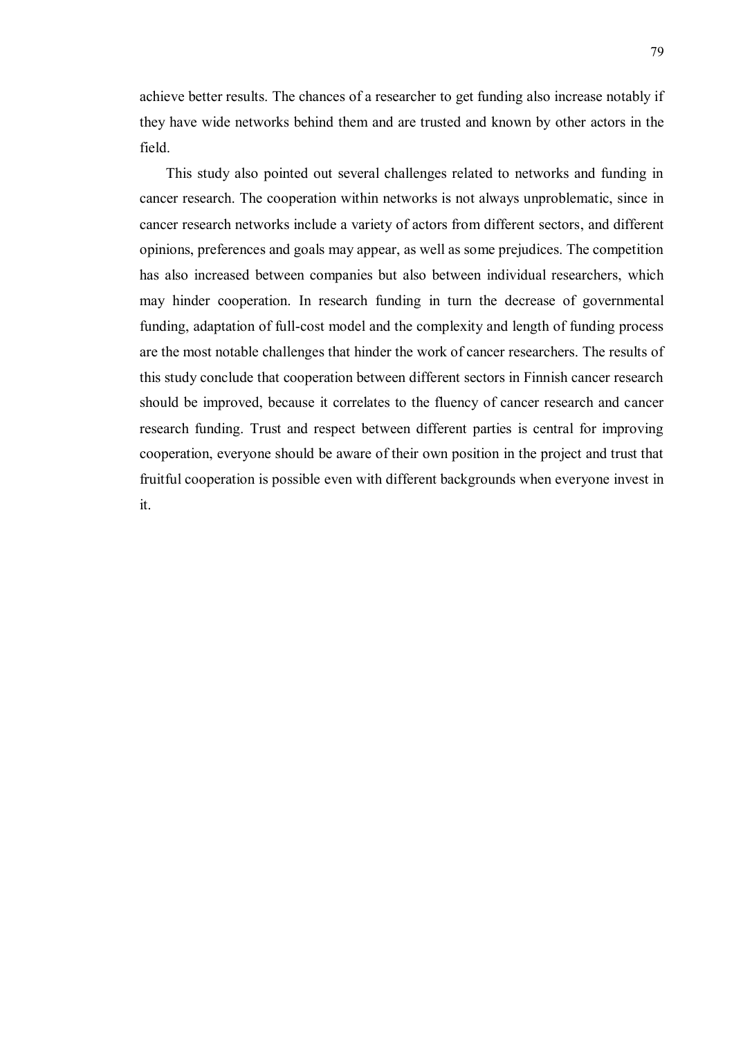achieve better results. The chances of a researcher to get funding also increase notably if they have wide networks behind them and are trusted and known by other actors in the field.

This study also pointed out several challenges related to networks and funding in cancer research. The cooperation within networks is not always unproblematic, since in cancer research networks include a variety of actors from different sectors, and different opinions, preferences and goals may appear, as well as some prejudices. The competition has also increased between companies but also between individual researchers, which may hinder cooperation. In research funding in turn the decrease of governmental funding, adaptation of full-cost model and the complexity and length of funding process are the most notable challenges that hinder the work of cancer researchers. The results of this study conclude that cooperation between different sectors in Finnish cancer research should be improved, because it correlates to the fluency of cancer research and cancer research funding. Trust and respect between different parties is central for improving cooperation, everyone should be aware of their own position in the project and trust that fruitful cooperation is possible even with different backgrounds when everyone invest in it.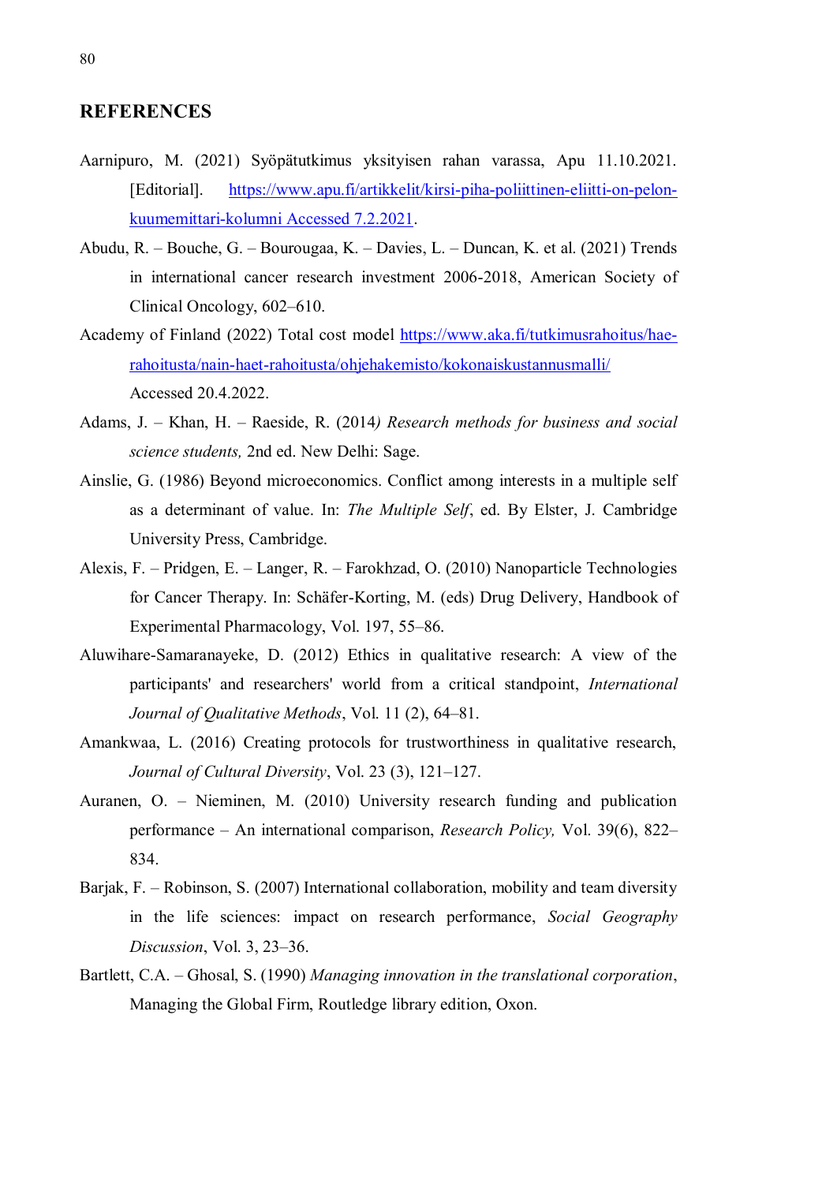## REFERENCES

Aarnipuro, M. (2021) Syöpätutkimus yksityisen rahan varassa, Apu 11.10.2021. [Editorial]. https://www.apu.fi/artikkelit/kirsi-piha-poliittinen-eliitti-on-pelon-kuumemittari-kolumni Accessed 7.2.2021.

Abudu, R. – Bouche, G. – Bourougaa, K. – Davies, L. – Duncan, K. et al. (2021) Trends in international cancer research investment 2006-2018, American Society of Clinical Oncology, 602–610.

Academy of Finland (2022) Total cost model https://www.aka.fi/tutkimusrahoitus/hae-rahoitusta/nain-haet-rahoitusta/ohjehakemisto/kokonaiskustannusmalli/ Accessed 20.4.2022.

Adams, J. – Khan, H. – Raeside, R. (2014*) Research methods for business and social science students,* 2nd ed. New Delhi: Sage.

Ainslie, G. (1986) Beyond microeconomics. Conflict among interests in a multiple self as a determinant of value. In: *The Multiple Self*, ed. By Elster, J. Cambridge University Press, Cambridge.

Alexis, F. – Pridgen, E. – Langer, R. – Farokhzad, O. (2010) Nanoparticle Technologies for Cancer Therapy. In: Schäfer-Korting, M. (eds) Drug Delivery, Handbook of Experimental Pharmacology, Vol. 197, 55–86.

Aluwihare-Samaranayeke, D. (2012) Ethics in qualitative research: A view of the participants' and researchers' world from a critical standpoint, *International Journal of Qualitative Methods*, Vol. 11 (2), 64–81.

Amankwaa, L. (2016) Creating protocols for trustworthiness in qualitative research, *Journal of Cultural Diversity*, Vol. 23 (3), 121–127.

Auranen, O. – Nieminen, M. (2010) University research funding and publication performance – An international comparison, *Research Policy,* Vol. 39(6), 822–834.

Barjak, F. – Robinson, S. (2007) International collaboration, mobility and team diversity in the life sciences: impact on research performance, *Social Geography Discussion*, Vol. 3, 23–36.

Bartlett, C.A. – Ghosal, S. (1990) *Managing innovation in the translational corporation*, Managing the Global Firm, Routledge library edition, Oxon.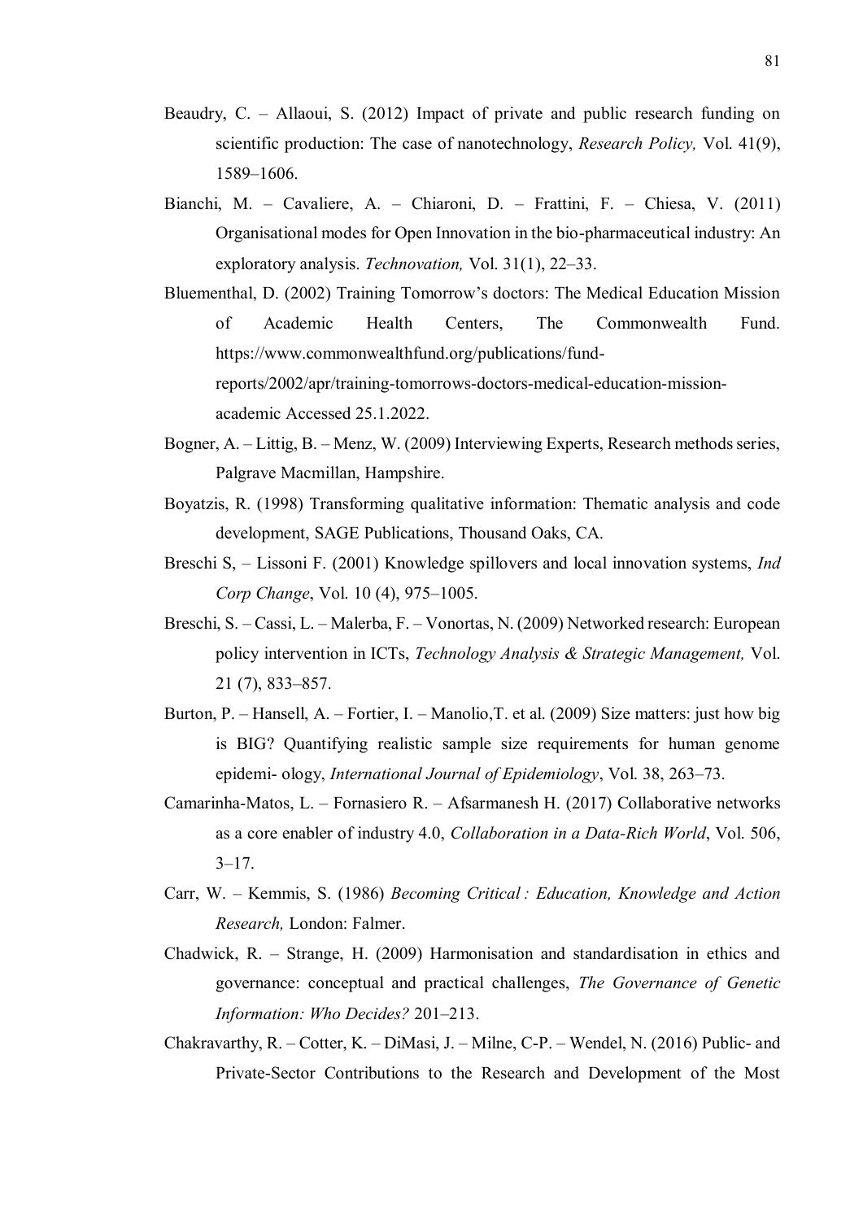Beaudry, C. – Allaoui, S. (2012) Impact of private and public research funding on scientific production: The case of nanotechnology, *Research Policy,* Vol. 41(9), 1589–1606.

Bianchi, M. – Cavaliere, A. – Chiaroni, D. – Frattini, F. – Chiesa, V. (2011) Organisational modes for Open Innovation in the bio-pharmaceutical industry: An exploratory analysis. *Technovation,* Vol. 31(1), 22–33.

Bluementhal, D. (2002) Training Tomorrow's doctors: The Medical Education Mission of Academic Health Centers, The Commonwealth Fund. https://www.commonwealthfund.org/publications/fund-reports/2002/apr/training-tomorrows-doctors-medical-education-mission-academic Accessed 25.1.2022.

Bogner, A. – Littig, B. – Menz, W. (2009) Interviewing Experts, Research methods series, Palgrave Macmillan, Hampshire.

Boyatzis, R. (1998) Transforming qualitative information: Thematic analysis and code development, SAGE Publications, Thousand Oaks, CA.

Breschi S, – Lissoni F. (2001) Knowledge spillovers and local innovation systems, *Ind Corp Change*, Vol. 10 (4), 975–1005.

Breschi, S. – Cassi, L. – Malerba, F. – Vonortas, N. (2009) Networked research: European policy intervention in ICTs, *Technology Analysis & Strategic Management,* Vol. 21 (7), 833–857.

Burton, P. – Hansell, A. – Fortier, I. – Manolio,T. et al. (2009) Size matters: just how big is BIG? Quantifying realistic sample size requirements for human genome epidemi- ology, *International Journal of Epidemiology*, Vol. 38, 263–73.

Camarinha-Matos, L. – Fornasiero R. – Afsarmanesh H. (2017) Collaborative networks as a core enabler of industry 4.0, *Collaboration in a Data-Rich World*, Vol. 506, 3–17.

Carr, W. – Kemmis, S. (1986) *Becoming Critical : Education, Knowledge and Action Research,* London: Falmer.

Chadwick, R. – Strange, H. (2009) Harmonisation and standardisation in ethics and governance: conceptual and practical challenges, *The Governance of Genetic Information: Who Decides?* 201–213.

Chakravarthy, R. – Cotter, K. – DiMasi, J. – Milne, C-P. – Wendel, N. (2016) Public- and Private-Sector Contributions to the Research and Development of the Most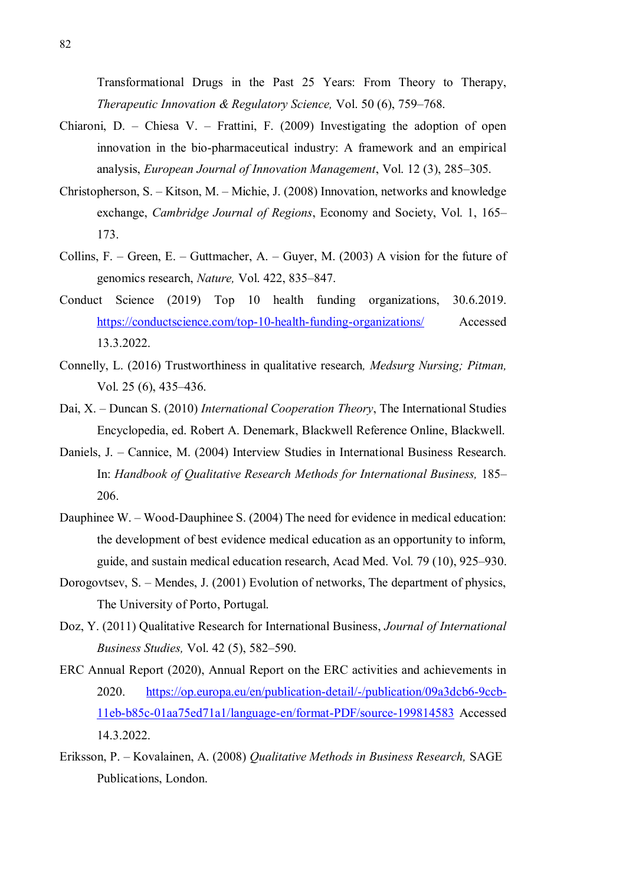Transformational Drugs in the Past 25 Years: From Theory to Therapy, *Therapeutic Innovation & Regulatory Science,* Vol. 50 (6), 759–768.

Chiaroni, D. – Chiesa V. – Frattini, F. (2009) Investigating the adoption of open innovation in the bio-pharmaceutical industry: A framework and an empirical analysis, *European Journal of Innovation Management*, Vol. 12 (3), 285–305.

Christopherson, S. – Kitson, M. – Michie, J. (2008) Innovation, networks and knowledge exchange, *Cambridge Journal of Regions*, Economy and Society, Vol. 1, 165–173.

Collins, F. – Green, E. – Guttmacher, A. – Guyer, M. (2003) A vision for the future of genomics research, *Nature,* Vol. 422, 835–847.

Conduct Science (2019) Top 10 health funding organizations, 30.6.2019. https://conductscience.com/top-10-health-funding-organizations/ Accessed 13.3.2022.

Connelly, L. (2016) Trustworthiness in qualitative research*, Medsurg Nursing; Pitman,* Vol. 25 (6), 435–436.

Dai, X. – Duncan S. (2010) *International Cooperation Theory*, The International Studies Encyclopedia, ed. Robert A. Denemark, Blackwell Reference Online, Blackwell.

Daniels, J. – Cannice, M. (2004) Interview Studies in International Business Research. In: *Handbook of Qualitative Research Methods for International Business,* 185–206.

Dauphinee W. – Wood-Dauphinee S. (2004) The need for evidence in medical education: the development of best evidence medical education as an opportunity to inform, guide, and sustain medical education research, Acad Med. Vol. 79 (10), 925–930.

Dorogovtsev, S. – Mendes, J. (2001) Evolution of networks, The department of physics, The University of Porto, Portugal.

Doz, Y. (2011) Qualitative Research for International Business, *Journal of International Business Studies,* Vol. 42 (5), 582–590.

ERC Annual Report (2020), Annual Report on the ERC activities and achievements in 2020. https://op.europa.eu/en/publication-detail/-/publication/09a3dcb6-9ccb-11eb-b85c-01aa75ed71a1/language-en/format-PDF/source-199814583 Accessed 14.3.2022.

Eriksson, P. – Kovalainen, A. (2008) *Qualitative Methods in Business Research,* SAGE Publications, London.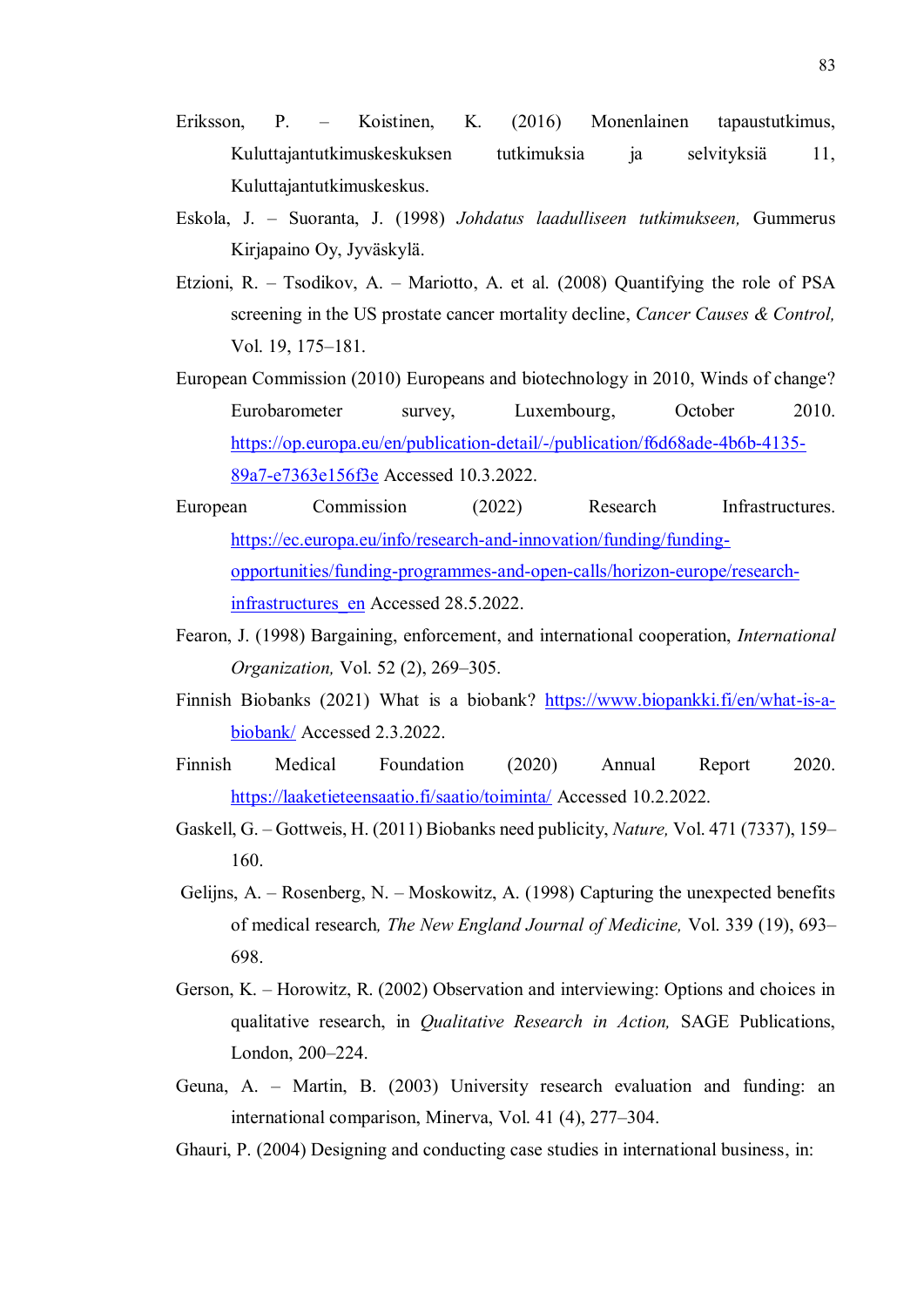Eriksson, P. – Koistinen, K. (2016) Monenlainen tapaustutkimus, Kuluttajantutkimuskeskuksen tutkimuksia ja selvityksiä 11, Kuluttajantutkimuskeskus.

Eskola, J. – Suoranta, J. (1998) *Johdatus laadulliseen tutkimukseen,* Gummerus Kirjapaino Oy, Jyväskylä.

Etzioni, R. – Tsodikov, A. – Mariotto, A. et al. (2008) Quantifying the role of PSA screening in the US prostate cancer mortality decline, *Cancer Causes & Control,* Vol. 19, 175–181.

European Commission (2010) Europeans and biotechnology in 2010, Winds of change? Eurobarometer survey, Luxembourg, October 2010. https://op.europa.eu/en/publication-detail/-/publication/f6d68ade-4b6b-4135-89a7-e7363e156f3e Accessed 10.3.2022.

European Commission (2022) Research Infrastructures. https://ec.europa.eu/info/research-and-innovation/funding/funding-opportunities/funding-programmes-and-open-calls/horizon-europe/research-infrastructures_en Accessed 28.5.2022.

Fearon, J. (1998) Bargaining, enforcement, and international cooperation, *International Organization,* Vol. 52 (2), 269–305.

Finnish Biobanks (2021) What is a biobank? https://www.biopankki.fi/en/what-is-a-biobank/ Accessed 2.3.2022.

Finnish Medical Foundation (2020) Annual Report 2020. https://laaketieteensaatio.fi/saatio/toiminta/ Accessed 10.2.2022.

Gaskell, G. – Gottweis, H. (2011) Biobanks need publicity, *Nature,* Vol. 471 (7337), 159–160.

Gelijns, A. – Rosenberg, N. – Moskowitz, A. (1998) Capturing the unexpected benefits of medical research*, The New England Journal of Medicine,* Vol. 339 (19), 693–698.

Gerson, K. – Horowitz, R. (2002) Observation and interviewing: Options and choices in qualitative research, in *Qualitative Research in Action,* SAGE Publications, London, 200–224.

Geuna, A. – Martin, B. (2003) University research evaluation and funding: an international comparison, Minerva, Vol. 41 (4), 277–304.

Ghauri, P. (2004) Designing and conducting case studies in international business, in: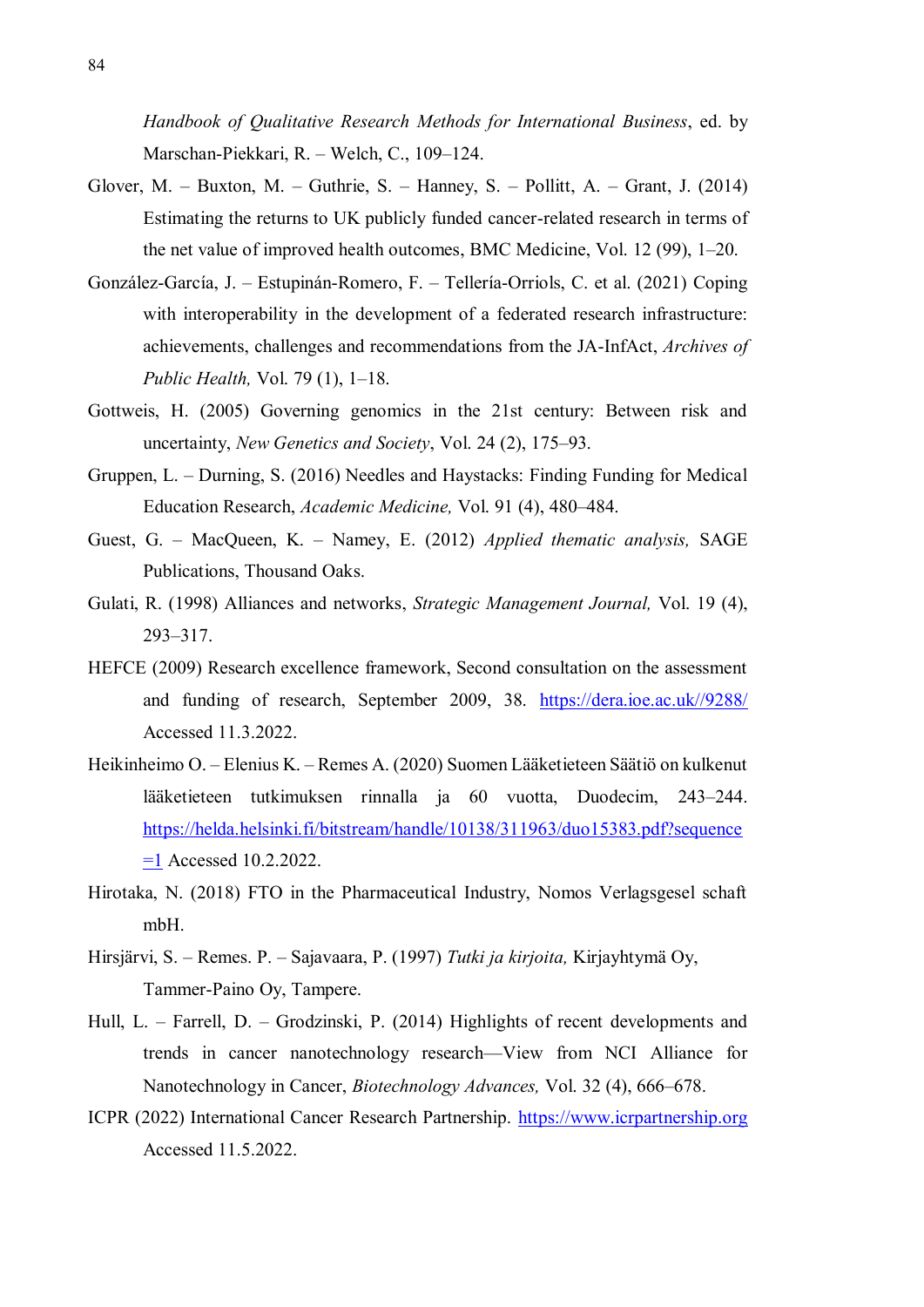*Handbook of Qualitative Research Methods for International Business*, ed. by Marschan-Piekkari, R. – Welch, C., 109–124.

Glover, M. – Buxton, M. – Guthrie, S. – Hanney, S. – Pollitt, A. – Grant, J. (2014) Estimating the returns to UK publicly funded cancer-related research in terms of the net value of improved health outcomes, BMC Medicine, Vol. 12 (99), 1–20.

González-García, J. – Estupinán-Romero, F. – Tellería-Orriols, C. et al. (2021) Coping with interoperability in the development of a federated research infrastructure: achievements, challenges and recommendations from the JA-InfAct, *Archives of Public Health,* Vol. 79 (1), 1–18.

Gottweis, H. (2005) Governing genomics in the 21st century: Between risk and uncertainty, *New Genetics and Society*, Vol. 24 (2), 175–93.

Gruppen, L. – Durning, S. (2016) Needles and Haystacks: Finding Funding for Medical Education Research, *Academic Medicine,* Vol. 91 (4), 480–484.

Guest, G. – MacQueen, K. – Namey, E. (2012) *Applied thematic analysis,* SAGE Publications, Thousand Oaks.

Gulati, R. (1998) Alliances and networks, *Strategic Management Journal,* Vol. 19 (4), 293–317.

HEFCE (2009) Research excellence framework, Second consultation on the assessment and funding of research, September 2009, 38. https://dera.ioe.ac.uk//9288/ Accessed 11.3.2022.

Heikinheimo O. – Elenius K. – Remes A. (2020) Suomen Lääketieteen Säätiö on kulkenut lääketieteen tutkimuksen rinnalla ja 60 vuotta, Duodecim, 243–244. https://helda.helsinki.fi/bitstream/handle/10138/311963/duo15383.pdf?sequence=1 Accessed 10.2.2022.

Hirotaka, N. (2018) FTO in the Pharmaceutical Industry, Nomos Verlagsgesel schaft mbH.

Hirsjärvi, S. – Remes. P. – Sajavaara, P. (1997) *Tutki ja kirjoita,* Kirjayhtymä Oy, Tammer-Paino Oy, Tampere.

Hull, L. – Farrell, D. – Grodzinski, P. (2014) Highlights of recent developments and trends in cancer nanotechnology research—View from NCI Alliance for Nanotechnology in Cancer, *Biotechnology Advances,* Vol. 32 (4), 666–678.

ICPR (2022) International Cancer Research Partnership. https://www.icrpartnership.org Accessed 11.5.2022.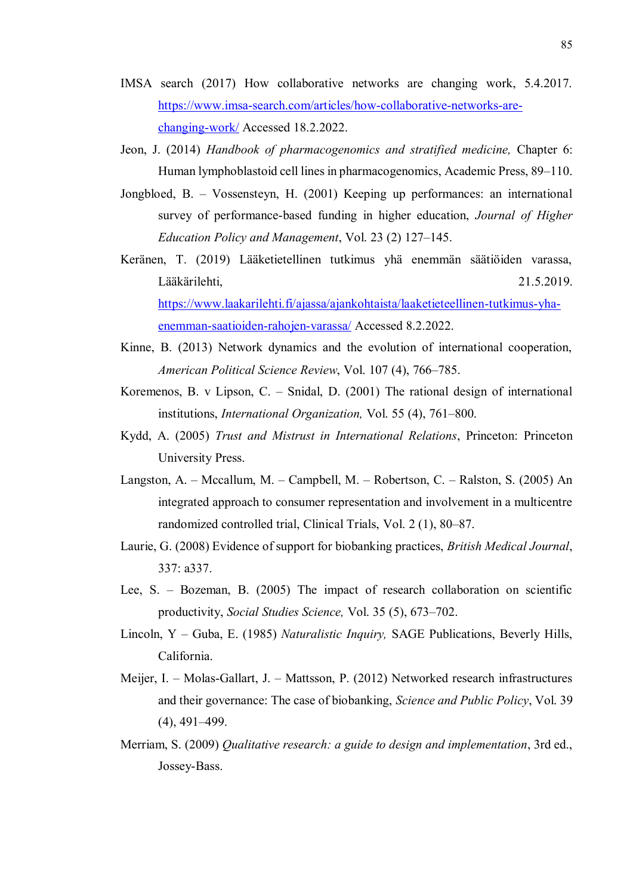IMSA search (2017) How collaborative networks are changing work, 5.4.2017. https://www.imsa-search.com/articles/how-collaborative-networks-are-changing-work/ Accessed 18.2.2022.

Jeon, J. (2014) *Handbook of pharmacogenomics and stratified medicine,* Chapter 6: Human lymphoblastoid cell lines in pharmacogenomics, Academic Press, 89–110.

Jongbloed, B. – Vossensteyn, H. (2001) Keeping up performances: an international survey of performance-based funding in higher education, *Journal of Higher Education Policy and Management*, Vol. 23 (2) 127–145.

Keränen, T. (2019) Lääketietellinen tutkimus yhä enemmän säätiöiden varassa, Lääkärilehti, 21.5.2019. https://www.laakarilehti.fi/ajassa/ajankohtaista/laaketieteellinen-tutkimus-yha-enemman-saatioiden-rahojen-varassa/ Accessed 8.2.2022.

Kinne, B. (2013) Network dynamics and the evolution of international cooperation, *American Political Science Review*, Vol. 107 (4), 766–785.

Koremenos, B. v Lipson, C. – Snidal, D. (2001) The rational design of international institutions, *International Organization,* Vol. 55 (4), 761–800.

Kydd, A. (2005) *Trust and Mistrust in International Relations*, Princeton: Princeton University Press.

Langston, A. – Mccallum, M. – Campbell, M. – Robertson, C. – Ralston, S. (2005) An integrated approach to consumer representation and involvement in a multicentre randomized controlled trial, Clinical Trials, Vol. 2 (1), 80–87.

Laurie, G. (2008) Evidence of support for biobanking practices, *British Medical Journal*, 337: a337.

Lee, S. – Bozeman, B. (2005) The impact of research collaboration on scientific productivity, *Social Studies Science,* Vol. 35 (5), 673–702.

Lincoln, Y – Guba, E. (1985) *Naturalistic Inquiry,* SAGE Publications, Beverly Hills, California.

Meijer, I. – Molas-Gallart, J. – Mattsson, P. (2012) Networked research infrastructures and their governance: The case of biobanking, *Science and Public Policy*, Vol. 39 (4), 491–499.

Merriam, S. (2009) *Qualitative research: a guide to design and implementation*, 3rd ed., Jossey-Bass.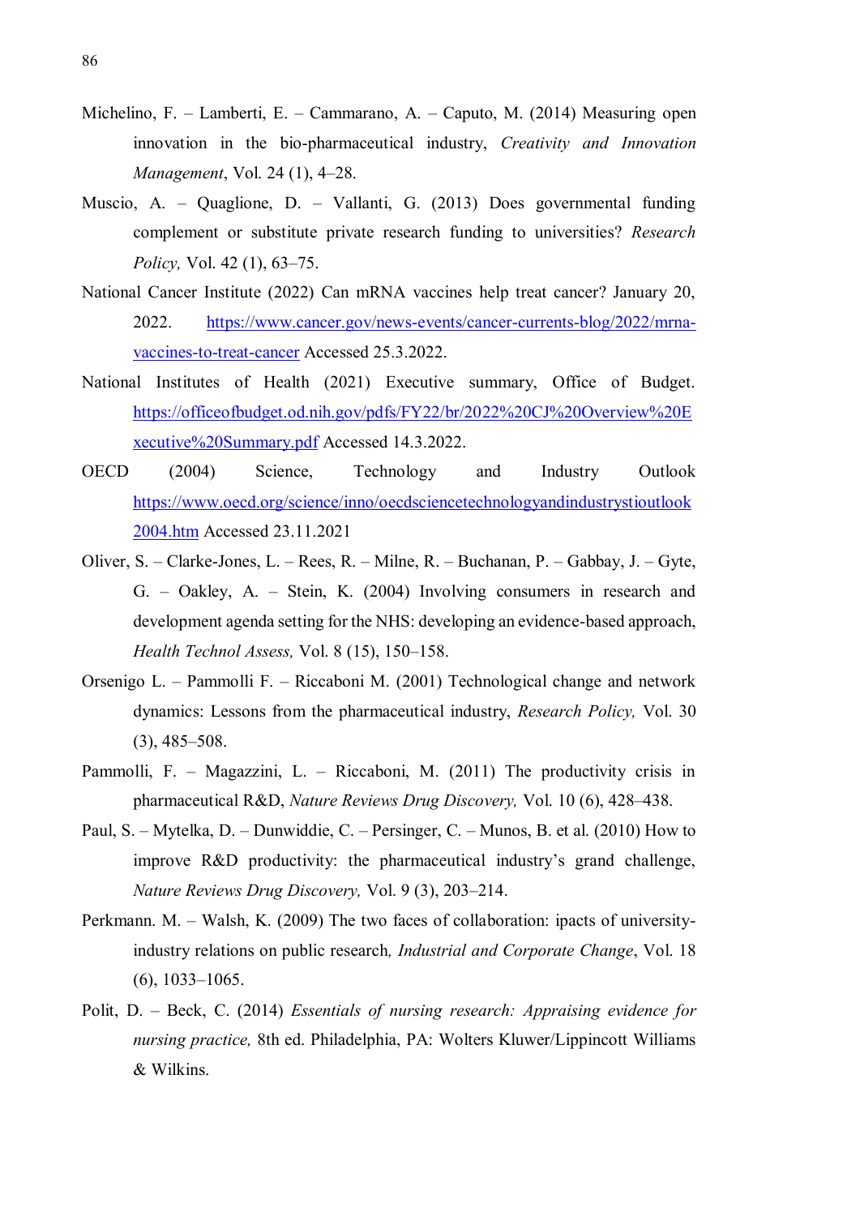Michelino, F. – Lamberti, E. – Cammarano, A. – Caputo, M. (2014) Measuring open innovation in the bio-pharmaceutical industry, *Creativity and Innovation Management*, Vol. 24 (1), 4–28.

Muscio, A. – Quaglione, D. – Vallanti, G. (2013) Does governmental funding complement or substitute private research funding to universities? *Research Policy,* Vol. 42 (1), 63–75.

National Cancer Institute (2022) Can mRNA vaccines help treat cancer? January 20, 2022. https://www.cancer.gov/news-events/cancer-currents-blog/2022/mrna-vaccines-to-treat-cancer Accessed 25.3.2022.

National Institutes of Health (2021) Executive summary, Office of Budget. https://officeofbudget.od.nih.gov/pdfs/FY22/br/2022%20CJ%20Overview%20Executive%20Summary.pdf Accessed 14.3.2022.

OECD (2004) Science, Technology and Industry Outlook https://www.oecd.org/science/inno/oecdsciencetechnologyandindustrystioutlook2004.htm Accessed 23.11.2021

Oliver, S. – Clarke-Jones, L. – Rees, R. – Milne, R. – Buchanan, P. – Gabbay, J. – Gyte, G. – Oakley, A. – Stein, K. (2004) Involving consumers in research and development agenda setting for the NHS: developing an evidence-based approach, *Health Technol Assess,* Vol. 8 (15), 150–158.

Orsenigo L. – Pammolli F. – Riccaboni M. (2001) Technological change and network dynamics: Lessons from the pharmaceutical industry, *Research Policy,* Vol. 30 (3), 485–508.

Pammolli, F. – Magazzini, L. – Riccaboni, M. (2011) The productivity crisis in pharmaceutical R&D, *Nature Reviews Drug Discovery,* Vol. 10 (6), 428–438.

Paul, S. – Mytelka, D. – Dunwiddie, C. – Persinger, C. – Munos, B. et al. (2010) How to improve R&D productivity: the pharmaceutical industry's grand challenge, *Nature Reviews Drug Discovery,* Vol. 9 (3), 203–214.

Perkmann. M. – Walsh, K. (2009) The two faces of collaboration: ipacts of university-industry relations on public research*, Industrial and Corporate Change*, Vol. 18 (6), 1033–1065.

Polit, D. – Beck, C. (2014) *Essentials of nursing research: Appraising evidence for nursing practice,* 8th ed. Philadelphia, PA: Wolters Kluwer/Lippincott Williams & Wilkins.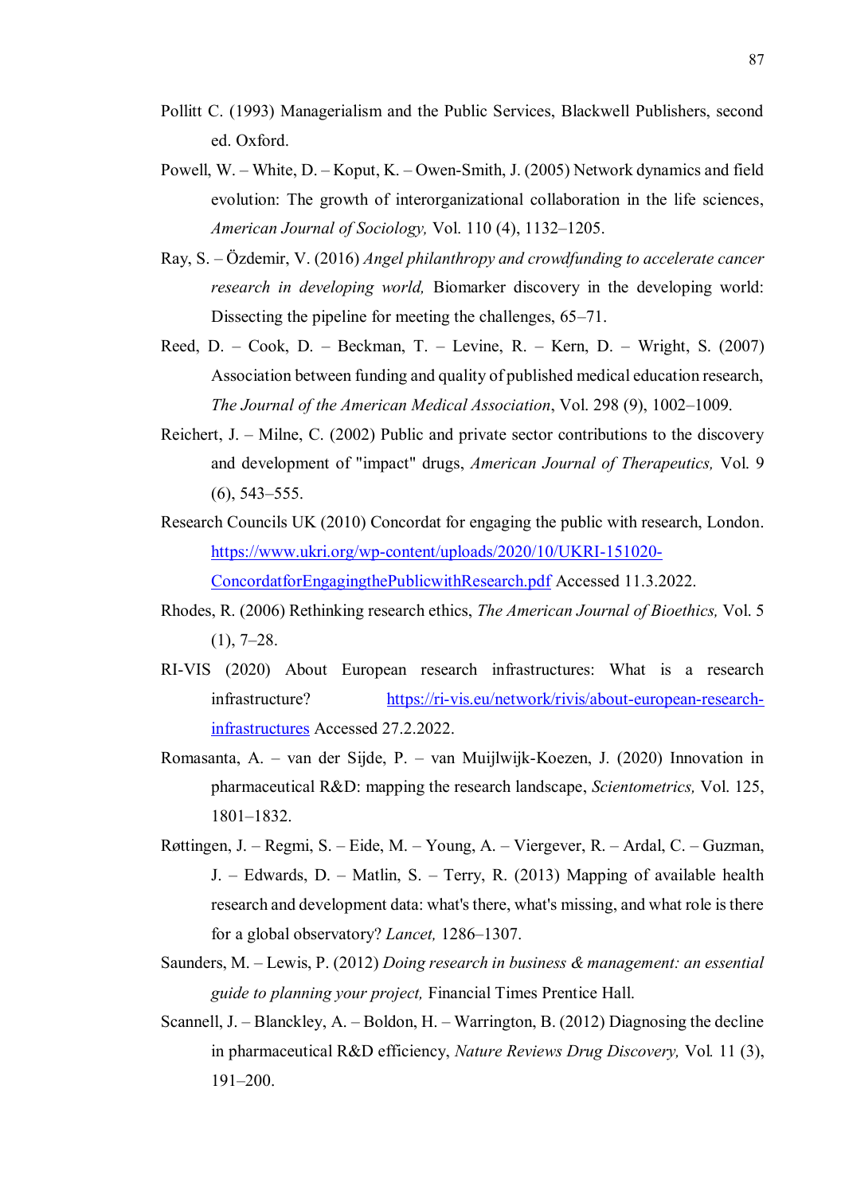Pollitt C. (1993) Managerialism and the Public Services, Blackwell Publishers, second ed. Oxford.

Powell, W. – White, D. – Koput, K. – Owen-Smith, J. (2005) Network dynamics and field evolution: The growth of interorganizational collaboration in the life sciences, *American Journal of Sociology,* Vol. 110 (4), 1132–1205.

Ray, S. – Özdemir, V. (2016) *Angel philanthropy and crowdfunding to accelerate cancer research in developing world,* Biomarker discovery in the developing world: Dissecting the pipeline for meeting the challenges, 65–71.

Reed, D. – Cook, D. – Beckman, T. – Levine, R. – Kern, D. – Wright, S. (2007) Association between funding and quality of published medical education research, *The Journal of the American Medical Association*, Vol. 298 (9), 1002–1009.

Reichert, J. – Milne, C. (2002) Public and private sector contributions to the discovery and development of "impact" drugs, *American Journal of Therapeutics,* Vol. 9 (6), 543–555.

Research Councils UK (2010) Concordat for engaging the public with research, London. [https://www.ukri.org/wp-content/uploads/2020/10/UKRI-151020-ConcordatforEngagingthePublicwithResearch.pdf](https://www.ukri.org/wp-content/uploads/2020/10/UKRI-151020-ConcordatforEngagingthePublicwithResearch.pdf) Accessed 11.3.2022.

Rhodes, R. (2006) Rethinking research ethics, *The American Journal of Bioethics,* Vol. 5 (1), 7–28.

RI-VIS (2020) About European research infrastructures: What is a research infrastructure? [https://ri-vis.eu/network/rivis/about-european-research-infrastructures](https://ri-vis.eu/network/rivis/about-european-research-infrastructures) Accessed 27.2.2022.

Romasanta, A. – van der Sijde, P. – van Muijlwijk-Koezen, J. (2020) Innovation in pharmaceutical R&D: mapping the research landscape, *Scientometrics,* Vol. 125, 1801–1832.

Røttingen, J. – Regmi, S. – Eide, M. – Young, A. – Viergever, R. – Ardal, C. – Guzman, J. – Edwards, D. – Matlin, S. – Terry, R. (2013) Mapping of available health research and development data: what's there, what's missing, and what role is there for a global observatory? *Lancet,* 1286–1307.

Saunders, M. – Lewis, P. (2012) *Doing research in business & management: an essential guide to planning your project,* Financial Times Prentice Hall.

Scannell, J. – Blanckley, A. – Boldon, H. – Warrington, B. (2012) Diagnosing the decline in pharmaceutical R&D efficiency, *Nature Reviews Drug Discovery,* Vol. 11 (3), 191–200.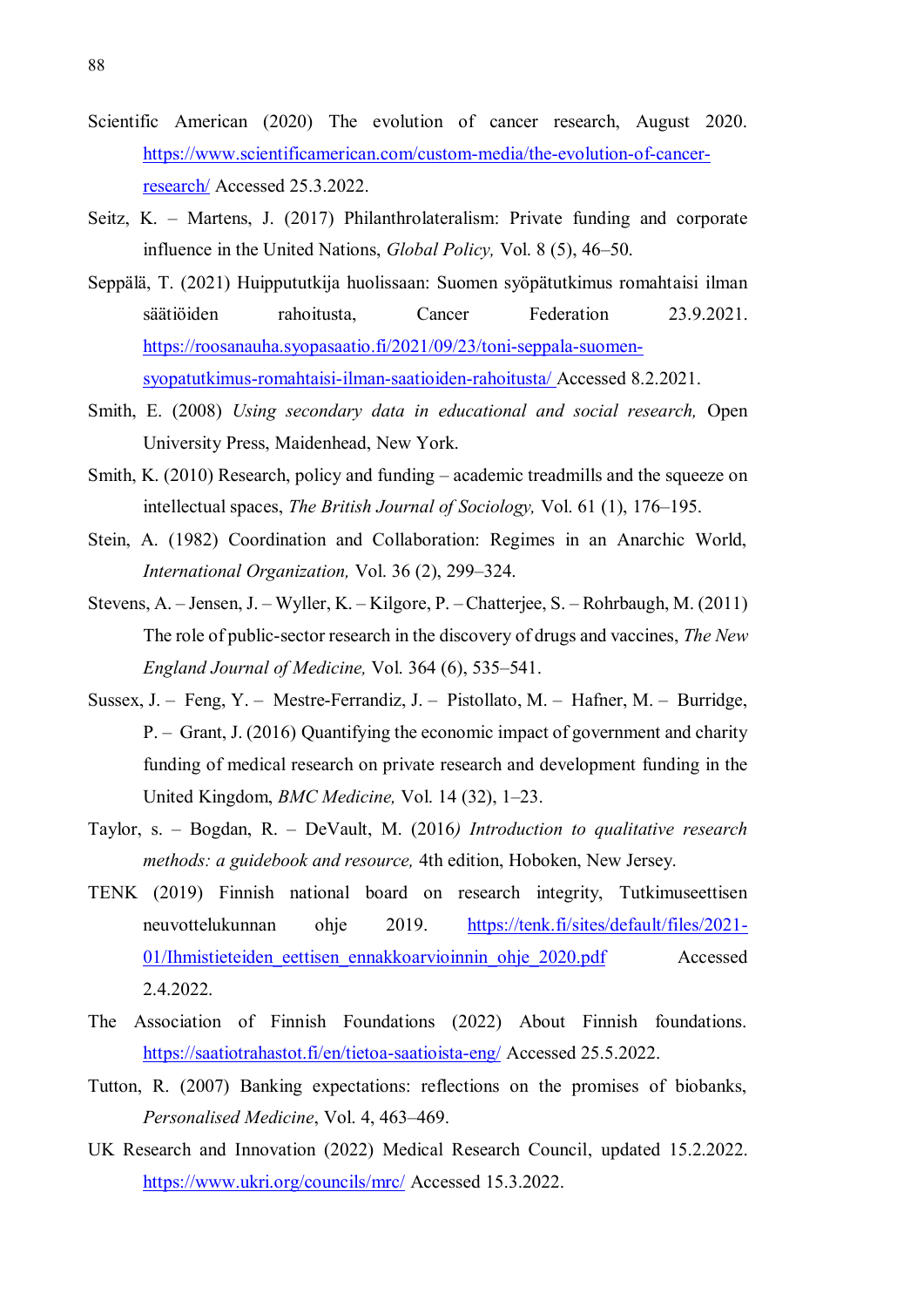Scientific American (2020) The evolution of cancer research, August 2020. https://www.scientificamerican.com/custom-media/the-evolution-of-cancer-research/ Accessed 25.3.2022.

Seitz, K. – Martens, J. (2017) Philanthrolateralism: Private funding and corporate influence in the United Nations, *Global Policy,* Vol. 8 (5), 46–50.

Seppälä, T. (2021) Huippututkija huolissaan: Suomen syöpätutkimus romahtaisi ilman säätiöiden rahoitusta, Cancer Federation 23.9.2021. https://roosanauha.syopasaatio.fi/2021/09/23/toni-seppala-suomen-syopatutkimus-romahtaisi-ilman-saatioiden-rahoitusta/ Accessed 8.2.2021.

Smith, E. (2008) *Using secondary data in educational and social research,* Open University Press, Maidenhead, New York.

Smith, K. (2010) Research, policy and funding – academic treadmills and the squeeze on intellectual spaces, *The British Journal of Sociology,* Vol. 61 (1), 176–195.

Stein, A. (1982) Coordination and Collaboration: Regimes in an Anarchic World, *International Organization,* Vol. 36 (2), 299–324.

Stevens, A. – Jensen, J. – Wyller, K. – Kilgore, P. – Chatterjee, S. – Rohrbaugh, M. (2011) The role of public-sector research in the discovery of drugs and vaccines, *The New England Journal of Medicine,* Vol. 364 (6), 535–541.

Sussex, J. – Feng, Y. – Mestre-Ferrandiz, J. – Pistollato, M. – Hafner, M. – Burridge, P. – Grant, J. (2016) Quantifying the economic impact of government and charity funding of medical research on private research and development funding in the United Kingdom, *BMC Medicine,* Vol. 14 (32), 1–23.

Taylor, s. – Bogdan, R. – DeVault, M. (2016*) Introduction to qualitative research methods: a guidebook and resource,* 4th edition, Hoboken, New Jersey.

TENK (2019) Finnish national board on research integrity, Tutkimuseettisen neuvottelukunnan ohje 2019. https://tenk.fi/sites/default/files/2021-01/Ihmistieteiden_eettisen_ennakkoarvioinnin_ohje_2020.pdf Accessed 2.4.2022.

The Association of Finnish Foundations (2022) About Finnish foundations. https://saatiotrahastot.fi/en/tietoa-saatioista-eng/ Accessed 25.5.2022.

Tutton, R. (2007) Banking expectations: reflections on the promises of biobanks, *Personalised Medicine*, Vol. 4, 463–469.

UK Research and Innovation (2022) Medical Research Council, updated 15.2.2022. https://www.ukri.org/councils/mrc/ Accessed 15.3.2022.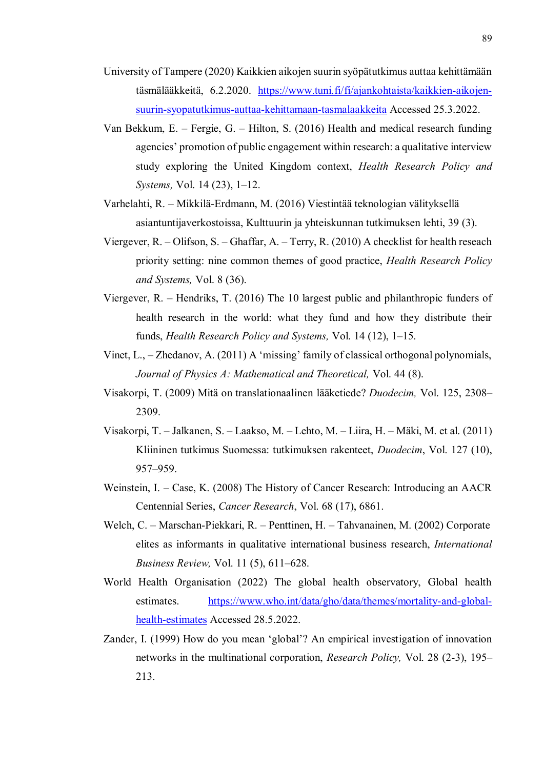University of Tampere (2020) Kaikkien aikojen suurin syöpätutkimus auttaa kehittämään täsmälääkkeitä, 6.2.2020. [https://www.tuni.fi/fi/ajankohtaista/kaikkien-aikojen-suurin-syopatutkimus-auttaa-kehittamaan-tasmalaakkeita](https://www.tuni.fi/fi/ajankohtaista/kaikkien-aikojen-suurin-syopatutkimus-auttaa-kehittamaan-tasmalaakkeita) Accessed 25.3.2022.

Van Bekkum, E. – Fergie, G. – Hilton, S. (2016) Health and medical research funding agencies' promotion of public engagement within research: a qualitative interview study exploring the United Kingdom context, *Health Research Policy and Systems,* Vol. 14 (23), 1–12.

Varhelahti, R. – Mikkilä-Erdmann, M. (2016) Viestintää teknologian välityksellä asiantuntijaverkostoissa, Kulttuurin ja yhteiskunnan tutkimuksen lehti, 39 (3).

Viergever, R. – Olifson, S. – Ghaffar, A. – Terry, R. (2010) A checklist for health reseach priority setting: nine common themes of good practice, *Health Research Policy and Systems,* Vol. 8 (36).

Viergever, R. – Hendriks, T. (2016) The 10 largest public and philanthropic funders of health research in the world: what they fund and how they distribute their funds, *Health Research Policy and Systems,* Vol. 14 (12), 1–15.

Vinet, L., – Zhedanov, A. (2011) A 'missing' family of classical orthogonal polynomials, *Journal of Physics A: Mathematical and Theoretical,* Vol. 44 (8).

Visakorpi, T. (2009) Mitä on translationaalinen lääketiede? *Duodecim,* Vol. 125, 2308–2309.

Visakorpi, T. – Jalkanen, S. – Laakso, M. – Lehto, M. – Liira, H. – Mäki, M. et al. (2011) Kliininen tutkimus Suomessa: tutkimuksen rakenteet, *Duodecim*, Vol. 127 (10), 957–959.

Weinstein, I. – Case, K. (2008) The History of Cancer Research: Introducing an AACR Centennial Series, *Cancer Research*, Vol. 68 (17), 6861.

Welch, C. – Marschan-Piekkari, R. – Penttinen, H. – Tahvanainen, M. (2002) Corporate elites as informants in qualitative international business research, *International Business Review,* Vol. 11 (5), 611–628.

World Health Organisation (2022) The global health observatory, Global health estimates. [https://www.who.int/data/gho/data/themes/mortality-and-global-health-estimates](https://www.who.int/data/gho/data/themes/mortality-and-global-health-estimates) Accessed 28.5.2022.

Zander, I. (1999) How do you mean 'global'? An empirical investigation of innovation networks in the multinational corporation, *Research Policy,* Vol. 28 (2-3), 195–213.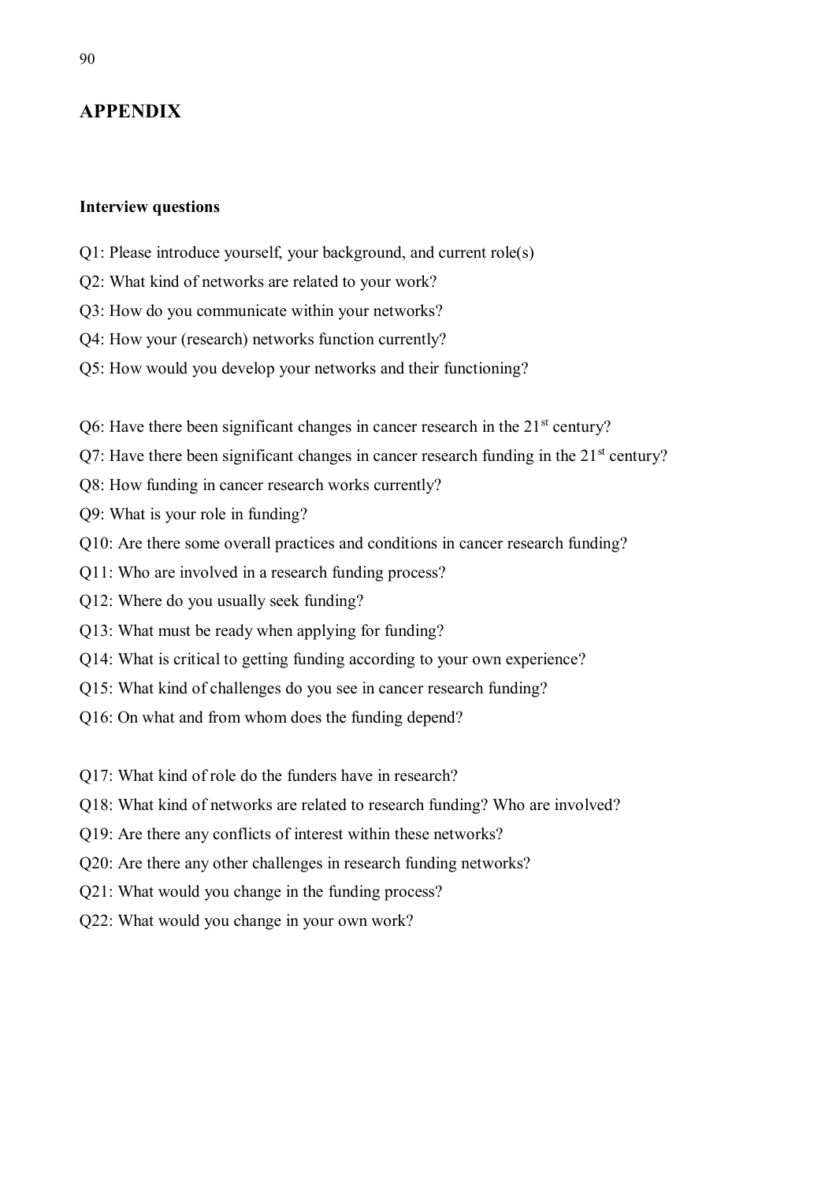# APPENDIX

**Interview questions**

Q1: Please introduce yourself, your background, and current role(s)

Q2: What kind of networks are related to your work?

Q3: How do you communicate within your networks?

Q4: How your (research) networks function currently?

Q5: How would you develop your networks and their functioning?

Q6: Have there been significant changes in cancer research in the 21st century?

Q7: Have there been significant changes in cancer research funding in the 21st century?

Q8: How funding in cancer research works currently?

Q9: What is your role in funding?

Q10: Are there some overall practices and conditions in cancer research funding?

Q11: Who are involved in a research funding process?

Q12: Where do you usually seek funding?

Q13: What must be ready when applying for funding?

Q14: What is critical to getting funding according to your own experience?

Q15: What kind of challenges do you see in cancer research funding?

Q16: On what and from whom does the funding depend?

Q17: What kind of role do the funders have in research?

Q18: What kind of networks are related to research funding? Who are involved?

Q19: Are there any conflicts of interest within these networks?

Q20: Are there any other challenges in research funding networks?

Q21: What would you change in the funding process?

Q22: What would you change in your own work?